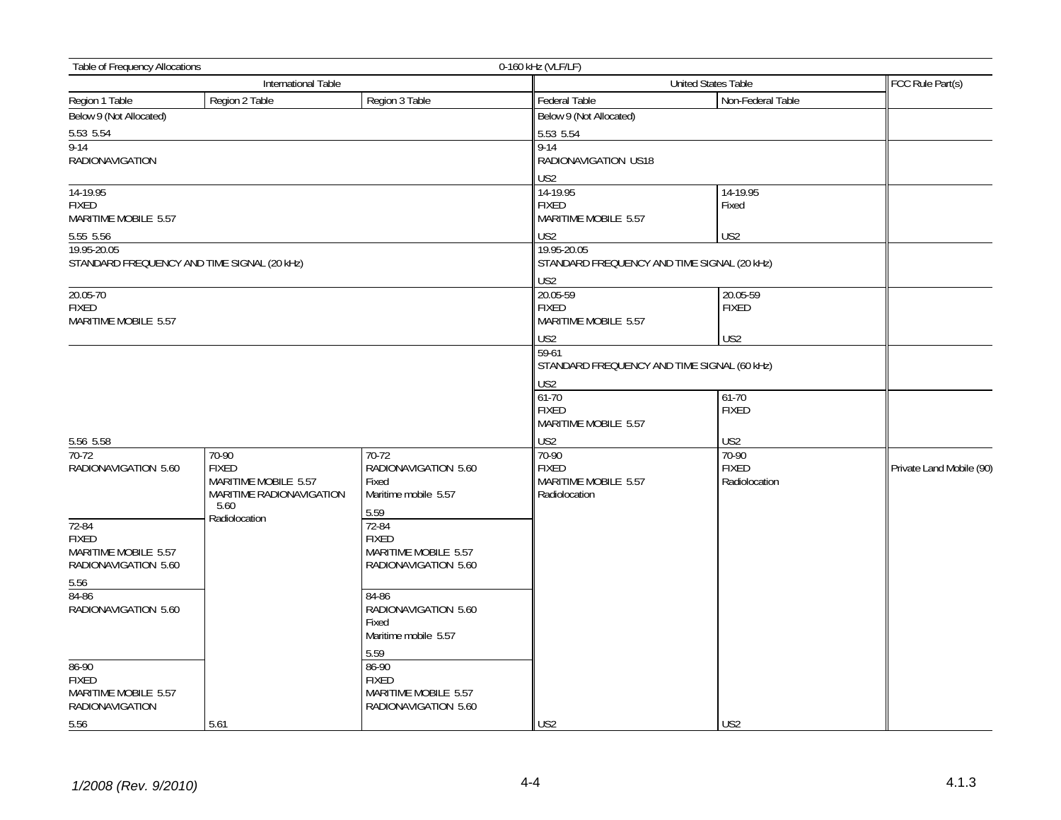Table of Frequency Allocations — 0-160 kHz (VLF/LF)

| International Table | | | United States Table | | FCC Rule Part(s) |
|---|---|---|---|---|---|
| Region 1 Table | Region 2 Table | Region 3 Table | Federal Table | Non-Federal Table | |
| Below 9 (Not Allocated)<br><br>5.53 5.54 | | | Below 9 (Not Allocated)<br><br>5.53 5.54 | | |
| 9-14<br>RADIONAVIGATION | | | 9-14<br>RADIONAVIGATION US18<br><br>US2 | | |
| 14-19.95<br>FIXED<br>MARITIME MOBILE 5.57<br><br>5.55 5.56 | | | 14-19.95<br>FIXED<br>MARITIME MOBILE 5.57<br><br>US2 | 14-19.95<br>Fixed<br><br>US2 | |
| 19.95-20.05<br>STANDARD FREQUENCY AND TIME SIGNAL (20 kHz) | | | 19.95-20.05<br>STANDARD FREQUENCY AND TIME SIGNAL (20 kHz)<br><br>US2 | | |
| 20.05-70<br>FIXED<br>MARITIME MOBILE 5.57<br><br>5.56 5.58 | | | 20.05-59<br>FIXED<br>MARITIME MOBILE 5.57<br><br>US2 | 20.05-59<br>FIXED<br><br>US2 | |
| | | | 59-61<br>STANDARD FREQUENCY AND TIME SIGNAL (60 kHz)<br><br>US2 | | |
| | | | 61-70<br>FIXED<br>MARITIME MOBILE 5.57<br><br>US2 | 61-70<br>FIXED<br><br>US2 | |
| 70-72<br>RADIONAVIGATION 5.60 | 70-90<br>FIXED<br>MARITIME MOBILE 5.57<br>MARITIME RADIONAVIGATION 5.60<br>Radiolocation<br><br>5.61 | 70-72<br>RADIONAVIGATION 5.60<br>Fixed<br>Maritime mobile 5.57<br><br>5.59 | 70-90<br>FIXED<br>MARITIME MOBILE 5.57<br>Radiolocation<br><br>US2 | 70-90<br>FIXED<br>Radiolocation<br><br>US2 | Private Land Mobile (90) |
| 72-84<br>FIXED<br>MARITIME MOBILE 5.57<br>RADIONAVIGATION 5.60<br><br>5.56 | | 72-84<br>FIXED<br>MARITIME MOBILE 5.57<br>RADIONAVIGATION 5.60 | | | |
| 84-86<br>RADIONAVIGATION 5.60 | | 84-86<br>RADIONAVIGATION 5.60<br>Fixed<br>Maritime mobile 5.57<br><br>5.59 | | | |
| 86-90<br>FIXED<br>MARITIME MOBILE 5.57<br>RADIONAVIGATION<br><br>5.56 | | 86-90<br>FIXED<br>MARITIME MOBILE 5.57<br>RADIONAVIGATION 5.60 | | | |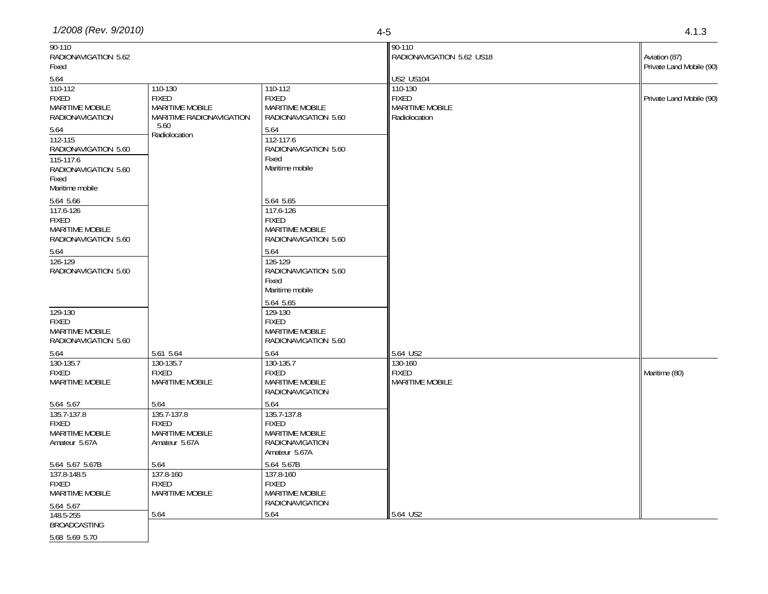| Region 1 Table | Region 2 Table | Region 3 Table | Federal Table / Non-Federal Table | FCC Rule Part(s) |
| --- | --- | --- | --- | --- |
| 90-110<br>RADIONAVIGATION 5.62<br>Fixed<br><br>5.64 | | | 90-110<br>RADIONAVIGATION 5.62 US18<br><br>US2 US104 | Aviation (87)<br>Private Land Mobile (90) |
| 110-112<br>FIXED<br>MARITIME MOBILE<br>RADIONAVIGATION<br><br>5.64 | 110-130<br>FIXED<br>MARITIME MOBILE<br>MARITIME RADIONAVIGATION 5.60<br>Radiolocation<br><br>5.61 5.64 | 110-112<br>FIXED<br>MARITIME MOBILE<br>RADIONAVIGATION 5.60<br><br>5.64 | 110-130<br>FIXED<br>MARITIME MOBILE<br>Radiolocation<br><br>5.64 US2 | Private Land Mobile (90) |
| 112-115<br>RADIONAVIGATION 5.60 | | 112-117.6<br>RADIONAVIGATION 5.60<br>Fixed<br>Maritime mobile<br><br>5.64 5.65 | | |
| 115-117.6<br>RADIONAVIGATION 5.60<br>Fixed<br>Maritime mobile<br><br>5.64 5.66 | | | | |
| 117.6-126<br>FIXED<br>MARITIME MOBILE<br>RADIONAVIGATION 5.60<br><br>5.64 | | 117.6-126<br>FIXED<br>MARITIME MOBILE<br>RADIONAVIGATION 5.60<br><br>5.64 | | |
| 126-129<br>RADIONAVIGATION 5.60 | | 126-129<br>RADIONAVIGATION 5.60<br>Fixed<br>Maritime mobile<br><br>5.64 5.65 | | |
| 129-130<br>FIXED<br>MARITIME MOBILE<br>RADIONAVIGATION 5.60<br><br>5.64 | | 129-130<br>FIXED<br>MARITIME MOBILE<br>RADIONAVIGATION 5.60<br><br>5.64 | | |
| 130-135.7<br>FIXED<br>MARITIME MOBILE<br><br>5.64 5.67 | 130-135.7<br>FIXED<br>MARITIME MOBILE<br><br>5.64 | 130-135.7<br>FIXED<br>MARITIME MOBILE<br>RADIONAVIGATION<br><br>5.64 | 130-160<br>FIXED<br>MARITIME MOBILE<br><br>5.64 US2 | Maritime (80) |
| 135.7-137.8<br>FIXED<br>MARITIME MOBILE<br>Amateur 5.67A<br><br>5.64 5.67 5.67B | 135.7-137.8<br>FIXED<br>MARITIME MOBILE<br>Amateur 5.67A<br><br>5.64 | 135.7-137.8<br>FIXED<br>MARITIME MOBILE<br>RADIONAVIGATION<br>Amateur 5.67A<br><br>5.64 5.67B | | |
| 137.8-148.5<br>FIXED<br>MARITIME MOBILE<br><br>5.64 5.67 | 137.8-160<br>FIXED<br>MARITIME MOBILE<br><br>5.64 | 137.8-160<br>FIXED<br>MARITIME MOBILE<br>RADIONAVIGATION<br><br>5.64 | | |
| 148.5-255<br>BROADCASTING<br><br>5.68 5.69 5.70 | | | | |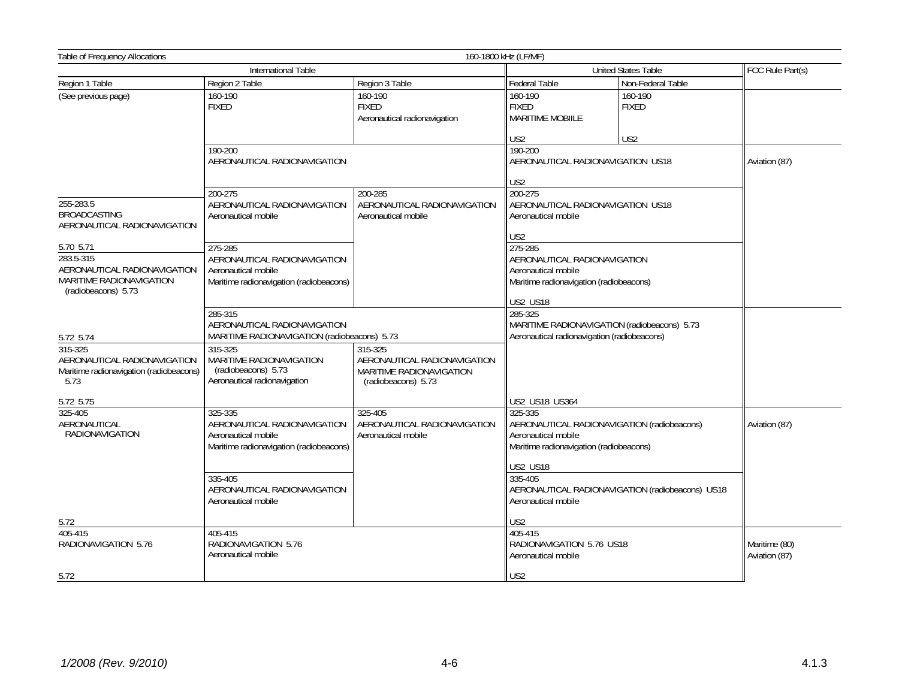Table of Frequency Allocations — 160-1800 kHz (LF/MF)

| International Table | | | United States Table | | FCC Rule Part(s) |
|---|---|---|---|---|---|
| Region 1 Table | Region 2 Table | Region 3 Table | Federal Table | Non-Federal Table | |
| (See previous page) | 160-190 FIXED | 160-190 FIXED Aeronautical radionavigation | 160-190 FIXED MARITIME MOBIILE US2 | 160-190 FIXED US2 | |
| | 190-200 AERONAUTICAL RADIONAVIGATION | | 190-200 AERONAUTICAL RADIONAVIGATION US18 US2 | | Aviation (87) |
| 255-283.5 BROADCASTING AERONAUTICAL RADIONAVIGATION 5.70 5.71 | 200-275 AERONAUTICAL RADIONAVIGATION Aeronautical mobile | 200-285 AERONAUTICAL RADIONAVIGATION Aeronautical mobile | 200-275 AERONAUTICAL RADIONAVIGATION US18 Aeronautical mobile US2 | | |
| 283.5-315 AERONAUTICAL RADIONAVIGATION MARITIME RADIONAVIGATION (radiobeacons) 5.73 5.72 5.74 | 275-285 AERONAUTICAL RADIONAVIGATION Aeronautical mobile Maritime radionavigation (radiobeacons) | | 275-285 AERONAUTICAL RADIONAVIGATION Aeronautical mobile Maritime radionavigation (radiobeacons) US2 US18 | | |
| | 285-315 AERONAUTICAL RADIONAVIGATION MARITIME RADIONAVIGATION (radiobeacons) 5.73 | | 285-325 MARITIME RADIONAVIGATION (radiobeacons) 5.73 Aeronautical radionavigation (radiobeacons) US2 US18 US364 | | |
| 315-325 AERONAUTICAL RADIONAVIGATION Maritime radionavigation (radiobeacons) 5.73 5.72 5.75 | 315-325 MARITIME RADIONAVIGATION (radiobeacons) 5.73 Aeronautical radionavigation | 315-325 AERONAUTICAL RADIONAVIGATION MARITIME RADIONAVIGATION (radiobeacons) 5.73 | | | |
| 325-405 AERONAUTICAL RADIONAVIGATION 5.72 | 325-335 AERONAUTICAL RADIONAVIGATION Aeronautical mobile Maritime radionavigation (radiobeacons) | 325-405 AERONAUTICAL RADIONAVIGATION Aeronautical mobile | 325-335 AERONAUTICAL RADIONAVIGATION (radiobeacons) Aeronautical mobile Maritime radionavigation (radiobeacons) US2 US18 | | Aviation (87) |
| | 335-405 AERONAUTICAL RADIONAVIGATION Aeronautical mobile | | 335-405 AERONAUTICAL RADIONAVIGATION (radiobeacons) US18 Aeronautical mobile US2 | | |
| 405-415 RADIONAVIGATION 5.76 5.72 | 405-415 RADIONAVIGATION 5.76 Aeronautical mobile | | 405-415 RADIONAVIGATION 5.76 US18 Aeronautical mobile US2 | | Maritime (80) Aviation (87) |

*1/2008 (Rev. 9/2010)* 4.1.3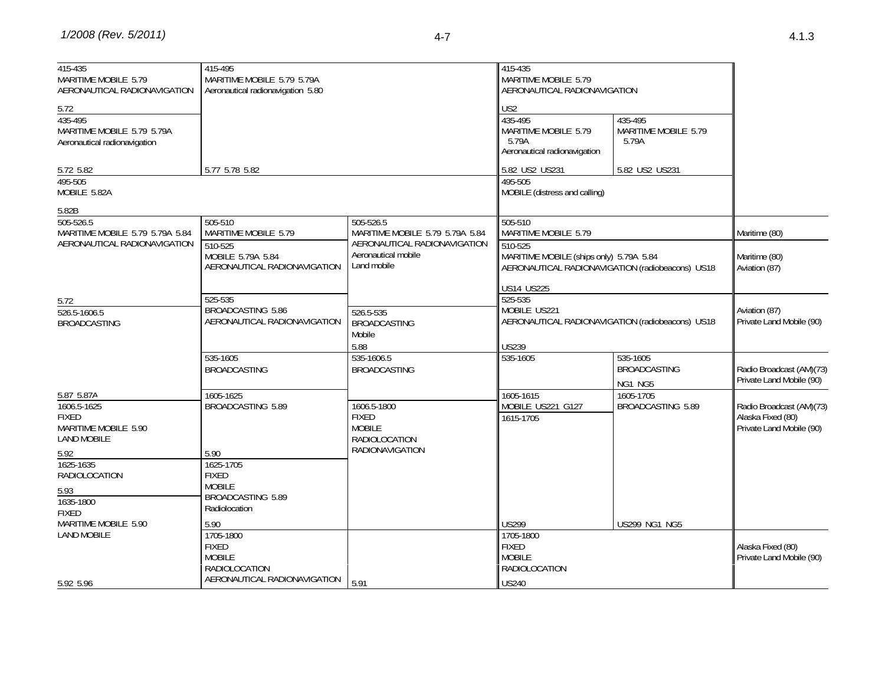| Region 1 Table | Region 2 Table | Region 3 Table | Federal Table | Non-Federal Table | FCC Rule Part(s) |
|---|---|---|---|---|---|
| 415-435<br>MARITIME MOBILE 5.79<br>AERONAUTICAL RADIONAVIGATION<br><br>5.72 | 415-495<br>MARITIME MOBILE 5.79 5.79A<br>Aeronautical radionavigation 5.80<br><br>5.77 5.78 5.82 | | 415-435<br>MARITIME MOBILE 5.79<br>AERONAUTICAL RADIONAVIGATION<br><br>US2 | | |
| 435-495<br>MARITIME MOBILE 5.79 5.79A<br>Aeronautical radionavigation<br><br>5.72 5.82 | | | 435-495<br>MARITIME MOBILE 5.79 5.79A<br>Aeronautical radionavigation<br><br>5.82 US2 US231 | 435-495<br>MARITIME MOBILE 5.79 5.79A<br><br>5.82 US2 US231 | |
| 495-505<br>MOBILE 5.82A<br><br>5.82B | | | 495-505<br>MOBILE (distress and calling) | | |
| 505-526.5<br>MARITIME MOBILE 5.79 5.79A 5.84<br>AERONAUTICAL RADIONAVIGATION<br><br>5.72 | 505-510<br>MARITIME MOBILE 5.79 | 505-526.5<br>MARITIME MOBILE 5.79 5.79A 5.84<br>AERONAUTICAL RADIONAVIGATION<br>Aeronautical mobile<br>Land mobile | 505-510<br>MARITIME MOBILE 5.79 | | Maritime (80) |
| | 510-525<br>MOBILE 5.79A 5.84<br>AERONAUTICAL RADIONAVIGATION | | 510-525<br>MARITIME MOBILE (ships only) 5.79A 5.84<br>AERONAUTICAL RADIONAVIGATION (radiobeacons) US18<br><br>US14 US225 | | Maritime (80)<br>Aviation (87) |
| 526.5-1606.5<br>BROADCASTING | 525-535<br>BROADCASTING 5.86<br>AERONAUTICAL RADIONAVIGATION | 526.5-535<br>BROADCASTING<br>Mobile<br>5.88 | 525-535<br>MOBILE US221<br>AERONAUTICAL RADIONAVIGATION (radiobeacons) US18<br><br>US239 | | Aviation (87)<br>Private Land Mobile (90) |
| 5.87 5.87A | 535-1605<br>BROADCASTING | 535-1606.5<br>BROADCASTING | 535-1605 | 535-1605<br>BROADCASTING<br><br>NG1 NG5 | Radio Broadcast (AM)(73)<br>Private Land Mobile (90) |
| 1606.5-1625<br>FIXED<br>MARITIME MOBILE 5.90<br>LAND MOBILE<br><br>5.92 | 1605-1625<br>BROADCASTING 5.89<br><br>5.90 | 1606.5-1800<br>FIXED<br>MOBILE<br>RADIOLOCATION<br>RADIONAVIGATION<br><br>5.91 | 1605-1615<br>MOBILE US221 G127 | 1605-1705<br>BROADCASTING 5.89<br><br>US299 NG1 NG5 | Radio Broadcast (AM)(73)<br>Alaska Fixed (80)<br>Private Land Mobile (90) |
| 1625-1635<br>RADIOLOCATION<br><br>5.93 | 1625-1705<br>FIXED<br>MOBILE<br>BROADCASTING 5.89<br>Radiolocation<br><br>5.90 | | 1615-1705<br><br>US299 | | |
| 1635-1800<br>FIXED<br>MARITIME MOBILE 5.90<br>LAND MOBILE<br><br>5.92 5.96 | 1705-1800<br>FIXED<br>MOBILE<br>RADIOLOCATION<br>AERONAUTICAL RADIONAVIGATION | | 1705-1800<br>FIXED<br>MOBILE<br>RADIOLOCATION<br><br>US240 | | Alaska Fixed (80)<br>Private Land Mobile (90) |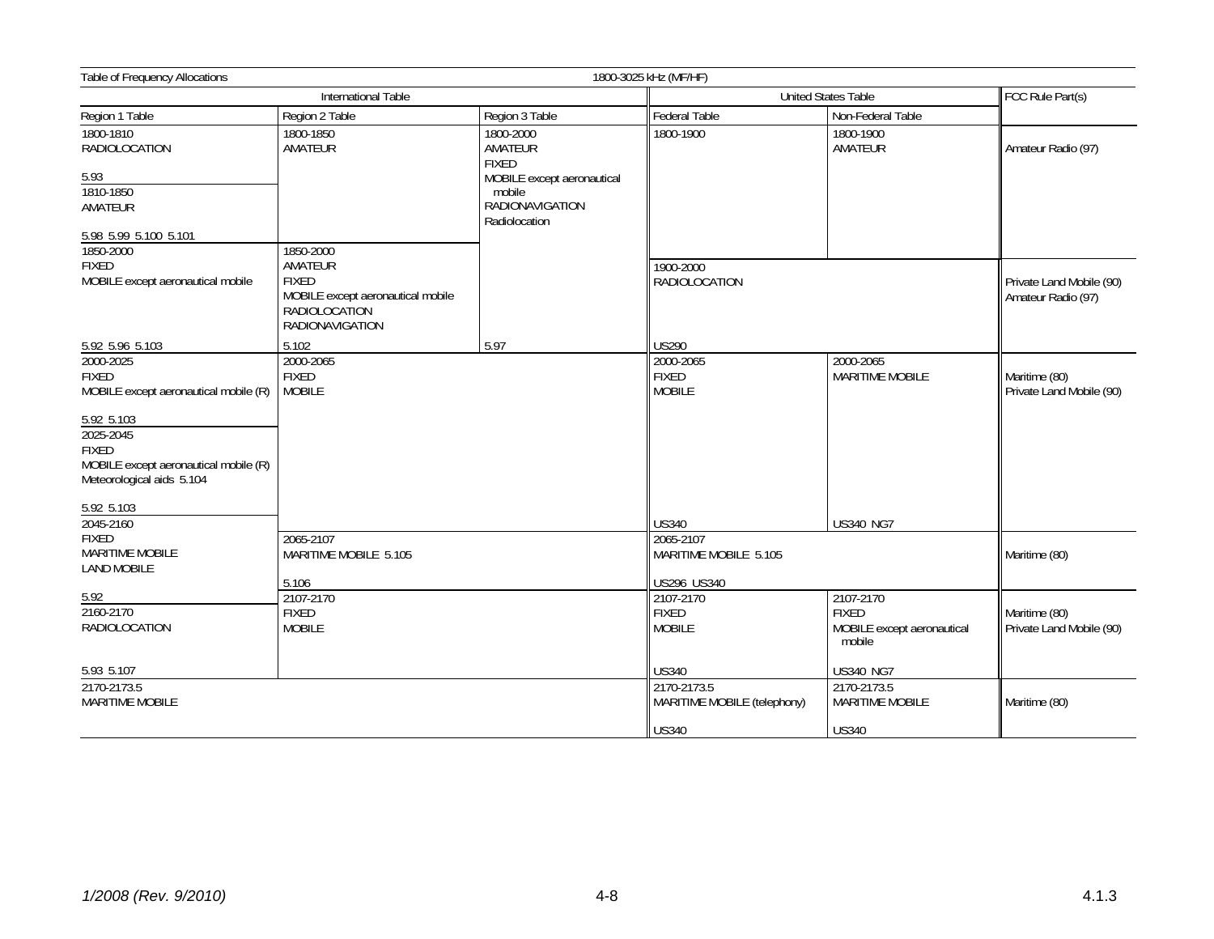Table of Frequency Allocations — 1800-3025 kHz (MF/HF)

| International Table | | | United States Table | | FCC Rule Part(s) |
|---|---|---|---|---|---|
| Region 1 Table | Region 2 Table | Region 3 Table | Federal Table | Non-Federal Table | |
| 1800-1810 RADIOLOCATION 5.93 | 1800-1850 AMATEUR | 1800-2000 AMATEUR FIXED MOBILE except aeronautical mobile RADIONAVIGATION Radiolocation | 1800-1900 | 1800-1900 AMATEUR | Amateur Radio (97) |
| 1810-1850 AMATEUR 5.98 5.99 5.100 5.101 | | | | | |
| 1850-2000 FIXED MOBILE except aeronautical mobile 5.92 5.96 5.103 | 1850-2000 AMATEUR FIXED MOBILE except aeronautical mobile RADIOLOCATION RADIONAVIGATION 5.102 | 5.97 | 1900-2000 RADIOLOCATION US290 | | Private Land Mobile (90) Amateur Radio (97) |
| 2000-2025 FIXED MOBILE except aeronautical mobile (R) 5.92 5.103 | 2000-2065 FIXED MOBILE | | 2000-2065 FIXED MOBILE US340 | 2000-2065 MARITIME MOBILE US340 NG7 | Maritime (80) Private Land Mobile (90) |
| 2025-2045 FIXED MOBILE except aeronautical mobile (R) Meteorological aids 5.104 5.92 5.103 | | | | | |
| 2045-2160 FIXED MARITIME MOBILE LAND MOBILE 5.92 | 2065-2107 MARITIME MOBILE 5.105 5.106 | | 2065-2107 MARITIME MOBILE 5.105 US296 US340 | | Maritime (80) |
| 2160-2170 RADIOLOCATION 5.93 5.107 | 2107-2170 FIXED MOBILE | | 2107-2170 FIXED MOBILE US340 | 2107-2170 FIXED MOBILE except aeronautical mobile US340 NG7 | Maritime (80) Private Land Mobile (90) |
| 2170-2173.5 MARITIME MOBILE | | | 2170-2173.5 MARITIME MOBILE (telephony) US340 | 2170-2173.5 MARITIME MOBILE US340 | Maritime (80) |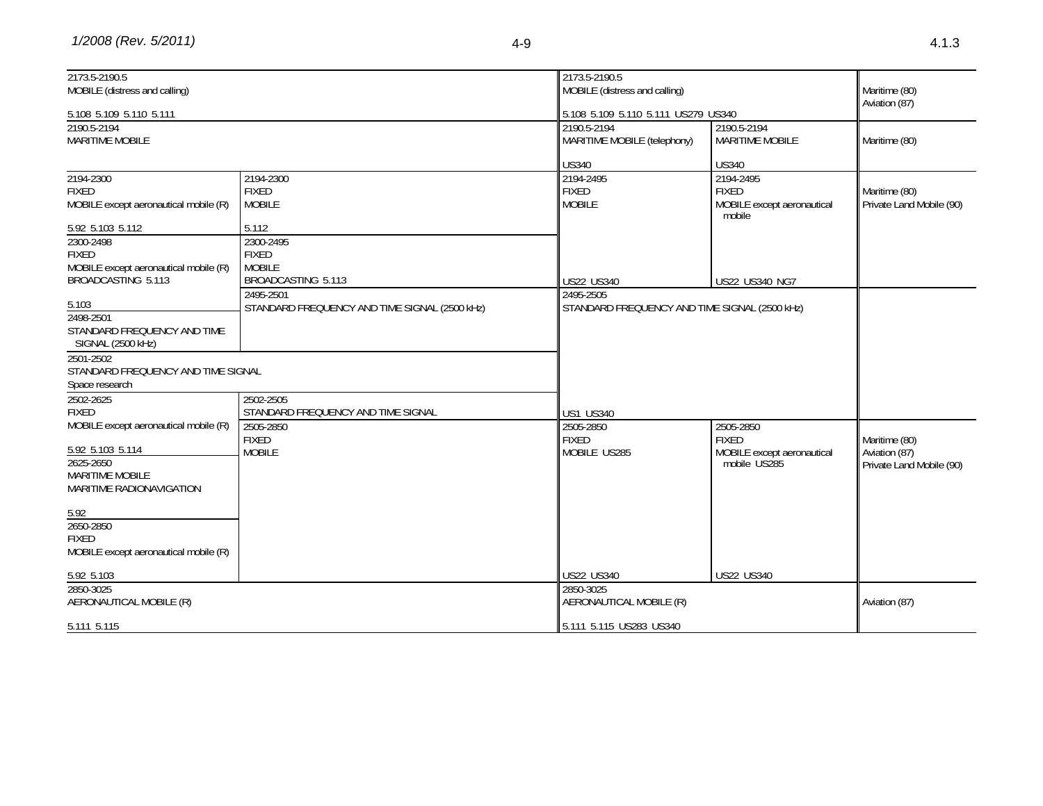| Region 1 / Region 2 Table | | United States Table | | FCC Rule Part(s) |
|---|---|---|---|---|
| 2173.5-2190.5<br>MOBILE (distress and calling)<br><br>5.108 5.109 5.110 5.111 | | 2173.5-2190.5<br>MOBILE (distress and calling)<br><br>5.108 5.109 5.110 5.111 US279 US340 | | Maritime (80)<br>Aviation (87) |
| 2190.5-2194<br>MARITIME MOBILE | | 2190.5-2194<br>MARITIME MOBILE (telephony)<br><br>US340 | 2190.5-2194<br>MARITIME MOBILE<br><br>US340 | Maritime (80) |
| 2194-2300<br>FIXED<br>MOBILE except aeronautical mobile (R)<br><br>5.92 5.103 5.112 | 2194-2300<br>FIXED<br>MOBILE<br><br>5.112 | 2194-2495<br>FIXED<br>MOBILE<br><br>US22 US340 | 2194-2495<br>FIXED<br>MOBILE except aeronautical mobile<br><br>US22 US340 NG7 | Maritime (80)<br>Private Land Mobile (90) |
| 2300-2498<br>FIXED<br>MOBILE except aeronautical mobile (R)<br>BROADCASTING 5.113<br><br>5.103 | 2300-2495<br>FIXED<br>MOBILE<br>BROADCASTING 5.113 | | | |
| 2498-2501<br>STANDARD FREQUENCY AND TIME SIGNAL (2500 kHz) | 2495-2501<br>STANDARD FREQUENCY AND TIME SIGNAL (2500 kHz) | 2495-2505<br>STANDARD FREQUENCY AND TIME SIGNAL (2500 kHz)<br><br>US1 US340 | | |
| 2501-2502<br>STANDARD FREQUENCY AND TIME SIGNAL<br>Space research | | | | |
| 2502-2625<br>FIXED<br>MOBILE except aeronautical mobile (R)<br><br>5.92 5.103 5.114 | 2502-2505<br>STANDARD FREQUENCY AND TIME SIGNAL | | | |
| 2625-2650<br>MARITIME MOBILE<br>MARITIME RADIONAVIGATION<br><br>5.92 | 2505-2850<br>FIXED<br>MOBILE | 2505-2850<br>FIXED<br>MOBILE US285<br><br>US22 US340 | 2505-2850<br>FIXED<br>MOBILE except aeronautical mobile US285<br><br>US22 US340 | Maritime (80)<br>Aviation (87)<br>Private Land Mobile (90) |
| 2650-2850<br>FIXED<br>MOBILE except aeronautical mobile (R)<br><br>5.92 5.103 | | | | |
| 2850-3025<br>AERONAUTICAL MOBILE (R)<br><br>5.111 5.115 | | 2850-3025<br>AERONAUTICAL MOBILE (R)<br><br>5.111 5.115 US283 US340 | | Aviation (87) |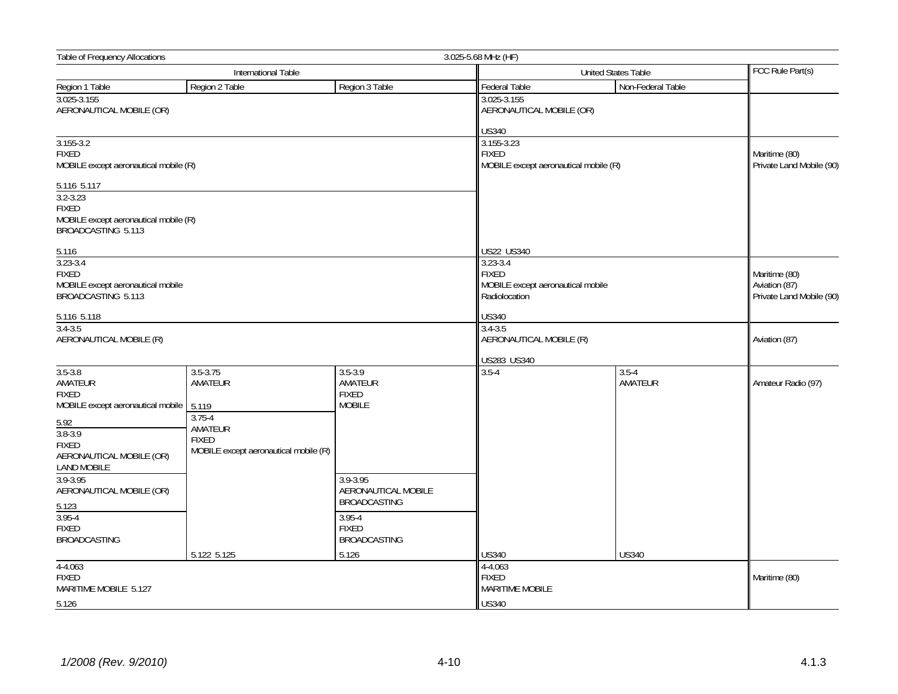Table of Frequency Allocations — 3.025-5.68 MHz (HF)

| International Table | | | United States Table | | FCC Rule Part(s) |
|---|---|---|---|---|---|
| Region 1 Table | Region 2 Table | Region 3 Table | Federal Table | Non-Federal Table | |
| 3.025-3.155 AERONAUTICAL MOBILE (OR) | | | 3.025-3.155 AERONAUTICAL MOBILE (OR) US340 | | |
| 3.155-3.2 FIXED MOBILE except aeronautical mobile (R) 5.116 5.117 | | | 3.155-3.23 FIXED MOBILE except aeronautical mobile (R) US22 US340 | | Maritime (80) Private Land Mobile (90) |
| 3.2-3.23 FIXED MOBILE except aeronautical mobile (R) BROADCASTING 5.113 5.116 | | | | | |
| 3.23-3.4 FIXED MOBILE except aeronautical mobile BROADCASTING 5.113 5.116 5.118 | | | 3.23-3.4 FIXED MOBILE except aeronautical mobile Radiolocation US340 | | Maritime (80) Aviation (87) Private Land Mobile (90) |
| 3.4-3.5 AERONAUTICAL MOBILE (R) | | | 3.4-3.5 AERONAUTICAL MOBILE (R) US283 US340 | | Aviation (87) |
| 3.5-3.8 AMATEUR FIXED MOBILE except aeronautical mobile 5.92 | 3.5-3.75 AMATEUR 5.119 | 3.5-3.9 AMATEUR FIXED MOBILE | 3.5-4 US340 | 3.5-4 AMATEUR US340 | Amateur Radio (97) |
| 3.8-3.9 FIXED AERONAUTICAL MOBILE (OR) LAND MOBILE | 3.75-4 AMATEUR FIXED MOBILE except aeronautical mobile (R) 5.122 5.125 | | | | |
| 3.9-3.95 AERONAUTICAL MOBILE (OR) 5.123 | | 3.9-3.95 AERONAUTICAL MOBILE BROADCASTING | | | |
| 3.95-4 FIXED BROADCASTING | | 3.95-4 FIXED BROADCASTING 5.126 | | | |
| 4-4.063 FIXED MARITIME MOBILE 5.127 5.126 | | | 4-4.063 FIXED MARITIME MOBILE US340 | | Maritime (80) |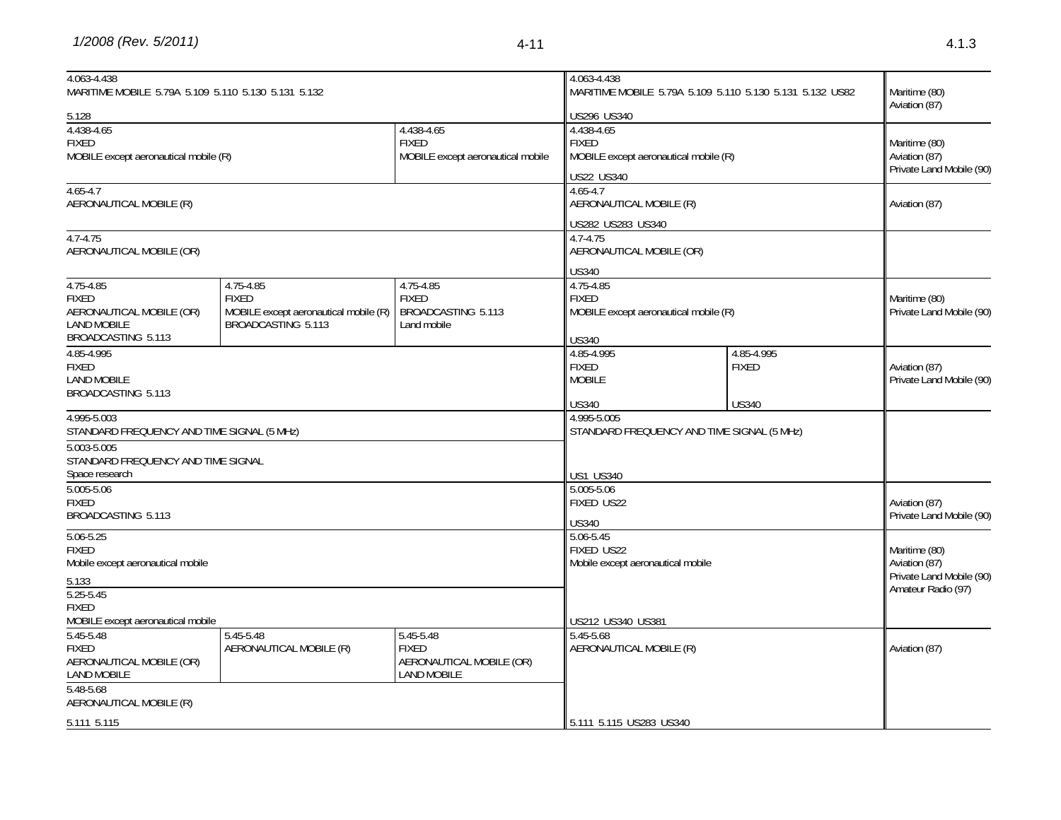| Region 1 Table | Region 2 Table | Region 3 Table | Federal Table | Non-Federal Table | FCC Rule Part(s) |
|---|---|---|---|---|---|
| 4.063-4.438<br>MARITIME MOBILE 5.79A 5.109 5.110 5.130 5.131 5.132<br>5.128 | | | 4.063-4.438<br>MARITIME MOBILE 5.79A 5.109 5.110 5.130 5.131 5.132 US82<br>US296 US340 | | Maritime (80)<br>Aviation (87) |
| 4.438-4.65<br>FIXED<br>MOBILE except aeronautical mobile (R) | | 4.438-4.65<br>FIXED<br>MOBILE except aeronautical mobile | 4.438-4.65<br>FIXED<br>MOBILE except aeronautical mobile (R)<br>US22 US340 | | Maritime (80)<br>Aviation (87)<br>Private Land Mobile (90) |
| 4.65-4.7<br>AERONAUTICAL MOBILE (R) | | | 4.65-4.7<br>AERONAUTICAL MOBILE (R)<br>US282 US283 US340 | | Aviation (87) |
| 4.7-4.75<br>AERONAUTICAL MOBILE (OR) | | | 4.7-4.75<br>AERONAUTICAL MOBILE (OR)<br>US340 | | |
| 4.75-4.85<br>FIXED<br>AERONAUTICAL MOBILE (OR)<br>LAND MOBILE<br>BROADCASTING 5.113 | 4.75-4.85<br>FIXED<br>MOBILE except aeronautical mobile (R)<br>BROADCASTING 5.113 | 4.75-4.85<br>FIXED<br>BROADCASTING 5.113<br>Land mobile | 4.75-4.85<br>FIXED<br>MOBILE except aeronautical mobile (R)<br>US340 | | Maritime (80)<br>Private Land Mobile (90) |
| 4.85-4.995<br>FIXED<br>LAND MOBILE<br>BROADCASTING 5.113 | | | 4.85-4.995<br>FIXED<br>MOBILE<br>US340 | 4.85-4.995<br>FIXED<br>US340 | Aviation (87)<br>Private Land Mobile (90) |
| 4.995-5.003<br>STANDARD FREQUENCY AND TIME SIGNAL (5 MHz) | | | 4.995-5.005<br>STANDARD FREQUENCY AND TIME SIGNAL (5 MHz)<br>US1 US340 | | |
| 5.003-5.005<br>STANDARD FREQUENCY AND TIME SIGNAL<br>Space research | | | | | |
| 5.005-5.06<br>FIXED<br>BROADCASTING 5.113 | | | 5.005-5.06<br>FIXED US22<br>US340 | | Aviation (87)<br>Private Land Mobile (90) |
| 5.06-5.25<br>FIXED<br>Mobile except aeronautical mobile<br>5.133 | | | 5.06-5.45<br>FIXED US22<br>Mobile except aeronautical mobile<br>US212 US340 US381 | | Maritime (80)<br>Aviation (87)<br>Private Land Mobile (90)<br>Amateur Radio (97) |
| 5.25-5.45<br>FIXED<br>MOBILE except aeronautical mobile | | | | | |
| 5.45-5.48<br>FIXED<br>AERONAUTICAL MOBILE (OR)<br>LAND MOBILE | 5.45-5.48<br>AERONAUTICAL MOBILE (R) | 5.45-5.48<br>FIXED<br>AERONAUTICAL MOBILE (OR)<br>LAND MOBILE | 5.45-5.68<br>AERONAUTICAL MOBILE (R)<br>5.111 5.115 US283 US340 | | Aviation (87) |
| 5.48-5.68<br>AERONAUTICAL MOBILE (R)<br>5.111 5.115 | | | | | |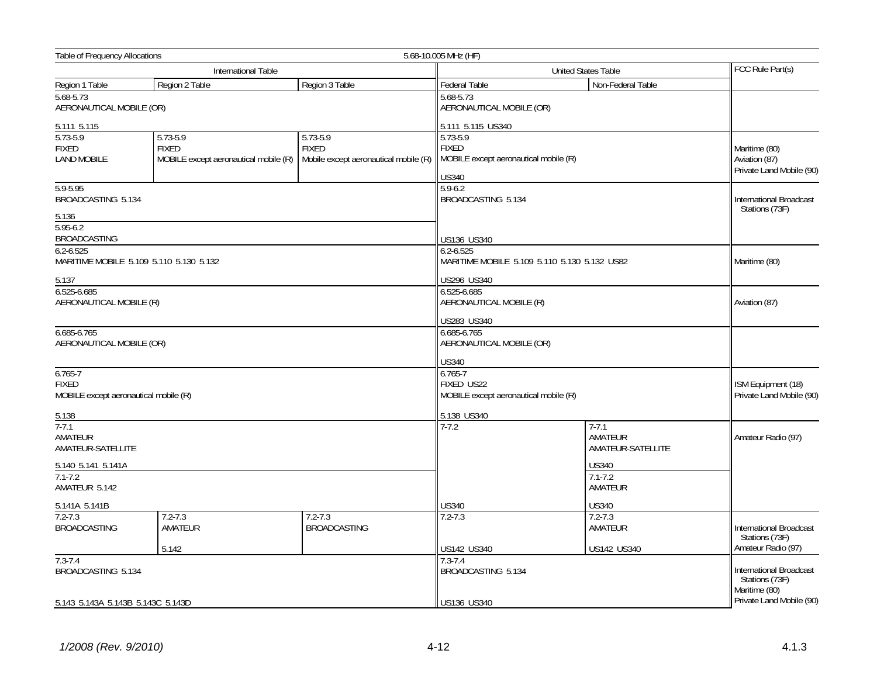Table of Frequency Allocations — 5.68-10.005 MHz (HF)

| International Table | | | United States Table | | FCC Rule Part(s) |
|---|---|---|---|---|---|
| Region 1 Table | Region 2 Table | Region 3 Table | Federal Table | Non-Federal Table | |
| 5.68-5.73<br>AERONAUTICAL MOBILE (OR)<br><br>5.111 5.115 | | | 5.68-5.73<br>AERONAUTICAL MOBILE (OR)<br><br>5.111 5.115 US340 | | |
| 5.73-5.9<br>FIXED<br>LAND MOBILE | 5.73-5.9<br>FIXED<br>MOBILE except aeronautical mobile (R) | 5.73-5.9<br>FIXED<br>Mobile except aeronautical mobile (R) | 5.73-5.9<br>FIXED<br>MOBILE except aeronautical mobile (R)<br><br>US340 | | Maritime (80)<br>Aviation (87)<br>Private Land Mobile (90) |
| 5.9-5.95<br>BROADCASTING 5.134<br><br>5.136 | | | 5.9-6.2<br>BROADCASTING 5.134<br><br>US136 US340 | | International Broadcast Stations (73F) |
| 5.95-6.2<br>BROADCASTING | | | | | |
| 6.2-6.525<br>MARITIME MOBILE 5.109 5.110 5.130 5.132<br><br>5.137 | | | 6.2-6.525<br>MARITIME MOBILE 5.109 5.110 5.130 5.132 US82<br><br>US296 US340 | | Maritime (80) |
| 6.525-6.685<br>AERONAUTICAL MOBILE (R) | | | 6.525-6.685<br>AERONAUTICAL MOBILE (R)<br><br>US283 US340 | | Aviation (87) |
| 6.685-6.765<br>AERONAUTICAL MOBILE (OR) | | | 6.685-6.765<br>AERONAUTICAL MOBILE (OR)<br><br>US340 | | |
| 6.765-7<br>FIXED<br>MOBILE except aeronautical mobile (R)<br><br>5.138 | | | 6.765-7<br>FIXED US22<br>MOBILE except aeronautical mobile (R)<br><br>5.138 US340 | | ISM Equipment (18)<br>Private Land Mobile (90) |
| 7-7.1<br>AMATEUR<br>AMATEUR-SATELLITE<br><br>5.140 5.141 5.141A | | | 7-7.2<br><br><br><br><br><br><br>US340 | 7-7.1<br>AMATEUR<br>AMATEUR-SATELLITE<br><br>US340 | Amateur Radio (97) |
| 7.1-7.2<br>AMATEUR 5.142<br><br>5.141A 5.141B | | | | 7.1-7.2<br>AMATEUR<br><br>US340 | |
| 7.2-7.3<br>BROADCASTING | 7.2-7.3<br>AMATEUR<br><br>5.142 | 7.2-7.3<br>BROADCASTING | 7.2-7.3<br><br><br>US142 US340 | 7.2-7.3<br>AMATEUR<br><br>US142 US340 | International Broadcast Stations (73F)<br>Amateur Radio (97) |
| 7.3-7.4<br>BROADCASTING 5.134<br><br>5.143 5.143A 5.143B 5.143C 5.143D | | | 7.3-7.4<br>BROADCASTING 5.134<br><br>US136 US340 | | International Broadcast Stations (73F)<br>Maritime (80)<br>Private Land Mobile (90) |

*1/2008 (Rev. 9/2010)*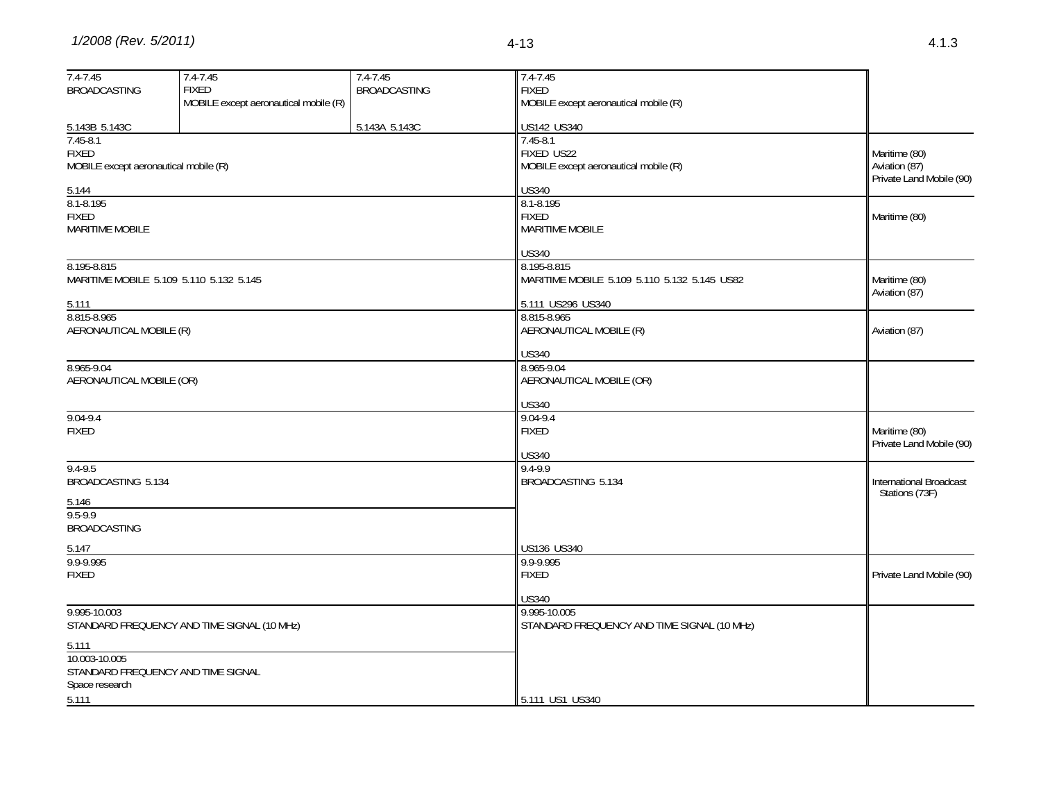| Region 1 | Region 2 | Region 3 | United States Table | FCC Rule Part(s) |
|---|---|---|---|---|
| 7.4-7.45 BROADCASTING 5.143B 5.143C | 7.4-7.45 FIXED MOBILE except aeronautical mobile (R) | 7.4-7.45 BROADCASTING 5.143A 5.143C | 7.4-7.45 FIXED MOBILE except aeronautical mobile (R) US142 US340 | |
| 7.45-8.1 FIXED MOBILE except aeronautical mobile (R) 5.144 | | | 7.45-8.1 FIXED US22 MOBILE except aeronautical mobile (R) US340 | Maritime (80) Aviation (87) Private Land Mobile (90) |
| 8.1-8.195 FIXED MARITIME MOBILE | | | 8.1-8.195 FIXED MARITIME MOBILE US340 | Maritime (80) |
| 8.195-8.815 MARITIME MOBILE 5.109 5.110 5.132 5.145 5.111 | | | 8.195-8.815 MARITIME MOBILE 5.109 5.110 5.132 5.145 US82 5.111 US296 US340 | Maritime (80) Aviation (87) |
| 8.815-8.965 AERONAUTICAL MOBILE (R) | | | 8.815-8.965 AERONAUTICAL MOBILE (R) US340 | Aviation (87) |
| 8.965-9.04 AERONAUTICAL MOBILE (OR) | | | 8.965-9.04 AERONAUTICAL MOBILE (OR) US340 | |
| 9.04-9.4 FIXED | | | 9.04-9.4 FIXED US340 | Maritime (80) Private Land Mobile (90) |
| 9.4-9.5 BROADCASTING 5.134 5.146 | | | 9.4-9.9 BROADCASTING 5.134 US136 US340 | International Broadcast Stations (73F) |
| 9.5-9.9 BROADCASTING 5.147 | | | | |
| 9.9-9.995 FIXED | | | 9.9-9.995 FIXED US340 | Private Land Mobile (90) |
| 9.995-10.003 STANDARD FREQUENCY AND TIME SIGNAL (10 MHz) 5.111 | | | 9.995-10.005 STANDARD FREQUENCY AND TIME SIGNAL (10 MHz) 5.111 US1 US340 | |
| 10.003-10.005 STANDARD FREQUENCY AND TIME SIGNAL Space research 5.111 | | | | |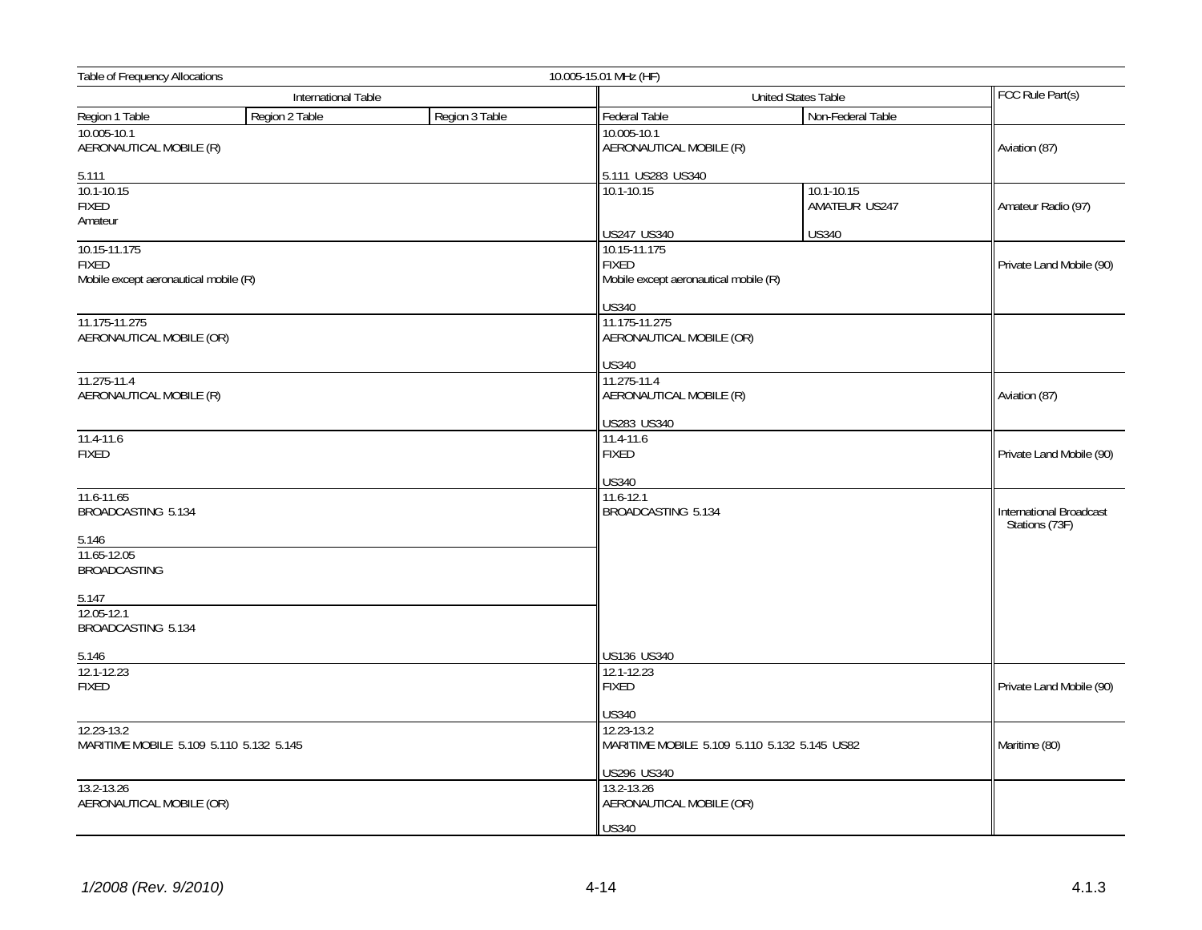Table of Frequency Allocations — 10.005-15.01 MHz (HF)

| International Table | | | United States Table | | FCC Rule Part(s) |
|---|---|---|---|---|---|
| Region 1 Table | Region 2 Table | Region 3 Table | Federal Table | Non-Federal Table | |
| 10.005-10.1<br>AERONAUTICAL MOBILE (R)<br><br>5.111 | | | 10.005-10.1<br>AERONAUTICAL MOBILE (R)<br><br>5.111 US283 US340 | | Aviation (87) |
| 10.1-10.15<br>FIXED<br>Amateur | | | 10.1-10.15<br><br><br>US247 US340 | 10.1-10.15<br>AMATEUR US247<br><br>US340 | Amateur Radio (97) |
| 10.15-11.175<br>FIXED<br>Mobile except aeronautical mobile (R) | | | 10.15-11.175<br>FIXED<br>Mobile except aeronautical mobile (R)<br><br>US340 | | Private Land Mobile (90) |
| 11.175-11.275<br>AERONAUTICAL MOBILE (OR) | | | 11.175-11.275<br>AERONAUTICAL MOBILE (OR)<br><br>US340 | | |
| 11.275-11.4<br>AERONAUTICAL MOBILE (R) | | | 11.275-11.4<br>AERONAUTICAL MOBILE (R)<br><br>US283 US340 | | Aviation (87) |
| 11.4-11.6<br>FIXED | | | 11.4-11.6<br>FIXED<br><br>US340 | | Private Land Mobile (90) |
| 11.6-11.65<br>BROADCASTING 5.134<br><br>5.146 | | | 11.6-12.1<br>BROADCASTING 5.134<br><br><br><br><br><br><br><br>US136 US340 | | International Broadcast Stations (73F) |
| 11.65-12.05<br>BROADCASTING<br><br>5.147 | | | | | |
| 12.05-12.1<br>BROADCASTING 5.134<br><br>5.146 | | | | | |
| 12.1-12.23<br>FIXED | | | 12.1-12.23<br>FIXED<br><br>US340 | | Private Land Mobile (90) |
| 12.23-13.2<br>MARITIME MOBILE 5.109 5.110 5.132 5.145 | | | 12.23-13.2<br>MARITIME MOBILE 5.109 5.110 5.132 5.145 US82<br><br>US296 US340 | | Maritime (80) |
| 13.2-13.26<br>AERONAUTICAL MOBILE (OR) | | | 13.2-13.26<br>AERONAUTICAL MOBILE (OR)<br><br>US340 | | |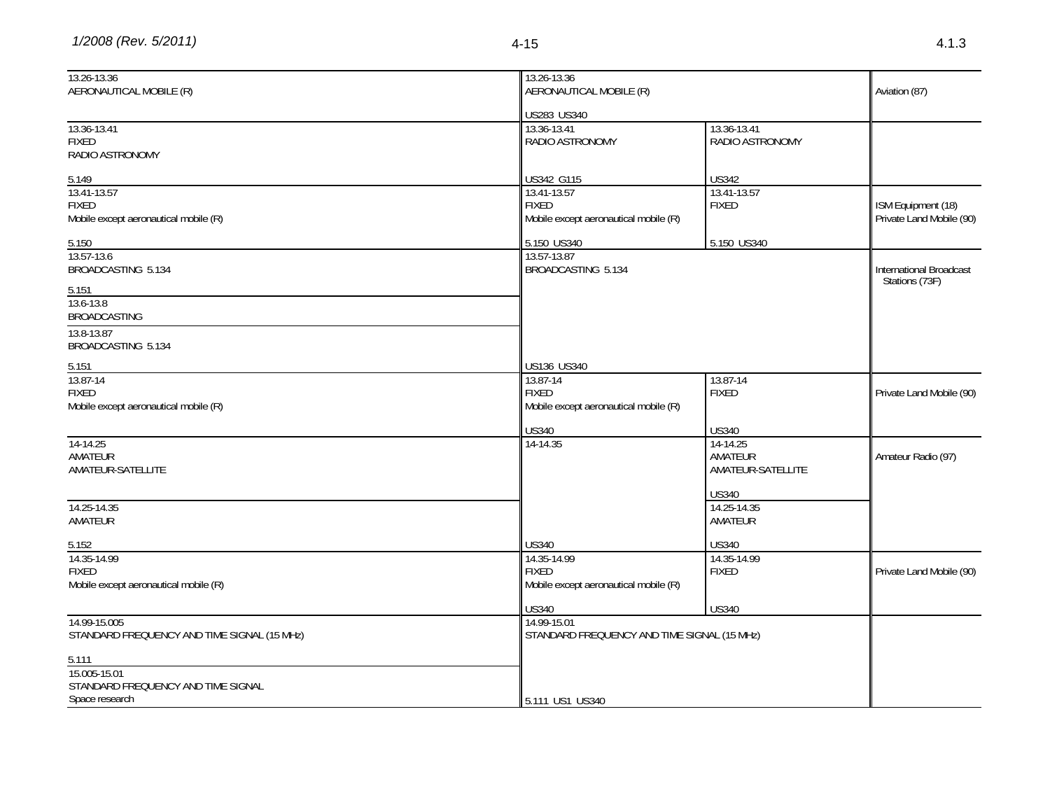| International Table | United States Table: Federal | United States Table: Non-Federal | FCC Rule Part(s) |
|---|---|---|---|
| 13.26-13.36<br>AERONAUTICAL MOBILE (R) | 13.26-13.36<br>AERONAUTICAL MOBILE (R)<br><br>US283 US340 | | Aviation (87) |
| 13.36-13.41<br>FIXED<br>RADIO ASTRONOMY<br><br>5.149 | 13.36-13.41<br>RADIO ASTRONOMY<br><br>US342 G115 | 13.36-13.41<br>RADIO ASTRONOMY<br><br>US342 | |
| 13.41-13.57<br>FIXED<br>Mobile except aeronautical mobile (R)<br><br>5.150 | 13.41-13.57<br>FIXED<br>Mobile except aeronautical mobile (R)<br><br>5.150 US340 | 13.41-13.57<br>FIXED<br><br>5.150 US340 | ISM Equipment (18)<br>Private Land Mobile (90) |
| 13.57-13.6<br>BROADCASTING 5.134<br><br>5.151<br><br>13.6-13.8<br>BROADCASTING<br><br>13.8-13.87<br>BROADCASTING 5.134<br><br>5.151 | 13.57-13.87<br>BROADCASTING 5.134<br><br>US136 US340 | | International Broadcast Stations (73F) |
| 13.87-14<br>FIXED<br>Mobile except aeronautical mobile (R) | 13.87-14<br>FIXED<br>Mobile except aeronautical mobile (R)<br><br>US340 | 13.87-14<br>FIXED<br><br>US340 | Private Land Mobile (90) |
| 14-14.25<br>AMATEUR<br>AMATEUR-SATELLITE<br><br>14.25-14.35<br>AMATEUR<br><br>5.152 | 14-14.35<br><br>US340 | 14-14.25<br>AMATEUR<br>AMATEUR-SATELLITE<br><br>US340<br><br>14.25-14.35<br>AMATEUR<br><br>US340 | Amateur Radio (97) |
| 14.35-14.99<br>FIXED<br>Mobile except aeronautical mobile (R) | 14.35-14.99<br>FIXED<br>Mobile except aeronautical mobile (R)<br><br>US340 | 14.35-14.99<br>FIXED<br><br>US340 | Private Land Mobile (90) |
| 14.99-15.005<br>STANDARD FREQUENCY AND TIME SIGNAL (15 MHz)<br><br>5.111<br><br>15.005-15.01<br>STANDARD FREQUENCY AND TIME SIGNAL<br>Space research | 14.99-15.01<br>STANDARD FREQUENCY AND TIME SIGNAL (15 MHz)<br><br>5.111 US1 US340 | | |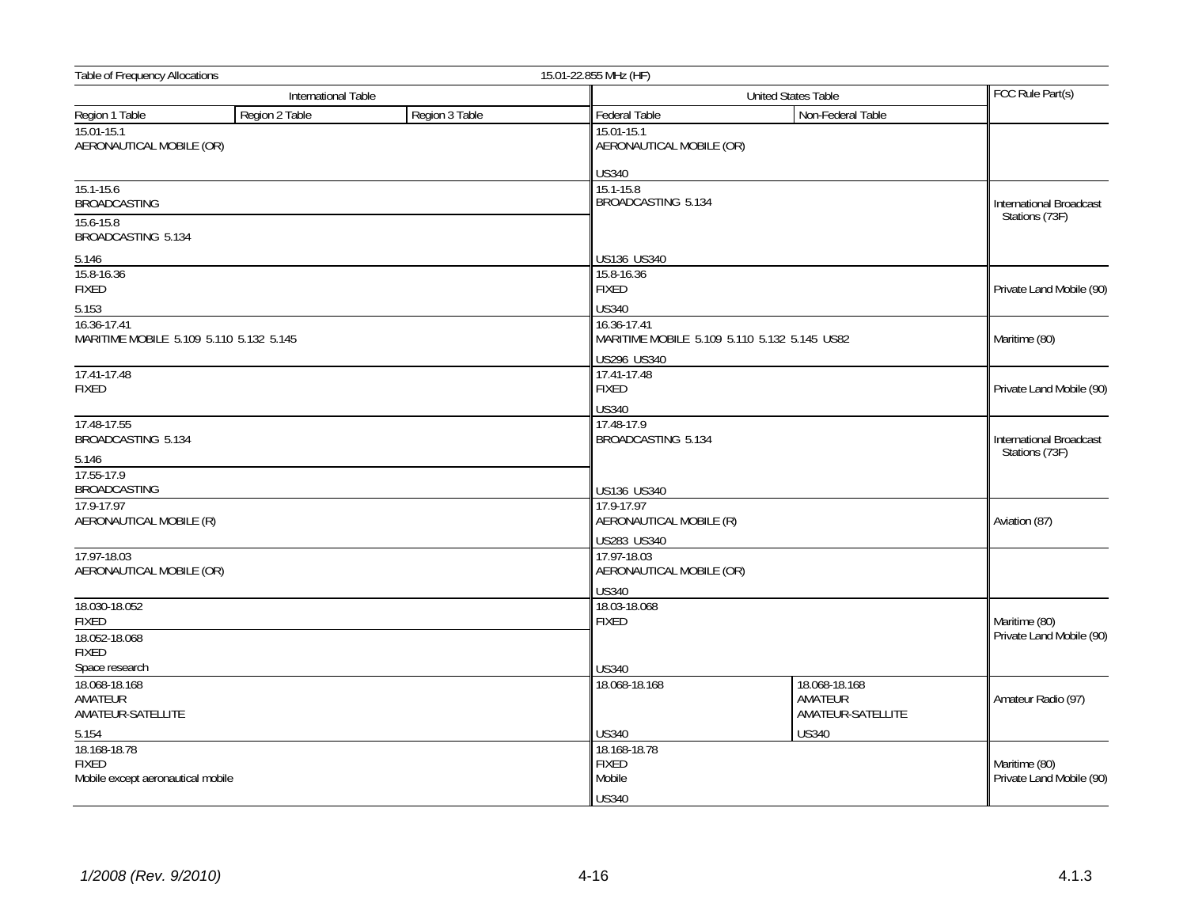Table of Frequency Allocations — 15.01-22.855 MHz (HF)

| International Table | | | United States Table | | FCC Rule Part(s) |
|---|---|---|---|---|---|
| Region 1 Table | Region 2 Table | Region 3 Table | Federal Table | Non-Federal Table | |
| 15.01-15.1<br>AERONAUTICAL MOBILE (OR) | | | 15.01-15.1<br>AERONAUTICAL MOBILE (OR)<br><br>US340 | | |
| 15.1-15.6<br>BROADCASTING<br><br>15.6-15.8<br>BROADCASTING 5.134<br><br>5.146 | | | 15.1-15.8<br>BROADCASTING 5.134<br><br>US136 US340 | | International Broadcast Stations (73F) |
| 15.8-16.36<br>FIXED<br><br>5.153 | | | 15.8-16.36<br>FIXED<br><br>US340 | | Private Land Mobile (90) |
| 16.36-17.41<br>MARITIME MOBILE 5.109 5.110 5.132 5.145 | | | 16.36-17.41<br>MARITIME MOBILE 5.109 5.110 5.132 5.145 US82<br><br>US296 US340 | | Maritime (80) |
| 17.41-17.48<br>FIXED | | | 17.41-17.48<br>FIXED<br><br>US340 | | Private Land Mobile (90) |
| 17.48-17.55<br>BROADCASTING 5.134<br><br>5.146<br><br>17.55-17.9<br>BROADCASTING | | | 17.48-17.9<br>BROADCASTING 5.134<br><br>US136 US340 | | International Broadcast Stations (73F) |
| 17.9-17.97<br>AERONAUTICAL MOBILE (R) | | | 17.9-17.97<br>AERONAUTICAL MOBILE (R)<br><br>US283 US340 | | Aviation (87) |
| 17.97-18.03<br>AERONAUTICAL MOBILE (OR) | | | 17.97-18.03<br>AERONAUTICAL MOBILE (OR)<br><br>US340 | | |
| 18.030-18.052<br>FIXED<br><br>18.052-18.068<br>FIXED<br>Space research | | | 18.03-18.068<br>FIXED<br><br>US340 | | Maritime (80)<br>Private Land Mobile (90) |
| 18.068-18.168<br>AMATEUR<br>AMATEUR-SATELLITE<br><br>5.154 | | | 18.068-18.168<br><br>US340 | 18.068-18.168<br>AMATEUR<br>AMATEUR-SATELLITE<br><br>US340 | Amateur Radio (97) |
| 18.168-18.78<br>FIXED<br>Mobile except aeronautical mobile | | | 18.168-18.78<br>FIXED<br>Mobile<br><br>US340 | | Maritime (80)<br>Private Land Mobile (90) |

1/2008 (Rev. 9/2010) — 4.1.3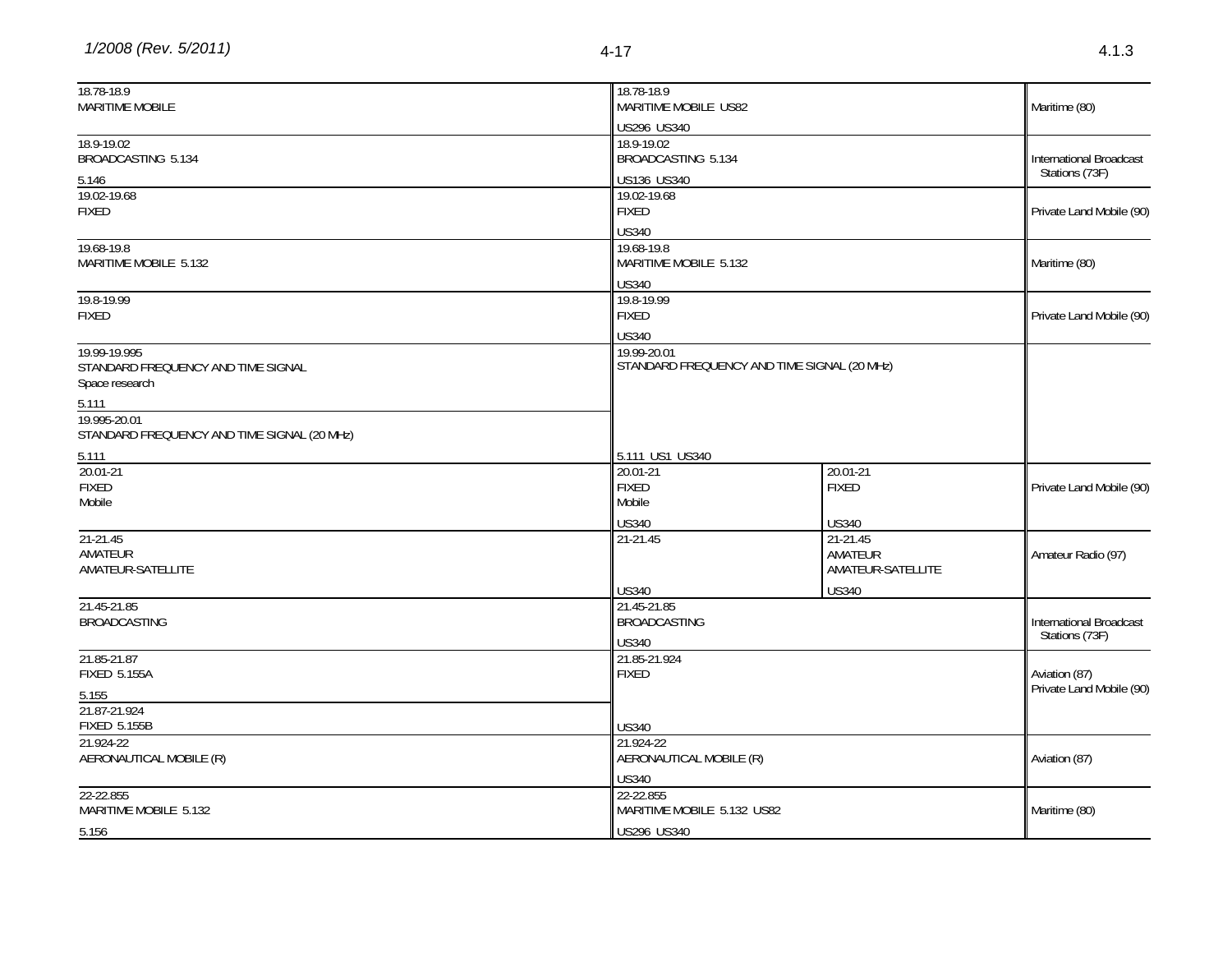| International Table | United States Table (Federal) | United States Table (Non-Federal) | FCC Rule Part(s) |
|---|---|---|---|
| 18.78-18.9<br>MARITIME MOBILE | 18.78-18.9<br>MARITIME MOBILE US82<br>US296 US340 | | Maritime (80) |
| 18.9-19.02<br>BROADCASTING 5.134<br>5.146 | 18.9-19.02<br>BROADCASTING 5.134<br>US136 US340 | | International Broadcast Stations (73F) |
| 19.02-19.68<br>FIXED | 19.02-19.68<br>FIXED<br>US340 | | Private Land Mobile (90) |
| 19.68-19.8<br>MARITIME MOBILE 5.132 | 19.68-19.8<br>MARITIME MOBILE 5.132<br>US340 | | Maritime (80) |
| 19.8-19.99<br>FIXED | 19.8-19.99<br>FIXED<br>US340 | | Private Land Mobile (90) |
| 19.99-19.995<br>STANDARD FREQUENCY AND TIME SIGNAL<br>Space research<br>5.111<br>19.995-20.01<br>STANDARD FREQUENCY AND TIME SIGNAL (20 MHz)<br>5.111 | 19.99-20.01<br>STANDARD FREQUENCY AND TIME SIGNAL (20 MHz)<br>5.111 US1 US340 | | |
| 20.01-21<br>FIXED<br>Mobile | 20.01-21<br>FIXED<br>Mobile<br>US340 | 20.01-21<br>FIXED<br>US340 | Private Land Mobile (90) |
| 21-21.45<br>AMATEUR<br>AMATEUR-SATELLITE | 21-21.45<br>US340 | 21-21.45<br>AMATEUR<br>AMATEUR-SATELLITE<br>US340 | Amateur Radio (97) |
| 21.45-21.85<br>BROADCASTING | 21.45-21.85<br>BROADCASTING<br>US340 | | International Broadcast Stations (73F) |
| 21.85-21.87<br>FIXED 5.155A<br>5.155<br>21.87-21.924<br>FIXED 5.155B | 21.85-21.924<br>FIXED<br>US340 | | Aviation (87)<br>Private Land Mobile (90) |
| 21.924-22<br>AERONAUTICAL MOBILE (R) | 21.924-22<br>AERONAUTICAL MOBILE (R)<br>US340 | | Aviation (87) |
| 22-22.855<br>MARITIME MOBILE 5.132<br>5.156 | 22-22.855<br>MARITIME MOBILE 5.132 US82<br>US296 US340 | | Maritime (80) |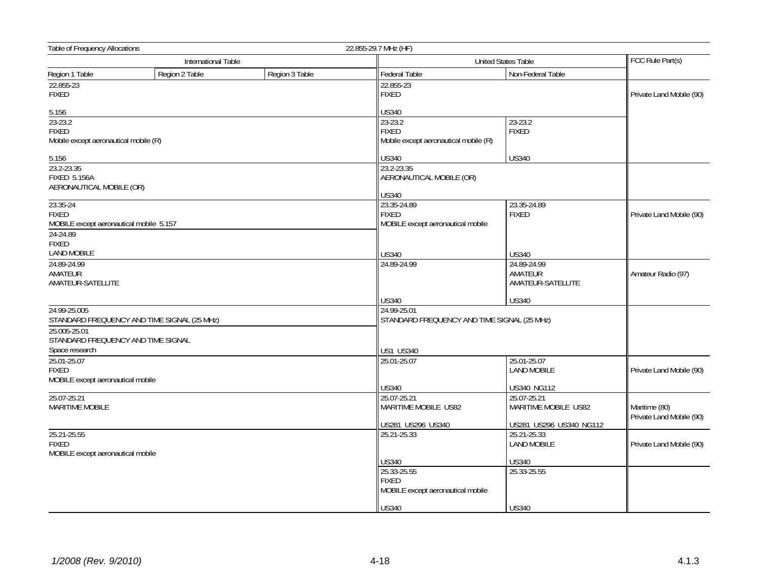Table of Frequency Allocations — 22.855-29.7 MHz (HF)

| International Table | | | United States Table | | FCC Rule Part(s) |
|---|---|---|---|---|---|
| Region 1 Table | Region 2 Table | Region 3 Table | Federal Table | Non-Federal Table | |
| 22.855-23<br>FIXED<br><br>5.156 | | | 22.855-23<br>FIXED<br><br>US340 | | Private Land Mobile (90) |
| 23-23.2<br>FIXED<br>Mobile except aeronautical mobile (R)<br><br>5.156 | | | 23-23.2<br>FIXED<br>Mobile except aeronautical mobile (R)<br><br>US340 | 23-23.2<br>FIXED<br><br>US340 | |
| 23.2-23.35<br>FIXED 5.156A<br>AERONAUTICAL MOBILE (OR) | | | 23.2-23.35<br>AERONAUTICAL MOBILE (OR)<br><br>US340 | | |
| 23.35-24<br>FIXED<br>MOBILE except aeronautical mobile 5.157 | | | 23.35-24.89<br>FIXED<br>MOBILE except aeronautical mobile<br><br>US340 | 23.35-24.89<br>FIXED<br><br>US340 | Private Land Mobile (90) |
| 24-24.89<br>FIXED<br>LAND MOBILE | | | | | |
| 24.89-24.99<br>AMATEUR<br>AMATEUR-SATELLITE | | | 24.89-24.99<br><br>US340 | 24.89-24.99<br>AMATEUR<br>AMATEUR-SATELLITE<br><br>US340 | Amateur Radio (97) |
| 24.99-25.005<br>STANDARD FREQUENCY AND TIME SIGNAL (25 MHz) | | | 24.99-25.01<br>STANDARD FREQUENCY AND TIME SIGNAL (25 MHz)<br><br>US1 US340 | | |
| 25.005-25.01<br>STANDARD FREQUENCY AND TIME SIGNAL<br>Space research | | | | | |
| 25.01-25.07<br>FIXED<br>MOBILE except aeronautical mobile | | | 25.01-25.07<br><br>US340 | 25.01-25.07<br>LAND MOBILE<br><br>US340 NG112 | Private Land Mobile (90) |
| 25.07-25.21<br>MARITIME MOBILE | | | 25.07-25.21<br>MARITIME MOBILE US82<br><br>US281 US296 US340 | 25.07-25.21<br>MARITIME MOBILE US82<br><br>US281 US296 US340 NG112 | Maritime (80)<br>Private Land Mobile (90) |
| 25.21-25.55<br>FIXED<br>MOBILE except aeronautical mobile | | | 25.21-25.33<br><br>US340 | 25.21-25.33<br>LAND MOBILE<br><br>US340 | Private Land Mobile (90) |
| | | | 25.33-25.55<br>FIXED<br>MOBILE except aeronautical mobile<br><br>US340 | 25.33-25.55<br><br>US340 | |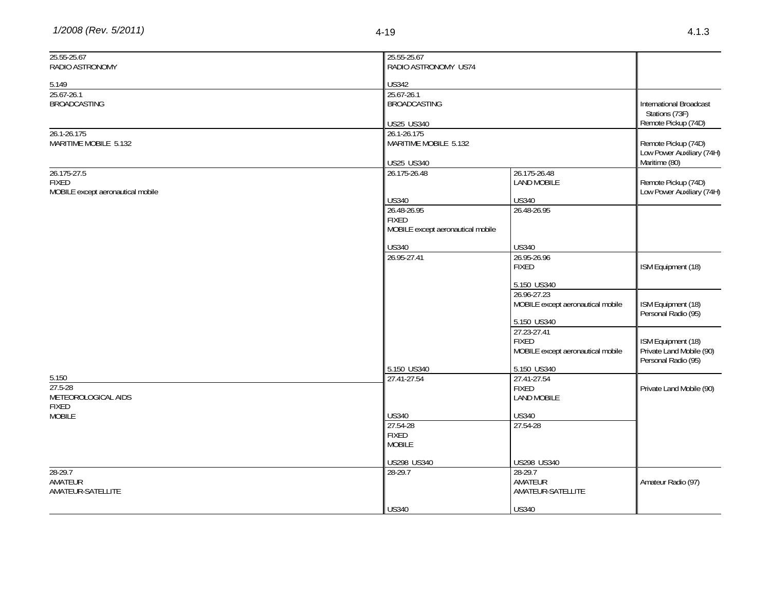| International Table (Region 2) | United States Table: Federal | United States Table: Non-Federal | FCC Rule Part(s) |
|---|---|---|---|
| 25.55-25.67<br>RADIO ASTRONOMY<br><br>5.149 | 25.55-25.67<br>RADIO ASTRONOMY US74<br><br>US342 | | |
| 25.67-26.1<br>BROADCASTING | 25.67-26.1<br>BROADCASTING<br><br>US25 US340 | | International Broadcast Stations (73F)<br>Remote Pickup (74D) |
| 26.1-26.175<br>MARITIME MOBILE 5.132 | 26.1-26.175<br>MARITIME MOBILE 5.132<br><br>US25 US340 | | Remote Pickup (74D)<br>Low Power Auxiliary (74H)<br>Maritime (80) |
| 26.175-27.5<br>FIXED<br>MOBILE except aeronautical mobile | 26.175-26.48<br><br>US340 | 26.175-26.48<br>LAND MOBILE<br><br>US340 | Remote Pickup (74D)<br>Low Power Auxiliary (74H) |
| | 26.48-26.95<br>FIXED<br>MOBILE except aeronautical mobile<br><br>US340 | 26.48-26.95<br><br>US340 | |
| | 26.95-27.41 | 26.95-26.96<br>FIXED<br><br>5.150 US340 | ISM Equipment (18) |
| | | 26.96-27.23<br>MOBILE except aeronautical mobile<br><br>5.150 US340 | ISM Equipment (18)<br>Personal Radio (95) |
| | 5.150 US340 | 27.23-27.41<br>FIXED<br>MOBILE except aeronautical mobile<br><br>5.150 US340 | ISM Equipment (18)<br>Private Land Mobile (90)<br>Personal Radio (95) |
| 5.150 | | | |
| 27.5-28<br>METEOROLOGICAL AIDS<br>FIXED<br>MOBILE | 27.41-27.54<br><br>US340 | 27.41-27.54<br>FIXED<br>LAND MOBILE<br><br>US340 | Private Land Mobile (90) |
| | 27.54-28<br>FIXED<br>MOBILE<br><br>US298 US340 | 27.54-28<br><br>US298 US340 | |
| 28-29.7<br>AMATEUR<br>AMATEUR-SATELLITE | 28-29.7<br><br>US340 | 28-29.7<br>AMATEUR<br>AMATEUR-SATELLITE<br><br>US340 | Amateur Radio (97) |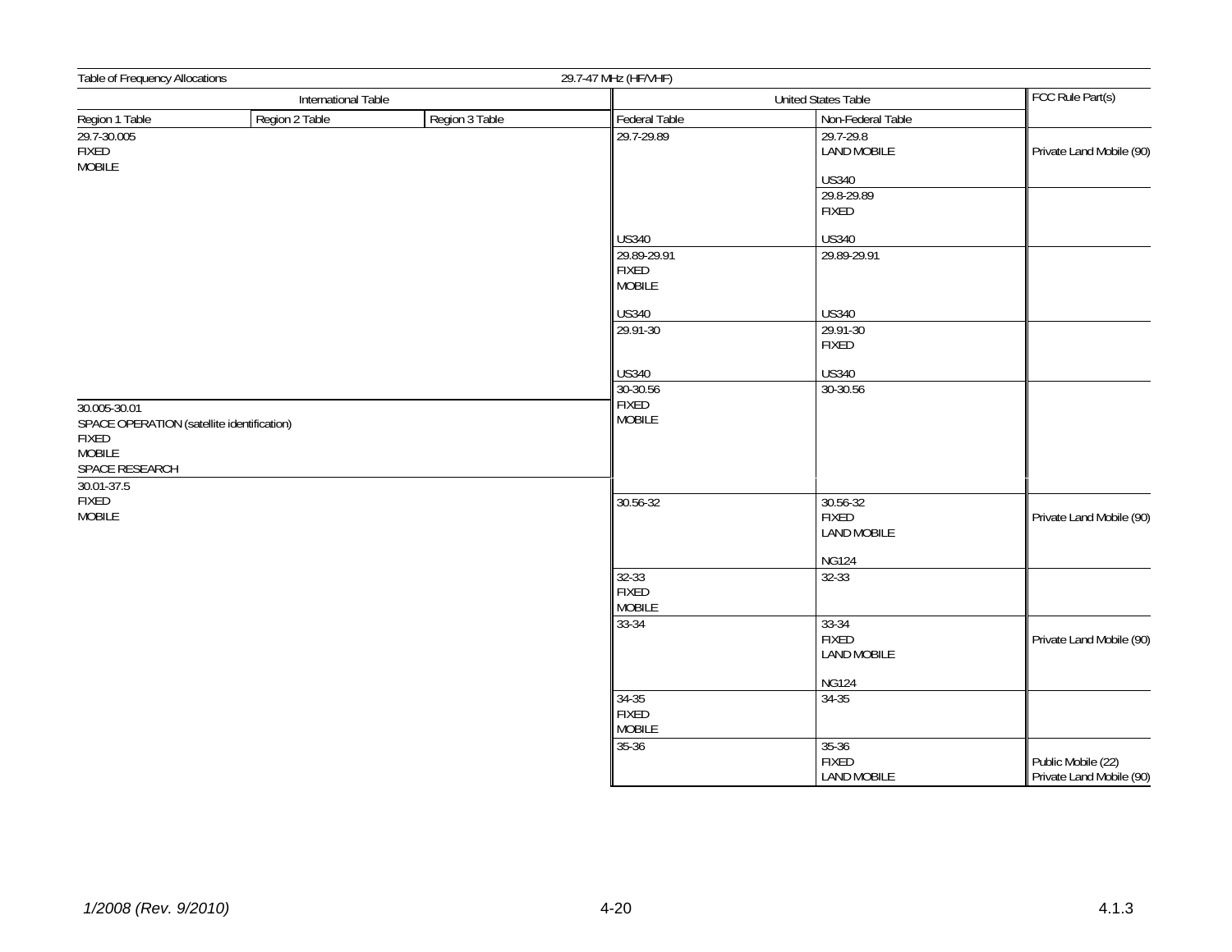Table of Frequency Allocations — 29.7-47 MHz (HF/VHF)

| International Table | | | United States Table | | FCC Rule Part(s) |
|---|---|---|---|---|---|
| Region 1 Table | Region 2 Table | Region 3 Table | Federal Table | Non-Federal Table | |
| 29.7-30.005 FIXED MOBILE | | | 29.7-29.89 US340 | 29.7-29.8 LAND MOBILE US340 | Private Land Mobile (90) |
| | | | | 29.8-29.89 FIXED US340 | |
| | | | 29.89-29.91 FIXED MOBILE US340 | 29.89-29.91 US340 | |
| | | | 29.91-30 US340 | 29.91-30 FIXED US340 | |
| 30.005-30.01 SPACE OPERATION (satellite identification) FIXED MOBILE SPACE RESEARCH | | | 30-30.56 FIXED MOBILE | 30-30.56 | |
| 30.01-37.5 FIXED MOBILE | | | 30.56-32 | 30.56-32 FIXED LAND MOBILE NG124 | Private Land Mobile (90) |
| | | | 32-33 FIXED MOBILE | 32-33 | |
| | | | 33-34 | 33-34 FIXED LAND MOBILE NG124 | Private Land Mobile (90) |
| | | | 34-35 FIXED MOBILE | 34-35 | |
| | | | 35-36 | 35-36 FIXED LAND MOBILE | Public Mobile (22) Private Land Mobile (90) |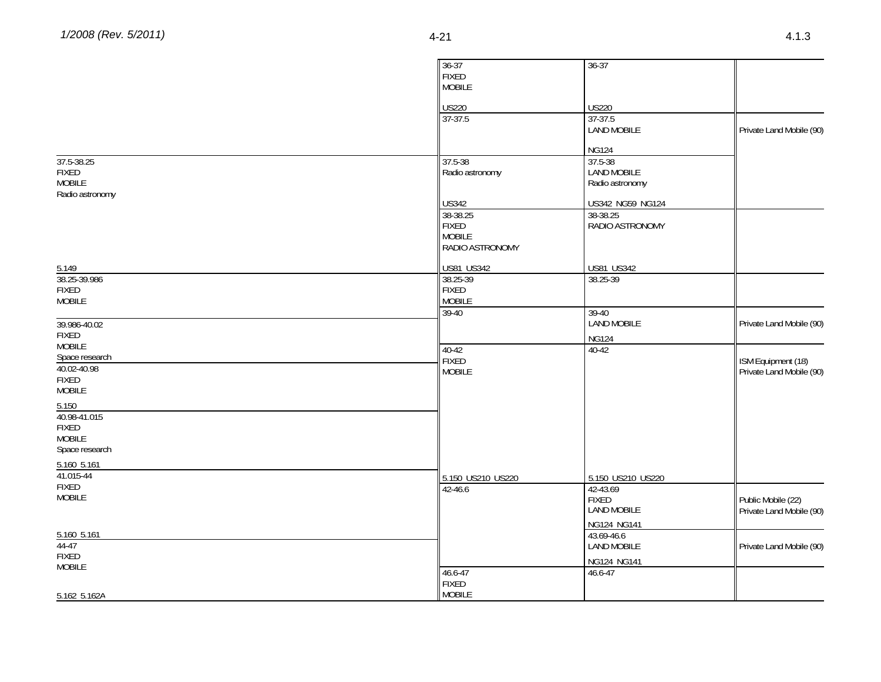| International Table (Region 2) | United States Table – Federal | United States Table – Non-Federal | FCC Rule Part(s) |
|---|---|---|---|
| | 36-37<br>FIXED<br>MOBILE<br><br>US220 | 36-37<br><br><br><br>US220 | |
| | 37-37.5 | 37-37.5<br>LAND MOBILE<br><br>NG124 | Private Land Mobile (90) |
| 37.5-38.25<br>FIXED<br>MOBILE<br>Radio astronomy | 37.5-38<br>Radio astronomy<br><br>US342 | 37.5-38<br>LAND MOBILE<br>Radio astronomy<br><br>US342 NG59 NG124 | |
| 5.149 | 38-38.25<br>FIXED<br>MOBILE<br>RADIO ASTRONOMY<br><br>US81 US342 | 38-38.25<br>RADIO ASTRONOMY<br><br><br><br>US81 US342 | |
| 38.25-39.986<br>FIXED<br>MOBILE | 38.25-39<br>FIXED<br>MOBILE | 38.25-39 | |
| | 39-40 | 39-40<br>LAND MOBILE<br><br>NG124 | Private Land Mobile (90) |
| 39.986-40.02<br>FIXED<br>MOBILE<br>Space research | 40-42<br>FIXED<br>MOBILE<br><br><br><br><br><br><br><br><br><br>5.150 US210 US220 | 40-42<br><br><br><br><br><br><br><br><br><br><br><br>5.150 US210 US220 | ISM Equipment (18)<br>Private Land Mobile (90) |
| 40.02-40.98<br>FIXED<br>MOBILE<br><br>5.150 | | | |
| 40.98-41.015<br>FIXED<br>MOBILE<br>Space research<br><br>5.160 5.161 | | | |
| 41.015-44<br>FIXED<br>MOBILE<br><br><br><br>5.160 5.161 | 42-46.6 | 42-43.69<br>FIXED<br>LAND MOBILE<br><br>NG124 NG141 | Public Mobile (22)<br>Private Land Mobile (90) |
| 44-47<br>FIXED<br>MOBILE | | 43.69-46.6<br>LAND MOBILE<br><br>NG124 NG141 | Private Land Mobile (90) |
| 5.162 5.162A | 46.6-47<br>FIXED<br>MOBILE | 46.6-47 | |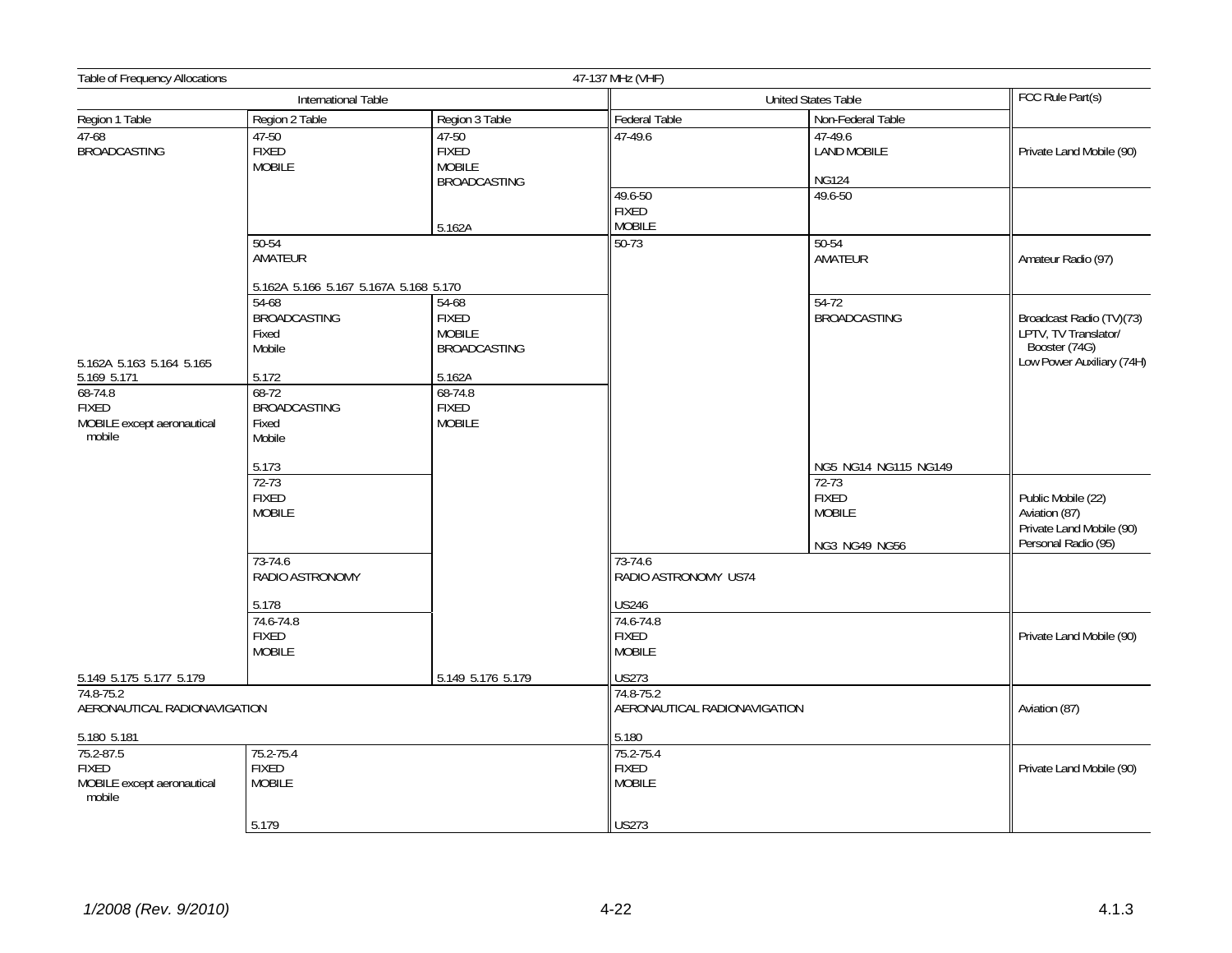Table of Frequency Allocations — 47-137 MHz (VHF)

| International Table | | | United States Table | | FCC Rule Part(s) |
|---|---|---|---|---|---|
| Region 1 Table | Region 2 Table | Region 3 Table | Federal Table | Non-Federal Table | |
| 47-68 BROADCASTING 5.162A 5.163 5.164 5.165 5.169 5.171 | 47-50 FIXED MOBILE | 47-50 FIXED MOBILE BROADCASTING 5.162A | 47-49.6 | 47-49.6 LAND MOBILE NG124 | Private Land Mobile (90) |
| | | | 49.6-50 FIXED MOBILE | 49.6-50 | |
| | 50-54 AMATEUR 5.162A 5.166 5.167 5.167A 5.168 5.170 | | 50-73 | 50-54 AMATEUR | Amateur Radio (97) |
| | 54-68 BROADCASTING Fixed Mobile 5.172 | 54-68 FIXED MOBILE BROADCASTING 5.162A | | 54-72 BROADCASTING NG5 NG14 NG115 NG149 | Broadcast Radio (TV)(73) LPTV, TV Translator/ Booster (74G) Low Power Auxiliary (74H) |
| 68-74.8 FIXED MOBILE except aeronautical mobile 5.149 5.175 5.177 5.179 | 68-72 BROADCASTING Fixed Mobile 5.173 | 68-74.8 FIXED MOBILE 5.149 5.176 5.179 | | | |
| | 72-73 FIXED MOBILE | | | 72-73 FIXED MOBILE NG3 NG49 NG56 | Public Mobile (22) Aviation (87) Private Land Mobile (90) Personal Radio (95) |
| | 73-74.6 RADIO ASTRONOMY 5.178 | | 73-74.6 RADIO ASTRONOMY US74 US246 | | |
| | 74.6-74.8 FIXED MOBILE | | 74.6-74.8 FIXED MOBILE US273 | | Private Land Mobile (90) |
| 74.8-75.2 AERONAUTICAL RADIONAVIGATION 5.180 5.181 | | | 74.8-75.2 AERONAUTICAL RADIONAVIGATION 5.180 | | Aviation (87) |
| 75.2-87.5 FIXED MOBILE except aeronautical mobile | 75.2-75.4 FIXED MOBILE 5.179 | | 75.2-75.4 FIXED MOBILE US273 | | Private Land Mobile (90) |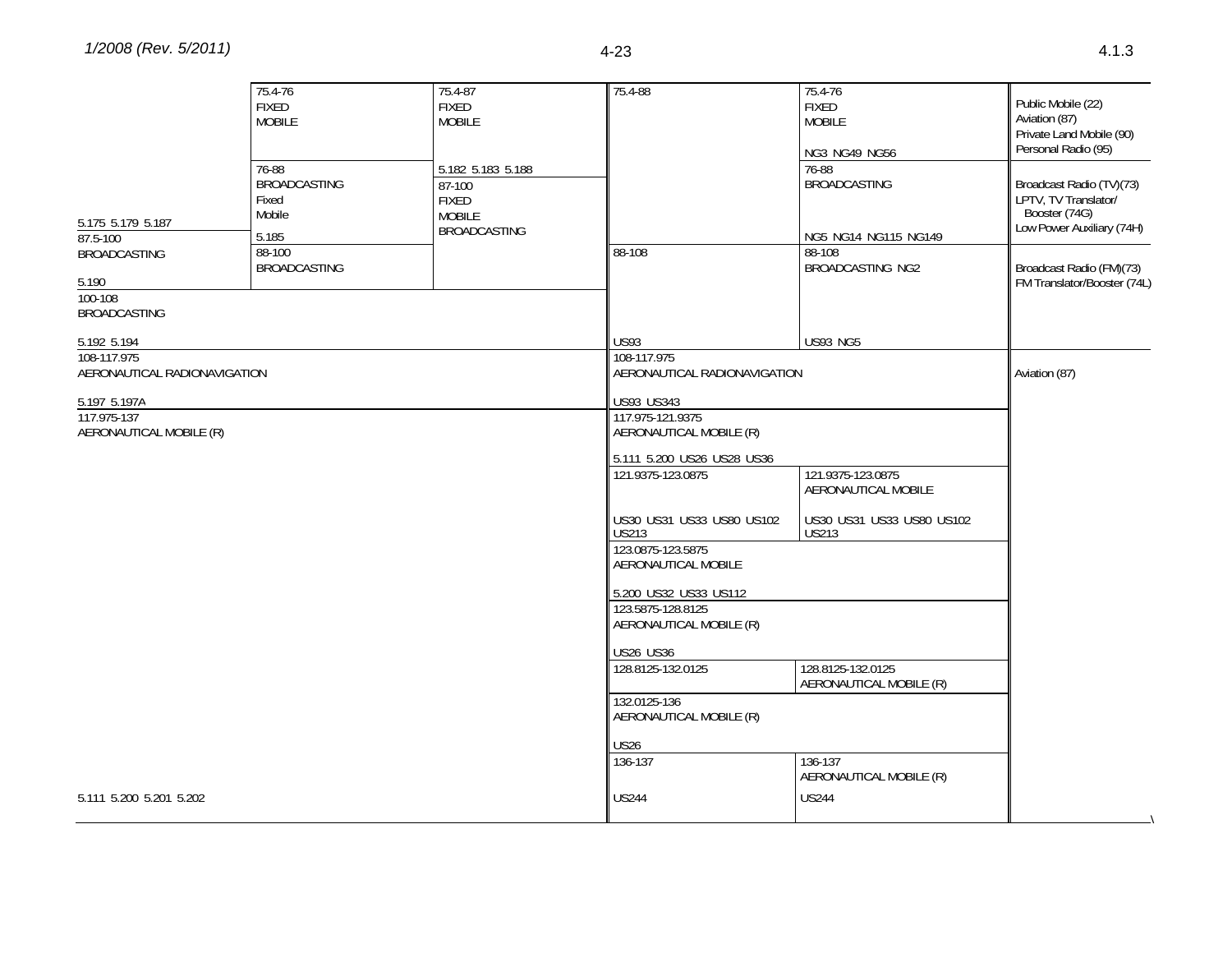| Region 1 Table | Region 2 Table | Region 3 Table | Federal Table | Non-Federal Table | FCC Rule Part(s) |
|---|---|---|---|---|---|
| 5.175 5.179 5.187 | 75.4-76 FIXED MOBILE | 75.4-87 FIXED MOBILE | 75.4-88 | 75.4-76 FIXED MOBILE NG3 NG49 NG56 | Public Mobile (22) Aviation (87) Private Land Mobile (90) Personal Radio (95) |
| | 76-88 BROADCASTING Fixed Mobile 5.185 | 5.182 5.183 5.188 | | 76-88 BROADCASTING NG5 NG14 NG115 NG149 | Broadcast Radio (TV)(73) LPTV, TV Translator/ Booster (74G) Low Power Auxiliary (74H) |
| 87.5-100 BROADCASTING 5.190 | 88-100 BROADCASTING | 87-100 FIXED MOBILE BROADCASTING | 88-108 US93 | 88-108 BROADCASTING NG2 US93 NG5 | Broadcast Radio (FM)(73) FM Translator/Booster (74L) |
| 100-108 BROADCASTING 5.192 5.194 | | | | | |
| 108-117.975 AERONAUTICAL RADIONAVIGATION 5.197 5.197A | | | 108-117.975 AERONAUTICAL RADIONAVIGATION US93 US343 | | Aviation (87) |
| 117.975-137 AERONAUTICAL MOBILE (R) 5.111 5.200 5.201 5.202 | | | 117.975-121.9375 AERONAUTICAL MOBILE (R) 5.111 5.200 US26 US28 US36 | | |
| | | | 121.9375-123.0875 US30 US31 US33 US80 US102 US213 | 121.9375-123.0875 AERONAUTICAL MOBILE US30 US31 US33 US80 US102 US213 | |
| | | | 123.0875-123.5875 AERONAUTICAL MOBILE 5.200 US32 US33 US112 | | |
| | | | 123.5875-128.8125 AERONAUTICAL MOBILE (R) US26 US36 | | |
| | | | 128.8125-132.0125 | 128.8125-132.0125 AERONAUTICAL MOBILE (R) | |
| | | | 132.0125-136 AERONAUTICAL MOBILE (R) US26 | | |
| | | | 136-137 US244 | 136-137 AERONAUTICAL MOBILE (R) US244 | |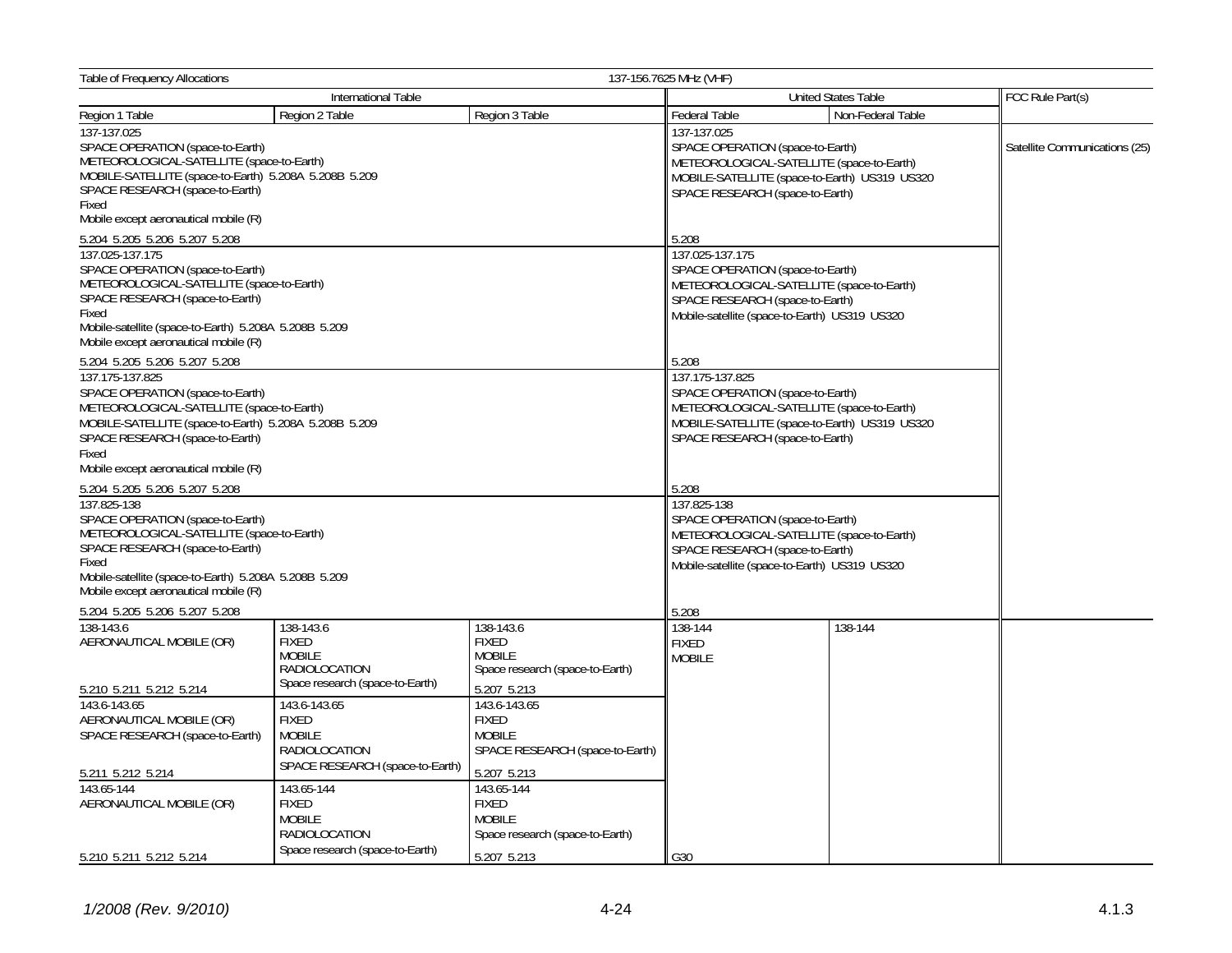Table of Frequency Allocations — 137-156.7625 MHz (VHF)

| International Table | | | United States Table | | FCC Rule Part(s) |
|---|---|---|---|---|---|
| Region 1 Table | Region 2 Table | Region 3 Table | Federal Table | Non-Federal Table | |
| 137-137.025<br>SPACE OPERATION (space-to-Earth)<br>METEOROLOGICAL-SATELLITE (space-to-Earth)<br>MOBILE-SATELLITE (space-to-Earth) 5.208A 5.208B 5.209<br>SPACE RESEARCH (space-to-Earth)<br>Fixed<br>Mobile except aeronautical mobile (R)<br>5.204 5.205 5.206 5.207 5.208 | | | 137-137.025<br>SPACE OPERATION (space-to-Earth)<br>METEOROLOGICAL-SATELLITE (space-to-Earth)<br>MOBILE-SATELLITE (space-to-Earth) US319 US320<br>SPACE RESEARCH (space-to-Earth)<br>5.208 | | Satellite Communications (25) |
| 137.025-137.175<br>SPACE OPERATION (space-to-Earth)<br>METEOROLOGICAL-SATELLITE (space-to-Earth)<br>SPACE RESEARCH (space-to-Earth)<br>Fixed<br>Mobile-satellite (space-to-Earth) 5.208A 5.208B 5.209<br>Mobile except aeronautical mobile (R)<br>5.204 5.205 5.206 5.207 5.208 | | | 137.025-137.175<br>SPACE OPERATION (space-to-Earth)<br>METEOROLOGICAL-SATELLITE (space-to-Earth)<br>SPACE RESEARCH (space-to-Earth)<br>Mobile-satellite (space-to-Earth) US319 US320<br>5.208 | | |
| 137.175-137.825<br>SPACE OPERATION (space-to-Earth)<br>METEOROLOGICAL-SATELLITE (space-to-Earth)<br>MOBILE-SATELLITE (space-to-Earth) 5.208A 5.208B 5.209<br>SPACE RESEARCH (space-to-Earth)<br>Fixed<br>Mobile except aeronautical mobile (R)<br>5.204 5.205 5.206 5.207 5.208 | | | 137.175-137.825<br>SPACE OPERATION (space-to-Earth)<br>METEOROLOGICAL-SATELLITE (space-to-Earth)<br>MOBILE-SATELLITE (space-to-Earth) US319 US320<br>SPACE RESEARCH (space-to-Earth)<br>5.208 | | |
| 137.825-138<br>SPACE OPERATION (space-to-Earth)<br>METEOROLOGICAL-SATELLITE (space-to-Earth)<br>SPACE RESEARCH (space-to-Earth)<br>Fixed<br>Mobile-satellite (space-to-Earth) 5.208A 5.208B 5.209<br>Mobile except aeronautical mobile (R)<br>5.204 5.205 5.206 5.207 5.208 | | | 137.825-138<br>SPACE OPERATION (space-to-Earth)<br>METEOROLOGICAL-SATELLITE (space-to-Earth)<br>SPACE RESEARCH (space-to-Earth)<br>Mobile-satellite (space-to-Earth) US319 US320<br>5.208 | | |
| 138-143.6<br>AERONAUTICAL MOBILE (OR)<br>5.210 5.211 5.212 5.214 | 138-143.6<br>FIXED<br>MOBILE<br>RADIOLOCATION<br>Space research (space-to-Earth) | 138-143.6<br>FIXED<br>MOBILE<br>Space research (space-to-Earth)<br>5.207 5.213 | 138-144<br>FIXED<br>MOBILE | 138-144 | |
| 143.6-143.65<br>AERONAUTICAL MOBILE (OR)<br>SPACE RESEARCH (space-to-Earth)<br>5.211 5.212 5.214 | 143.6-143.65<br>FIXED<br>MOBILE<br>RADIOLOCATION<br>SPACE RESEARCH (space-to-Earth) | 143.6-143.65<br>FIXED<br>MOBILE<br>SPACE RESEARCH (space-to-Earth)<br>5.207 5.213 | | | |
| 143.65-144<br>AERONAUTICAL MOBILE (OR)<br>5.210 5.211 5.212 5.214 | 143.65-144<br>FIXED<br>MOBILE<br>RADIOLOCATION<br>Space research (space-to-Earth) | 143.65-144<br>FIXED<br>MOBILE<br>Space research (space-to-Earth)<br>5.207 5.213 | G30 | | |

*1/2008 (Rev. 9/2010)* 4.1.3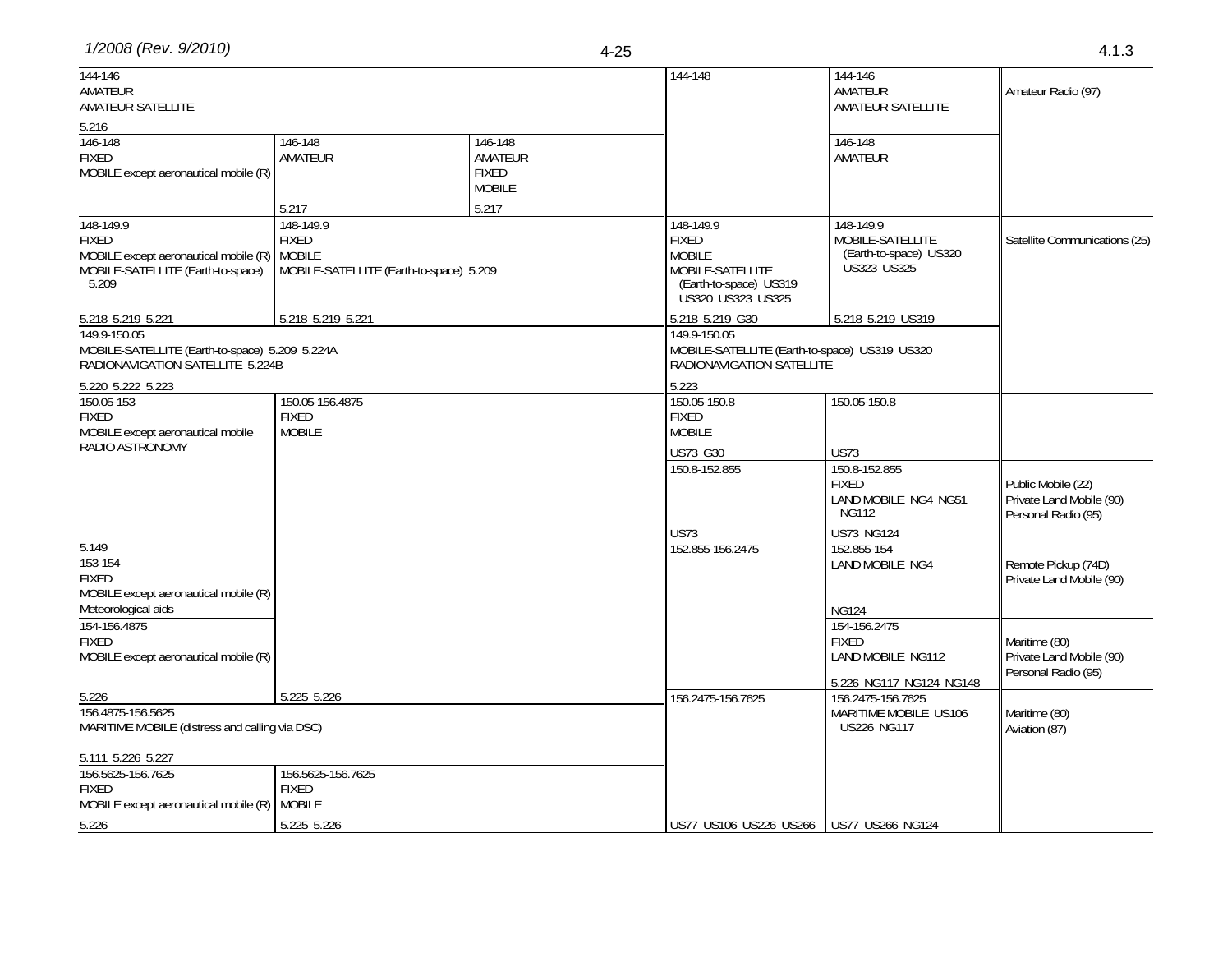| Region 1 Table | Region 2 Table | Region 3 Table | Federal Table | Non-Federal Table | FCC Rule Part(s) |
|---|---|---|---|---|---|
| 144-146 AMATEUR AMATEUR-SATELLITE 5.216 | | | 144-148 | 144-146 AMATEUR AMATEUR-SATELLITE | Amateur Radio (97) |
| 146-148 FIXED MOBILE except aeronautical mobile (R) | 146-148 AMATEUR 5.217 | 146-148 AMATEUR FIXED MOBILE 5.217 | | 146-148 AMATEUR | |
| 148-149.9 FIXED MOBILE except aeronautical mobile (R) MOBILE-SATELLITE (Earth-to-space) 5.209 5.218 5.219 5.221 | 148-149.9 FIXED MOBILE MOBILE-SATELLITE (Earth-to-space) 5.209 5.218 5.219 5.221 | | 148-149.9 FIXED MOBILE MOBILE-SATELLITE (Earth-to-space) US319 US320 US323 US325 5.218 5.219 G30 | 148-149.9 MOBILE-SATELLITE (Earth-to-space) US320 US323 US325 5.218 5.219 US319 | Satellite Communications (25) |
| 149.9-150.05 MOBILE-SATELLITE (Earth-to-space) 5.209 5.224A RADIONAVIGATION-SATELLITE 5.224B 5.220 5.222 5.223 | | | 149.9-150.05 MOBILE-SATELLITE (Earth-to-space) US319 US320 RADIONAVIGATION-SATELLITE 5.223 | | |
| 150.05-153 FIXED MOBILE except aeronautical mobile RADIO ASTRONOMY 5.149 | 150.05-156.4875 FIXED MOBILE 5.225 5.226 | | 150.05-150.8 FIXED MOBILE US73 G30 | 150.05-150.8 US73 | |
| | | | 150.8-152.855 US73 | 150.8-152.855 FIXED LAND MOBILE NG4 NG51 NG112 US73 NG124 | Public Mobile (22) Private Land Mobile (90) Personal Radio (95) |
| 153-154 FIXED MOBILE except aeronautical mobile (R) Meteorological aids | | | 152.855-156.2475 | 152.855-154 LAND MOBILE NG4 NG124 | Remote Pickup (74D) Private Land Mobile (90) |
| 154-156.4875 FIXED MOBILE except aeronautical mobile (R) 5.226 | | | | 154-156.2475 FIXED LAND MOBILE NG112 5.226 NG117 NG124 NG148 | Maritime (80) Private Land Mobile (90) Personal Radio (95) |
| 156.4875-156.5625 MARITIME MOBILE (distress and calling via DSC) 5.111 5.226 5.227 | | | 156.2475-156.7625 US77 US106 US226 US266 | 156.2475-156.7625 MARITIME MOBILE US106 US226 NG117 US77 US266 NG124 | Maritime (80) Aviation (87) |
| 156.5625-156.7625 FIXED MOBILE except aeronautical mobile (R) 5.226 | 156.5625-156.7625 FIXED MOBILE 5.225 5.226 | | | | |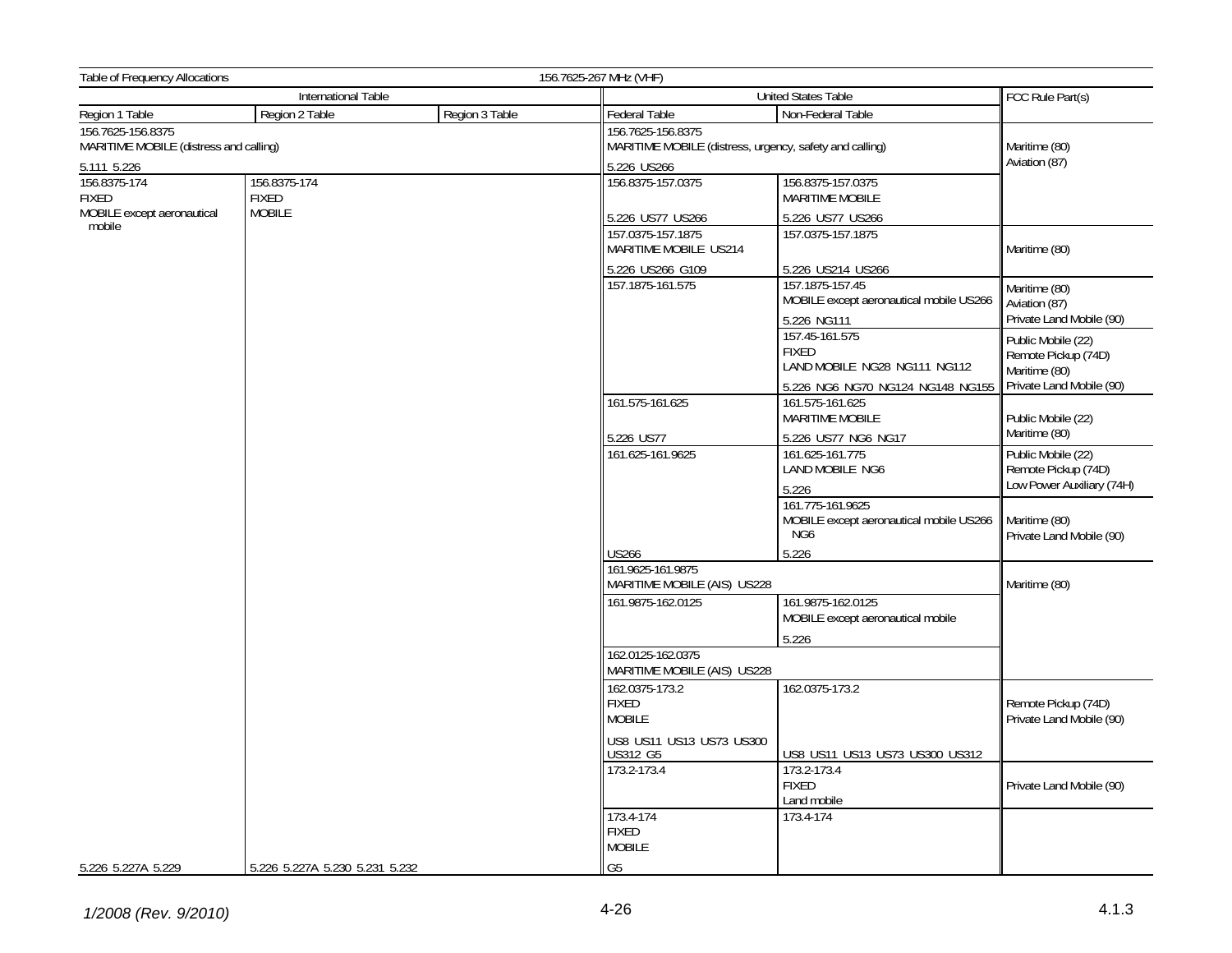Table of Frequency Allocations — 156.7625-267 MHz (VHF)

| International Table | | | United States Table | | FCC Rule Part(s) |
|---|---|---|---|---|---|
| Region 1 Table | Region 2 Table | Region 3 Table | Federal Table | Non-Federal Table | |
| 156.7625-156.8375 MARITIME MOBILE (distress and calling) 5.111 5.226 | | | 156.7625-156.8375 MARITIME MOBILE (distress, urgency, safety and calling) 5.226 US266 | | Maritime (80) Aviation (87) |
| 156.8375-174 FIXED MOBILE except aeronautical mobile | 156.8375-174 FIXED MOBILE | | 156.8375-157.0375 5.226 US77 US266 | 156.8375-157.0375 MARITIME MOBILE 5.226 US77 US266 | |
| | | | 157.0375-157.1875 MARITIME MOBILE US214 5.226 US266 G109 | 157.0375-157.1875 5.226 US214 US266 | Maritime (80) |
| | | | 157.1875-161.575 | 157.1875-157.45 MOBILE except aeronautical mobile US266 5.226 NG111 | Maritime (80) Aviation (87) Private Land Mobile (90) |
| | | | | 157.45-161.575 FIXED LAND MOBILE NG28 NG111 NG112 5.226 NG6 NG70 NG124 NG148 NG155 | Public Mobile (22) Remote Pickup (74D) Maritime (80) Private Land Mobile (90) |
| | | | 161.575-161.625 5.226 US77 | 161.575-161.625 MARITIME MOBILE 5.226 US77 NG6 NG17 | Public Mobile (22) Maritime (80) |
| | | | 161.625-161.9625 | 161.625-161.775 LAND MOBILE NG6 5.226 | Public Mobile (22) Remote Pickup (74D) Low Power Auxiliary (74H) |
| | | | US266 | 161.775-161.9625 MOBILE except aeronautical mobile US266 NG6 5.226 | Maritime (80) Private Land Mobile (90) |
| | | | 161.9625-161.9875 MARITIME MOBILE (AIS) US228 | | Maritime (80) |
| | | | 161.9875-162.0125 | 161.9875-162.0125 MOBILE except aeronautical mobile 5.226 | |
| | | | 162.0125-162.0375 MARITIME MOBILE (AIS) US228 | | |
| | | | 162.0375-173.2 FIXED MOBILE US8 US11 US13 US73 US300 US312 G5 | 162.0375-173.2 US8 US11 US13 US73 US300 US312 | Remote Pickup (74D) Private Land Mobile (90) |
| | | | 173.2-173.4 | 173.2-173.4 FIXED Land mobile | Private Land Mobile (90) |
| | | | 173.4-174 FIXED MOBILE G5 | 173.4-174 | |
| 5.226 5.227A 5.229 | 5.226 5.227A 5.230 5.231 5.232 | | | | |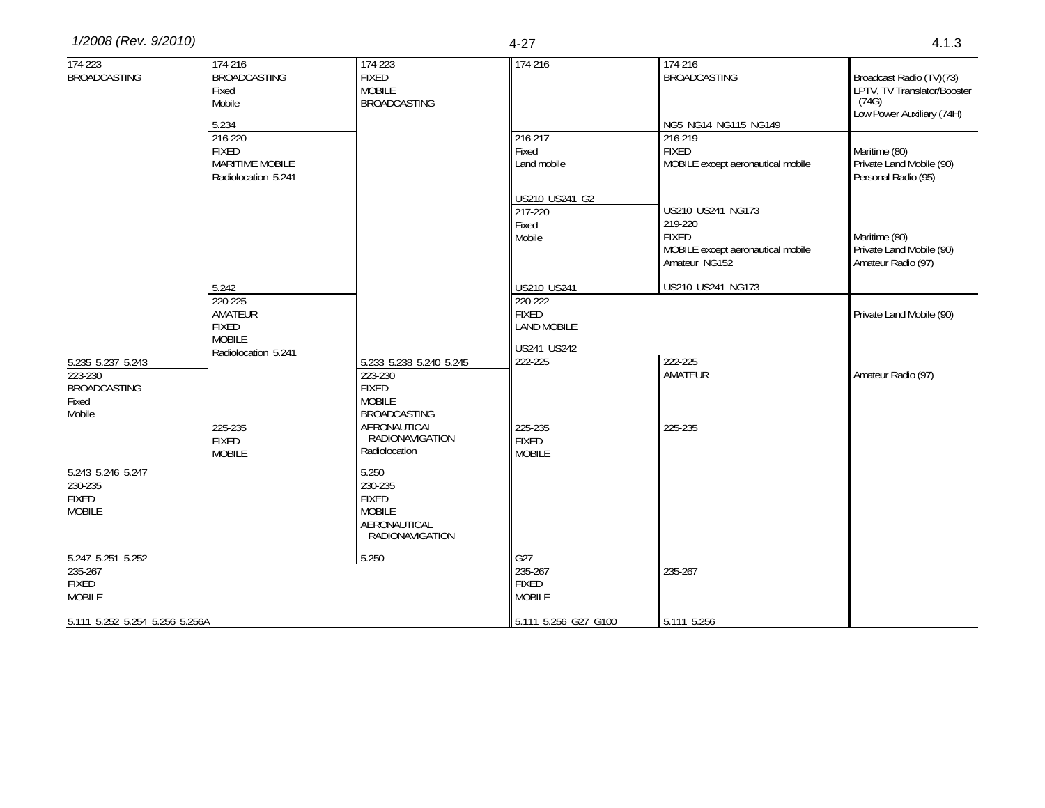| Region 1 | Region 2 | Region 3 | Federal | Non-Federal | FCC Rule Part(s) |
|---|---|---|---|---|---|
| 174-223 BROADCASTING | 174-216 BROADCASTING Fixed Mobile 5.234 | 174-223 FIXED MOBILE BROADCASTING | 174-216 | 174-216 BROADCASTING NG5 NG14 NG115 NG149 | Broadcast Radio (TV)(73) LPTV, TV Translator/Booster (74G) Low Power Auxiliary (74H) |
| | 216-220 FIXED MARITIME MOBILE Radiolocation 5.241 5.242 | | 216-217 Fixed Land mobile US210 US241 G2 | 216-219 FIXED MOBILE except aeronautical mobile US210 US241 NG173 | Maritime (80) Private Land Mobile (90) Personal Radio (95) |
| | | | 217-220 Fixed Mobile US210 US241 | 219-220 FIXED MOBILE except aeronautical mobile Amateur NG152 US210 US241 NG173 | Maritime (80) Private Land Mobile (90) Amateur Radio (97) |
| 5.235 5.237 5.243 | 220-225 AMATEUR FIXED MOBILE Radiolocation 5.241 | 5.233 5.238 5.240 5.245 | 220-222 FIXED LAND MOBILE US241 US242 | | Private Land Mobile (90) |
| 223-230 BROADCASTING Fixed Mobile 5.243 5.246 5.247 | | 223-230 FIXED MOBILE BROADCASTING AERONAUTICAL RADIONAVIGATION Radiolocation 5.250 | 222-225 | 222-225 AMATEUR | Amateur Radio (97) |
| | 225-235 FIXED MOBILE | | 225-235 FIXED MOBILE G27 | 225-235 | |
| 230-235 FIXED MOBILE 5.247 5.251 5.252 | | 230-235 FIXED MOBILE AERONAUTICAL RADIONAVIGATION 5.250 | | | |
| 235-267 FIXED MOBILE 5.111 5.252 5.254 5.256 5.256A | | | 235-267 FIXED MOBILE 5.111 5.256 G27 G100 | 235-267 5.111 5.256 | |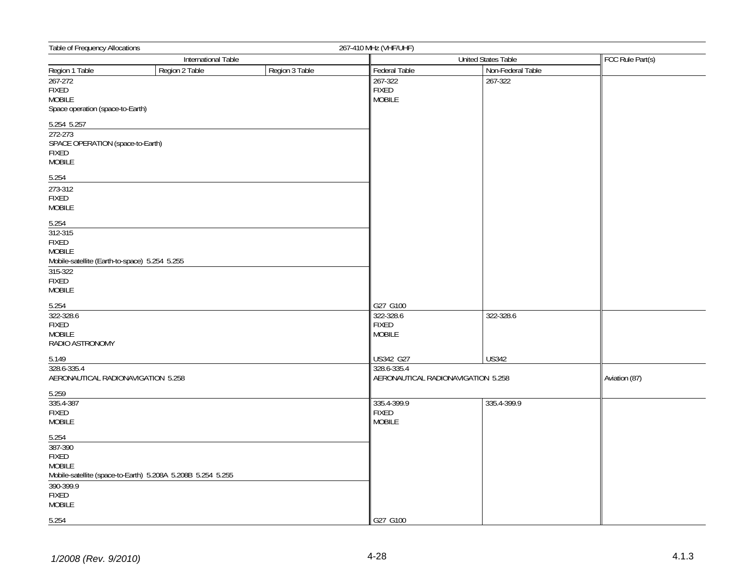Table of Frequency Allocations 267-410 MHz (VHF/UHF)

| International Table | | | United States Table | | FCC Rule Part(s) |
|---|---|---|---|---|---|
| Region 1 Table | Region 2 Table | Region 3 Table | Federal Table | Non-Federal Table | |
| 267-272<br>FIXED<br>MOBILE<br>Space operation (space-to-Earth)<br><br>5.254 5.257 | | | 267-322<br>FIXED<br>MOBILE | 267-322 | |
| 272-273<br>SPACE OPERATION (space-to-Earth)<br>FIXED<br>MOBILE<br><br>5.254 | | | | | |
| 273-312<br>FIXED<br>MOBILE<br><br>5.254 | | | | | |
| 312-315<br>FIXED<br>MOBILE<br>Mobile-satellite (Earth-to-space) 5.254 5.255 | | | | | |
| 315-322<br>FIXED<br>MOBILE<br><br>5.254 | | | G27 G100 | | |
| 322-328.6<br>FIXED<br>MOBILE<br>RADIO ASTRONOMY<br><br>5.149 | | | 322-328.6<br>FIXED<br>MOBILE<br><br>US342 G27 | 322-328.6<br><br><br><br><br>US342 | |
| 328.6-335.4<br>AERONAUTICAL RADIONAVIGATION 5.258<br><br>5.259 | | | 328.6-335.4<br>AERONAUTICAL RADIONAVIGATION 5.258 | | Aviation (87) |
| 335.4-387<br>FIXED<br>MOBILE<br><br>5.254 | | | 335.4-399.9<br>FIXED<br>MOBILE | 335.4-399.9 | |
| 387-390<br>FIXED<br>MOBILE<br>Mobile-satellite (space-to-Earth) 5.208A 5.208B 5.254 5.255 | | | | | |
| 390-399.9<br>FIXED<br>MOBILE<br><br>5.254 | | | G27 G100 | | |

*1/2008 (Rev. 9/2010)*

4.1.3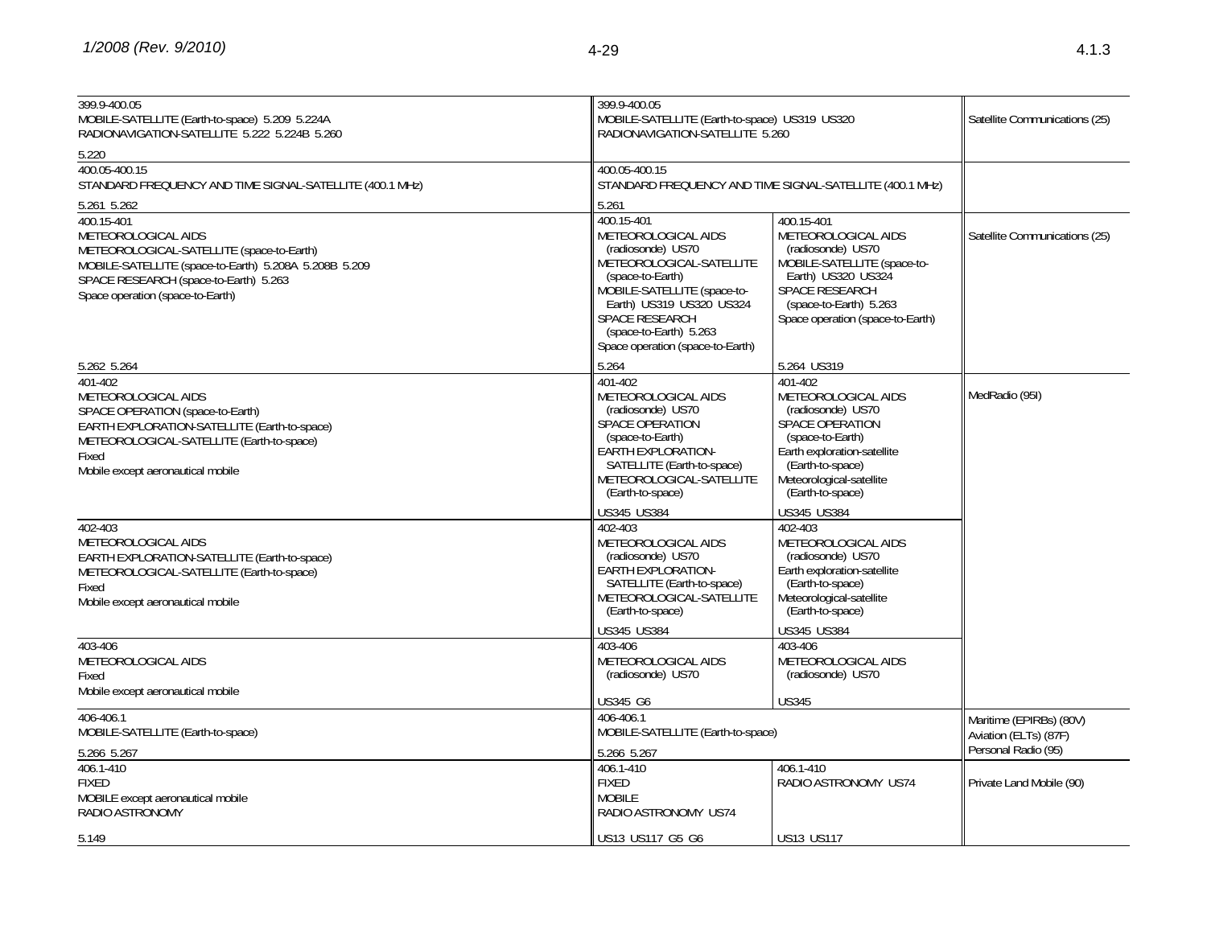| International Table | United States Table: Federal Table | United States Table: Non-Federal Table | FCC Rule Part(s) |
|---|---|---|---|
| 399.9-400.05<br>MOBILE-SATELLITE (Earth-to-space) 5.209 5.224A<br>RADIONAVIGATION-SATELLITE 5.222 5.224B 5.260<br><br>5.220 | 399.9-400.05<br>MOBILE-SATELLITE (Earth-to-space) US319 US320<br>RADIONAVIGATION-SATELLITE 5.260 | | Satellite Communications (25) |
| 400.05-400.15<br>STANDARD FREQUENCY AND TIME SIGNAL-SATELLITE (400.1 MHz)<br><br>5.261 5.262 | 400.05-400.15<br>STANDARD FREQUENCY AND TIME SIGNAL-SATELLITE (400.1 MHz)<br><br>5.261 | | |
| 400.15-401<br>METEOROLOGICAL AIDS<br>METEOROLOGICAL-SATELLITE (space-to-Earth)<br>MOBILE-SATELLITE (space-to-Earth) 5.208A 5.208B 5.209<br>SPACE RESEARCH (space-to-Earth) 5.263<br>Space operation (space-to-Earth)<br><br>5.262 5.264 | 400.15-401<br>METEOROLOGICAL AIDS (radiosonde) US70<br>METEOROLOGICAL-SATELLITE (space-to-Earth)<br>MOBILE-SATELLITE (space-to-Earth) US319 US320 US324<br>SPACE RESEARCH (space-to-Earth) 5.263<br>Space operation (space-to-Earth)<br><br>5.264 | 400.15-401<br>METEOROLOGICAL AIDS (radiosonde) US70<br>MOBILE-SATELLITE (space-to-Earth) US320 US324<br>SPACE RESEARCH (space-to-Earth) 5.263<br>Space operation (space-to-Earth)<br><br>5.264 US319 | Satellite Communications (25) |
| 401-402<br>METEOROLOGICAL AIDS<br>SPACE OPERATION (space-to-Earth)<br>EARTH EXPLORATION-SATELLITE (Earth-to-space)<br>METEOROLOGICAL-SATELLITE (Earth-to-space)<br>Fixed<br>Mobile except aeronautical mobile | 401-402<br>METEOROLOGICAL AIDS (radiosonde) US70<br>SPACE OPERATION (space-to-Earth)<br>EARTH EXPLORATION-SATELLITE (Earth-to-space)<br>METEOROLOGICAL-SATELLITE (Earth-to-space)<br><br>US345 US384 | 401-402<br>METEOROLOGICAL AIDS (radiosonde) US70<br>SPACE OPERATION (space-to-Earth)<br>Earth exploration-satellite (Earth-to-space)<br>Meteorological-satellite (Earth-to-space)<br><br>US345 US384 | MedRadio (95I) |
| 402-403<br>METEOROLOGICAL AIDS<br>EARTH EXPLORATION-SATELLITE (Earth-to-space)<br>METEOROLOGICAL-SATELLITE (Earth-to-space)<br>Fixed<br>Mobile except aeronautical mobile | 402-403<br>METEOROLOGICAL AIDS (radiosonde) US70<br>EARTH EXPLORATION-SATELLITE (Earth-to-space)<br>METEOROLOGICAL-SATELLITE (Earth-to-space)<br><br>US345 US384 | 402-403<br>METEOROLOGICAL AIDS (radiosonde) US70<br>Earth exploration-satellite (Earth-to-space)<br>Meteorological-satellite (Earth-to-space)<br><br>US345 US384 | |
| 403-406<br>METEOROLOGICAL AIDS<br>Fixed<br>Mobile except aeronautical mobile | 403-406<br>METEOROLOGICAL AIDS (radiosonde) US70<br><br>US345 G6 | 403-406<br>METEOROLOGICAL AIDS (radiosonde) US70<br><br>US345 | |
| 406-406.1<br>MOBILE-SATELLITE (Earth-to-space)<br><br>5.266 5.267 | 406-406.1<br>MOBILE-SATELLITE (Earth-to-space)<br><br>5.266 5.267 | | Maritime (EPIRBs) (80V)<br>Aviation (ELTs) (87F)<br>Personal Radio (95) |
| 406.1-410<br>FIXED<br>MOBILE except aeronautical mobile<br>RADIO ASTRONOMY<br><br>5.149 | 406.1-410<br>FIXED<br>MOBILE<br>RADIO ASTRONOMY US74<br><br>US13 US117 G5 G6 | 406.1-410<br>RADIO ASTRONOMY US74<br><br>US13 US117 | Private Land Mobile (90) |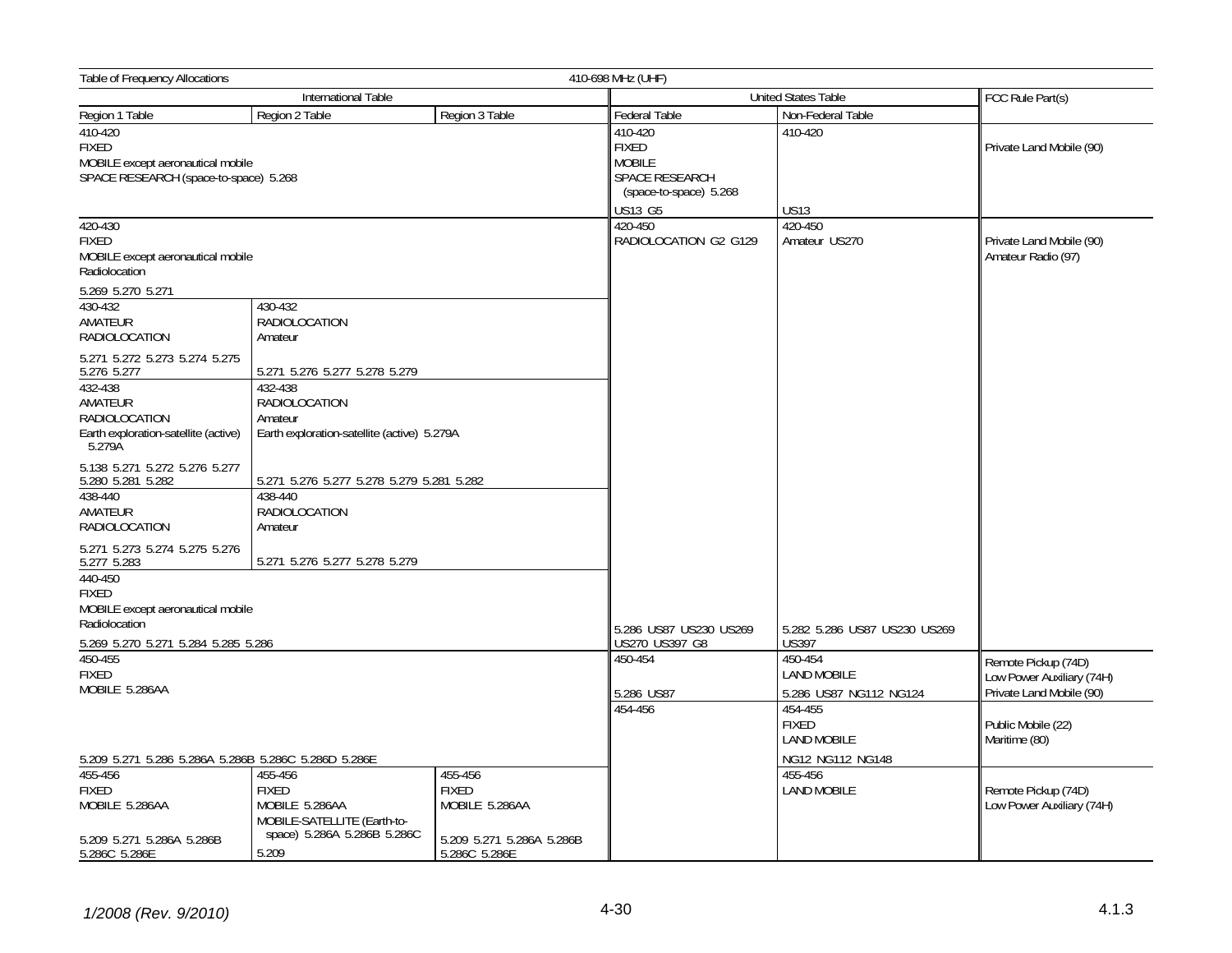Table of Frequency Allocations — 410-698 MHz (UHF)

| International Table | | | United States Table | | FCC Rule Part(s) |
|---|---|---|---|---|---|
| Region 1 Table | Region 2 Table | Region 3 Table | Federal Table | Non-Federal Table | |
| 410-420<br>FIXED<br>MOBILE except aeronautical mobile<br>SPACE RESEARCH (space-to-space) 5.268 | | | 410-420<br>FIXED<br>MOBILE<br>SPACE RESEARCH (space-to-space) 5.268<br><br>US13 G5 | 410-420<br><br><br><br><br>US13 | Private Land Mobile (90) |
| 420-430<br>FIXED<br>MOBILE except aeronautical mobile<br>Radiolocation<br><br>5.269 5.270 5.271 | | | 420-450<br>RADIOLOCATION G2 G129<br><br><br><br><br><br><br><br><br><br><br><br><br><br>5.286 US87 US230 US269 US270 US397 G8 | 420-450<br>Amateur US270<br><br><br><br><br><br><br><br><br><br><br><br><br><br>5.282 5.286 US87 US230 US269 US397 | Private Land Mobile (90)<br>Amateur Radio (97) |
| 430-432<br>AMATEUR<br>RADIOLOCATION<br><br>5.271 5.272 5.273 5.274 5.275 5.276 5.277 | 430-432<br>RADIOLOCATION<br>Amateur<br><br>5.271 5.276 5.277 5.278 5.279 | | | | |
| 432-438<br>AMATEUR<br>RADIOLOCATION<br>Earth exploration-satellite (active) 5.279A<br><br>5.138 5.271 5.272 5.276 5.277 5.280 5.281 5.282 | 432-438<br>RADIOLOCATION<br>Amateur<br>Earth exploration-satellite (active) 5.279A<br><br>5.271 5.276 5.277 5.278 5.279 5.281 5.282 | | | | |
| 438-440<br>AMATEUR<br>RADIOLOCATION<br><br>5.271 5.273 5.274 5.275 5.276 5.277 5.283 | 438-440<br>RADIOLOCATION<br>Amateur<br><br>5.271 5.276 5.277 5.278 5.279 | | | | |
| 440-450<br>FIXED<br>MOBILE except aeronautical mobile<br>Radiolocation<br><br>5.269 5.270 5.271 5.284 5.285 5.286 | | | | | |
| 450-455<br>FIXED<br>MOBILE 5.286AA<br><br><br><br><br><br>5.209 5.271 5.286 5.286A 5.286B 5.286C 5.286D 5.286E | | | 450-454<br><br><br>5.286 US87 | 450-454<br>LAND MOBILE<br><br>5.286 US87 NG112 NG124 | Remote Pickup (74D)<br>Low Power Auxiliary (74H)<br>Private Land Mobile (90) |
| | | | 454-456 | 454-455<br>FIXED<br>LAND MOBILE<br><br>NG12 NG112 NG148 | Public Mobile (22)<br>Maritime (80) |
| 455-456<br>FIXED<br>MOBILE 5.286AA<br><br><br>5.209 5.271 5.286A 5.286B 5.286C 5.286E | 455-456<br>FIXED<br>MOBILE 5.286AA<br>MOBILE-SATELLITE (Earth-to-space) 5.286A 5.286B 5.286C<br>5.209 | 455-456<br>FIXED<br>MOBILE 5.286AA<br><br><br>5.209 5.271 5.286A 5.286B 5.286C 5.286E | | 455-456<br>LAND MOBILE | Remote Pickup (74D)<br>Low Power Auxiliary (74H) |

*1/2008 (Rev. 9/2010)*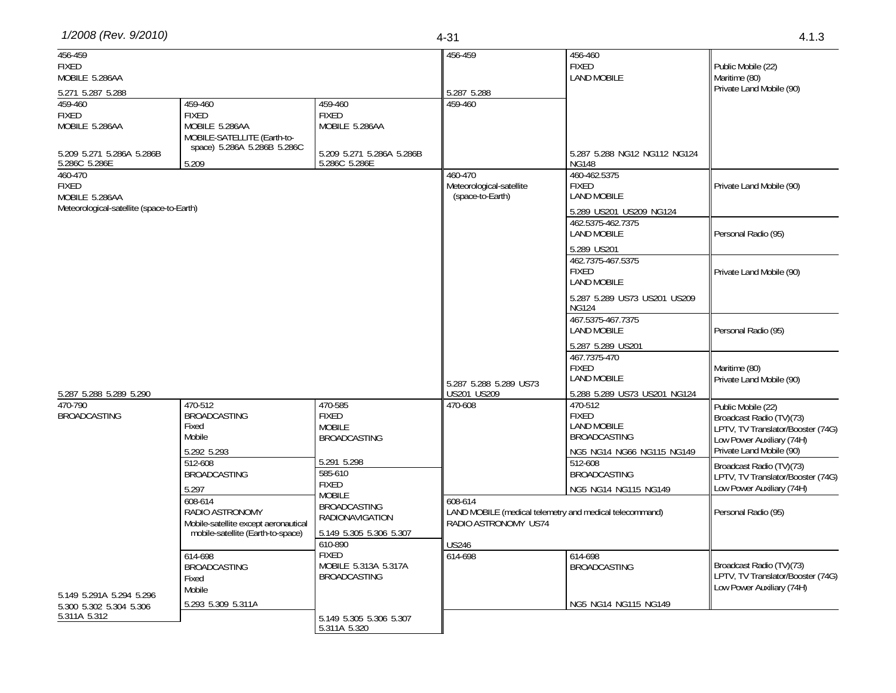| Region 1 Table | Region 2 Table | Region 3 Table | Federal Table | Non-Federal Table | FCC Rule Part(s) |
|---|---|---|---|---|---|
| 456-459 FIXED MOBILE 5.286AA 5.271 5.287 5.288 | | | 456-459 5.287 5.288 | 456-460 FIXED LAND MOBILE 5.287 5.288 NG12 NG112 NG124 NG148 | Public Mobile (22) Maritime (80) Private Land Mobile (90) |
| 459-460 FIXED MOBILE 5.286AA 5.209 5.271 5.286A 5.286B 5.286C 5.286E | 459-460 FIXED MOBILE 5.286AA MOBILE-SATELLITE (Earth-to-space) 5.286A 5.286B 5.286C 5.209 | 459-460 FIXED MOBILE 5.286AA 5.209 5.271 5.286A 5.286B 5.286C 5.286E | 459-460 | | |
| 460-470 FIXED MOBILE 5.286AA Meteorological-satellite (space-to-Earth) 5.287 5.288 5.289 5.290 | | | 460-470 Meteorological-satellite (space-to-Earth) 5.287 5.288 5.289 US73 US201 US209 | 460-462.5375 FIXED LAND MOBILE 5.289 US201 US209 NG124 | Private Land Mobile (90) |
| | | | | 462.5375-462.7375 LAND MOBILE 5.289 US201 | Personal Radio (95) |
| | | | | 462.7375-467.5375 FIXED LAND MOBILE 5.287 5.289 US73 US201 US209 NG124 | Private Land Mobile (90) |
| | | | | 467.5375-467.7375 LAND MOBILE 5.287 5.289 US201 | Personal Radio (95) |
| | | | | 467.7375-470 FIXED LAND MOBILE 5.288 5.289 US73 US201 NG124 | Maritime (80) Private Land Mobile (90) |
| 470-790 BROADCASTING 5.149 5.291A 5.294 5.296 5.300 5.302 5.304 5.306 5.311A 5.312 | 470-512 BROADCASTING Fixed Mobile 5.292 5.293 | 470-585 FIXED MOBILE BROADCASTING 5.291 5.298 | 470-608 | 470-512 FIXED LAND MOBILE BROADCASTING NG5 NG14 NG66 NG115 NG149 | Public Mobile (22) Broadcast Radio (TV)(73) LPTV, TV Translator/Booster (74G) Low Power Auxiliary (74H) Private Land Mobile (90) |
| | 512-608 BROADCASTING 5.297 | 585-610 FIXED MOBILE BROADCASTING RADIONAVIGATION 5.149 5.305 5.306 5.307 | | 512-608 BROADCASTING NG5 NG14 NG115 NG149 | Broadcast Radio (TV)(73) LPTV, TV Translator/Booster (74G) Low Power Auxiliary (74H) |
| | 608-614 RADIO ASTRONOMY Mobile-satellite except aeronautical mobile-satellite (Earth-to-space) | | 608-614 LAND MOBILE (medical telemetry and medical telecommand) RADIO ASTRONOMY US74 US246 | | Personal Radio (95) |
| | 614-698 BROADCASTING Fixed Mobile 5.293 5.309 5.311A | 610-890 FIXED MOBILE 5.313A 5.317A BROADCASTING 5.149 5.305 5.306 5.307 5.311A 5.320 | 614-698 | 614-698 BROADCASTING NG5 NG14 NG115 NG149 | Broadcast Radio (TV)(73) LPTV, TV Translator/Booster (74G) Low Power Auxiliary (74H) |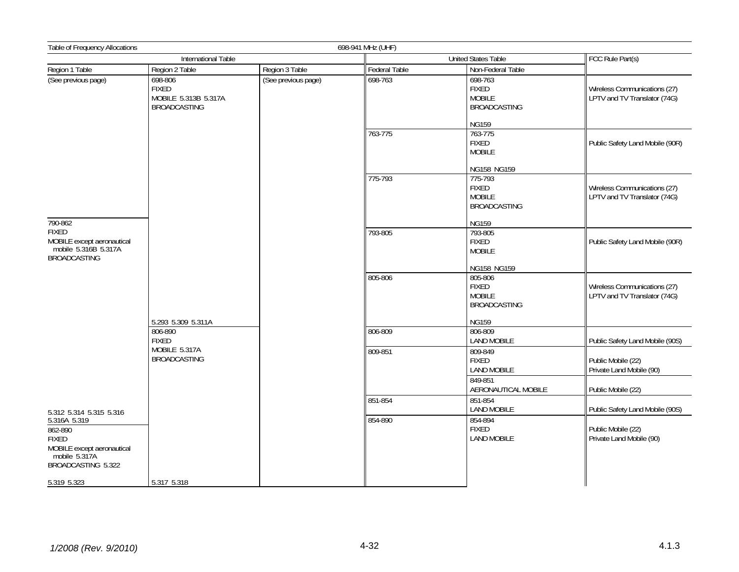Table of Frequency Allocations — 698-941 MHz (UHF)

| International Table | | | United States Table | | FCC Rule Part(s) |
|---|---|---|---|---|---|
| Region 1 Table | Region 2 Table | Region 3 Table | Federal Table | Non-Federal Table | |
| (See previous page) | 698-806<br>FIXED<br>MOBILE 5.313B 5.317A<br>BROADCASTING | (See previous page) | 698-763 | 698-763<br>FIXED<br>MOBILE<br>BROADCASTING<br><br>NG159 | Wireless Communications (27)<br>LPTV and TV Translator (74G) |
| | | | 763-775 | 763-775<br>FIXED<br>MOBILE<br><br>NG158 NG159 | Public Safety Land Mobile (90R) |
| | | | 775-793 | 775-793<br>FIXED<br>MOBILE<br>BROADCASTING<br><br>NG159 | Wireless Communications (27)<br>LPTV and TV Translator (74G) |
| 790-862<br>FIXED<br>MOBILE except aeronautical mobile 5.316B 5.317A<br>BROADCASTING | | | 793-805 | 793-805<br>FIXED<br>MOBILE<br><br>NG158 NG159 | Public Safety Land Mobile (90R) |
| | 5.293 5.309 5.311A | | 805-806 | 805-806<br>FIXED<br>MOBILE<br>BROADCASTING<br><br>NG159 | Wireless Communications (27)<br>LPTV and TV Translator (74G) |
| | 806-890<br>FIXED<br>MOBILE 5.317A<br>BROADCASTING | | 806-809 | 806-809<br>LAND MOBILE | Public Safety Land Mobile (90S) |
| | | | 809-851 | 809-849<br>FIXED<br>LAND MOBILE | Public Mobile (22)<br>Private Land Mobile (90) |
| | | | | 849-851<br>AERONAUTICAL MOBILE | Public Mobile (22) |
| 5.312 5.314 5.315 5.316 5.316A 5.319 | | | 851-854 | 851-854<br>LAND MOBILE | Public Safety Land Mobile (90S) |
| 862-890<br>FIXED<br>MOBILE except aeronautical mobile 5.317A<br>BROADCASTING 5.322<br><br>5.319 5.323 | 5.317 5.318 | | 854-890 | 854-894<br>FIXED<br>LAND MOBILE | Public Mobile (22)<br>Private Land Mobile (90) |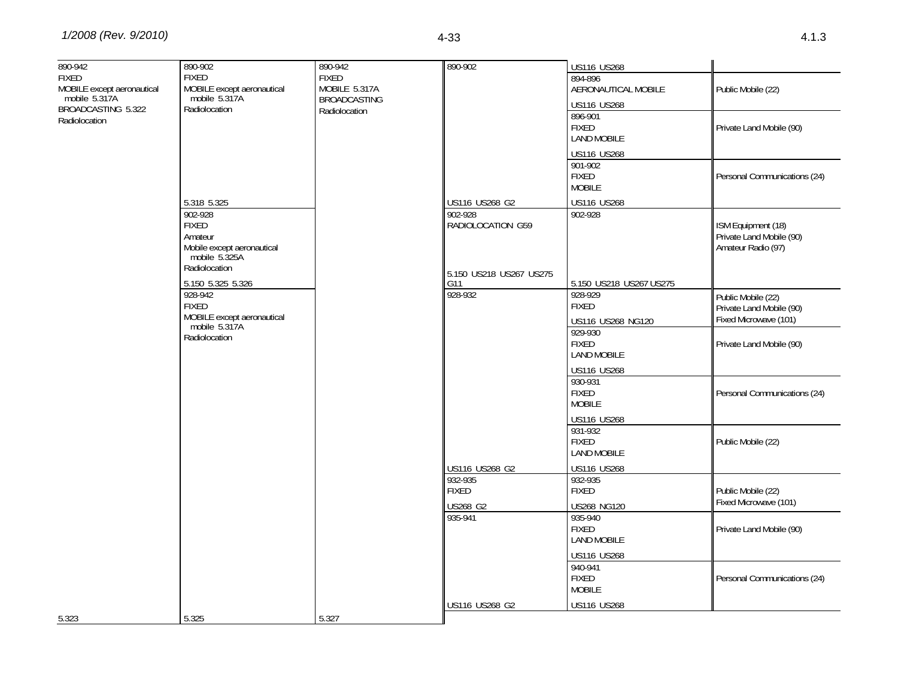| Region 1 Table | Region 2 Table | Region 3 Table | Federal Table | Non-Federal Table | FCC Rule Part(s) |
|---|---|---|---|---|---|
| 890-942 FIXED MOBILE except aeronautical mobile 5.317A BROADCASTING 5.322 Radiolocation | 890-902 FIXED MOBILE except aeronautical mobile 5.317A Radiolocation | 890-942 FIXED MOBILE 5.317A BROADCASTING Radiolocation | 890-902 | US116 US268 | |
| | | | | 894-896 AERONAUTICAL MOBILE US116 US268 | Public Mobile (22) |
| | | | | 896-901 FIXED LAND MOBILE US116 US268 | Private Land Mobile (90) |
| | | | | 901-902 FIXED MOBILE | Personal Communications (24) |
| | 5.318 5.325 | | US116 US268 G2 | US116 US268 | |
| | 902-928 FIXED Amateur Mobile except aeronautical mobile 5.325A Radiolocation 5.150 5.325 5.326 | | 902-928 RADIOLOCATION G59 5.150 US218 US267 US275 G11 | 902-928 5.150 US218 US267 US275 | ISM Equipment (18) Private Land Mobile (90) Amateur Radio (97) |
| | 928-942 FIXED MOBILE except aeronautical mobile 5.317A Radiolocation | | 928-932 | 928-929 FIXED US116 US268 NG120 | Public Mobile (22) Private Land Mobile (90) Fixed Microwave (101) |
| | | | | 929-930 FIXED LAND MOBILE US116 US268 | Private Land Mobile (90) |
| | | | | 930-931 FIXED MOBILE US116 US268 | Personal Communications (24) |
| | | | | 931-932 FIXED LAND MOBILE | Public Mobile (22) |
| | | | US116 US268 G2 | US116 US268 | |
| | | | 932-935 FIXED US268 G2 | 932-935 FIXED US268 NG120 | Public Mobile (22) Fixed Microwave (101) |
| | | | 935-941 | 935-940 FIXED LAND MOBILE US116 US268 | Private Land Mobile (90) |
| | | | | 940-941 FIXED MOBILE | Personal Communications (24) |
| | | | US116 US268 G2 | US116 US268 | |
| 5.323 | 5.325 | 5.327 | | | |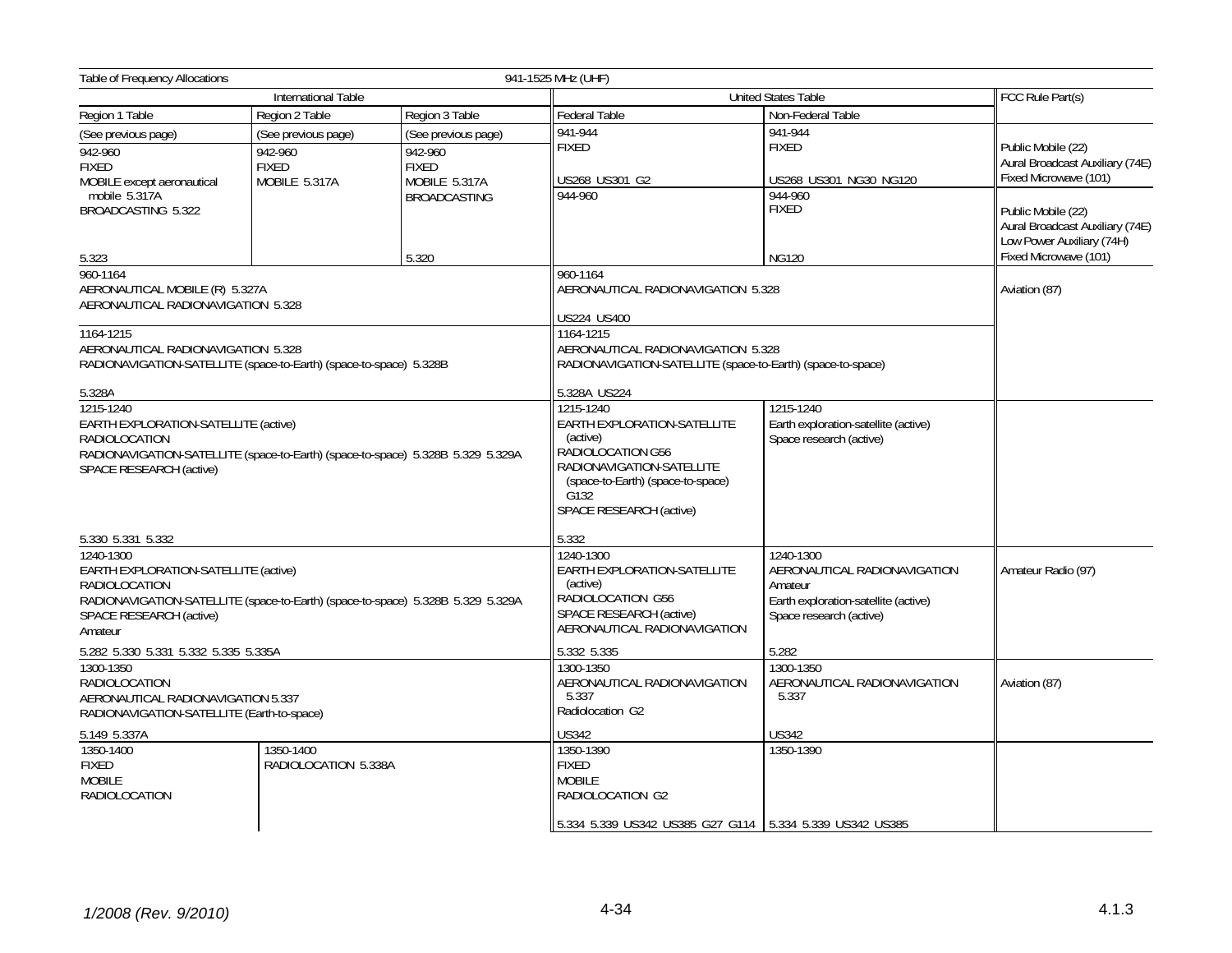Table of Frequency Allocations — 941-1525 MHz (UHF)

| International Table | | | United States Table | | FCC Rule Part(s) |
|---|---|---|---|---|---|
| Region 1 Table | Region 2 Table | Region 3 Table | Federal Table | Non-Federal Table | |
| (See previous page) | (See previous page) | (See previous page) | 941-944<br>FIXED<br><br>US268 US301 G2 | 941-944<br>FIXED<br><br>US268 US301 NG30 NG120 | Public Mobile (22)<br>Aural Broadcast Auxiliary (74E)<br>Fixed Microwave (101) |
| 942-960<br>FIXED<br>MOBILE except aeronautical mobile 5.317A<br>BROADCASTING 5.322<br><br>5.323 | 942-960<br>FIXED<br>MOBILE 5.317A | 942-960<br>FIXED<br>MOBILE 5.317A<br>BROADCASTING<br><br>5.320 | 944-960 | 944-960<br>FIXED<br><br>NG120 | Public Mobile (22)<br>Aural Broadcast Auxiliary (74E)<br>Low Power Auxiliary (74H)<br>Fixed Microwave (101) |
| 960-1164<br>AERONAUTICAL MOBILE (R) 5.327A<br>AERONAUTICAL RADIONAVIGATION 5.328 | | | 960-1164<br>AERONAUTICAL RADIONAVIGATION 5.328<br><br>US224 US400 | | Aviation (87) |
| 1164-1215<br>AERONAUTICAL RADIONAVIGATION 5.328<br>RADIONAVIGATION-SATELLITE (space-to-Earth) (space-to-space) 5.328B<br><br>5.328A | | | 1164-1215<br>AERONAUTICAL RADIONAVIGATION 5.328<br>RADIONAVIGATION-SATELLITE (space-to-Earth) (space-to-space)<br><br>5.328A US224 | | |
| 1215-1240<br>EARTH EXPLORATION-SATELLITE (active)<br>RADIOLOCATION<br>RADIONAVIGATION-SATELLITE (space-to-Earth) (space-to-space) 5.328B 5.329 5.329A<br>SPACE RESEARCH (active)<br><br>5.330 5.331 5.332 | | | 1215-1240<br>EARTH EXPLORATION-SATELLITE (active)<br>RADIOLOCATION G56<br>RADIONAVIGATION-SATELLITE (space-to-Earth) (space-to-space) G132<br>SPACE RESEARCH (active)<br><br>5.332 | 1215-1240<br>Earth exploration-satellite (active)<br>Space research (active) | |
| 1240-1300<br>EARTH EXPLORATION-SATELLITE (active)<br>RADIOLOCATION<br>RADIONAVIGATION-SATELLITE (space-to-Earth) (space-to-space) 5.328B 5.329 5.329A<br>SPACE RESEARCH (active)<br>Amateur<br><br>5.282 5.330 5.331 5.332 5.335 5.335A | | | 1240-1300<br>EARTH EXPLORATION-SATELLITE (active)<br>RADIOLOCATION G56<br>SPACE RESEARCH (active)<br>AERONAUTICAL RADIONAVIGATION<br><br>5.332 5.335 | 1240-1300<br>AERONAUTICAL RADIONAVIGATION<br>Amateur<br>Earth exploration-satellite (active)<br>Space research (active)<br><br>5.282 | Amateur Radio (97) |
| 1300-1350<br>RADIOLOCATION<br>AERONAUTICAL RADIONAVIGATION 5.337<br>RADIONAVIGATION-SATELLITE (Earth-to-space)<br><br>5.149 5.337A | | | 1300-1350<br>AERONAUTICAL RADIONAVIGATION 5.337<br>Radiolocation G2<br><br>US342 | 1300-1350<br>AERONAUTICAL RADIONAVIGATION 5.337<br><br>US342 | Aviation (87) |
| 1350-1400<br>FIXED<br>MOBILE<br>RADIOLOCATION | 1350-1400<br>RADIOLOCATION 5.338A | | 1350-1390<br>FIXED<br>MOBILE<br>RADIOLOCATION G2<br><br>5.334 5.339 US342 US385 G27 G114 | 1350-1390<br><br>5.334 5.339 US342 US385 | |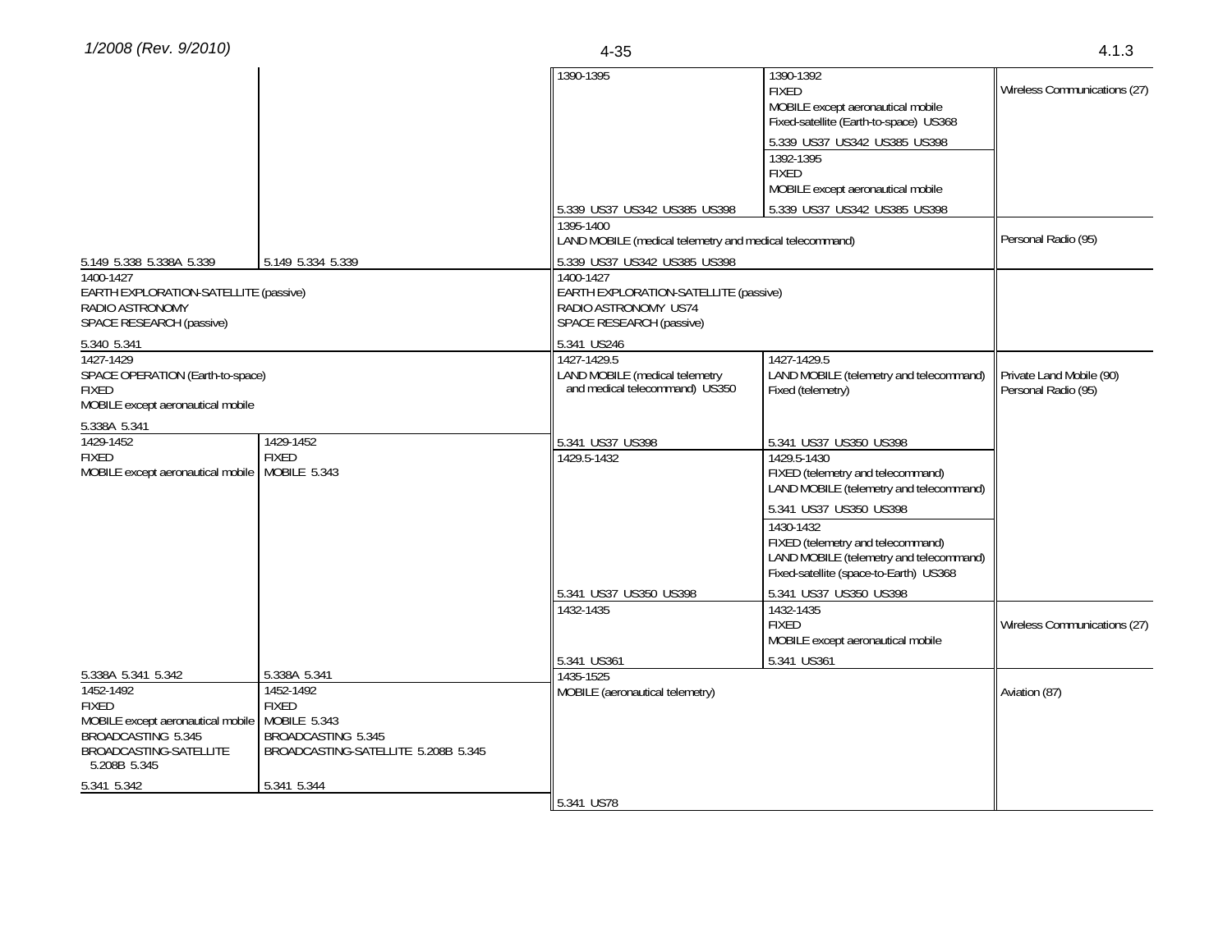| Region 1 Table | Region 2 Table | Region 3 Table | Federal Table | Non-Federal Table | FCC Rule Part(s) |
|---|---|---|---|---|---|
| | | | 1390-1395 | 1390-1392 FIXED MOBILE except aeronautical mobile Fixed-satellite (Earth-to-space) US368 5.339 US37 US342 US385 US398 | Wireless Communications (27) |
| | | | | 1392-1395 FIXED MOBILE except aeronautical mobile | |
| | | | 5.339 US37 US342 US385 US398 | 5.339 US37 US342 US385 US398 | |
| | | | 1395-1400 LAND MOBILE (medical telemetry and medical telecommand) 5.339 US37 US342 US385 US398 | | Personal Radio (95) |
| 5.149 5.338 5.338A 5.339 | 5.149 5.334 5.339 | | | | |
| 1400-1427 EARTH EXPLORATION-SATELLITE (passive) RADIO ASTRONOMY SPACE RESEARCH (passive) 5.340 5.341 | | | 1400-1427 EARTH EXPLORATION-SATELLITE (passive) RADIO ASTRONOMY US74 SPACE RESEARCH (passive) 5.341 US246 | | |
| 1427-1429 SPACE OPERATION (Earth-to-space) FIXED MOBILE except aeronautical mobile 5.338A 5.341 | | | 1427-1429.5 LAND MOBILE (medical telemetry and medical telecommand) US350 5.341 US37 US398 | 1427-1429.5 LAND MOBILE (telemetry and telecommand) Fixed (telemetry) 5.341 US37 US350 US398 | Private Land Mobile (90) Personal Radio (95) |
| 1429-1452 FIXED MOBILE except aeronautical mobile | 1429-1452 FIXED MOBILE 5.343 | | 1429.5-1432 | 1429.5-1430 FIXED (telemetry and telecommand) LAND MOBILE (telemetry and telecommand) 5.341 US37 US350 US398 | |
| | | | | 1430-1432 FIXED (telemetry and telecommand) LAND MOBILE (telemetry and telecommand) Fixed-satellite (space-to-Earth) US368 | |
| | | | 5.341 US37 US350 US398 | 5.341 US37 US350 US398 | |
| | | | 1432-1435 5.341 US361 | 1432-1435 FIXED MOBILE except aeronautical mobile 5.341 US361 | Wireless Communications (27) |
| 5.338A 5.341 5.342 | 5.338A 5.341 | | 1435-1525 MOBILE (aeronautical telemetry) | | Aviation (87) |
| 1452-1492 FIXED MOBILE except aeronautical mobile BROADCASTING 5.345 BROADCASTING-SATELLITE 5.208B 5.345 5.341 5.342 | 1452-1492 FIXED MOBILE 5.343 BROADCASTING 5.345 BROADCASTING-SATELLITE 5.208B 5.345 5.341 5.344 | | | | |
| | | | 5.341 US78 | | |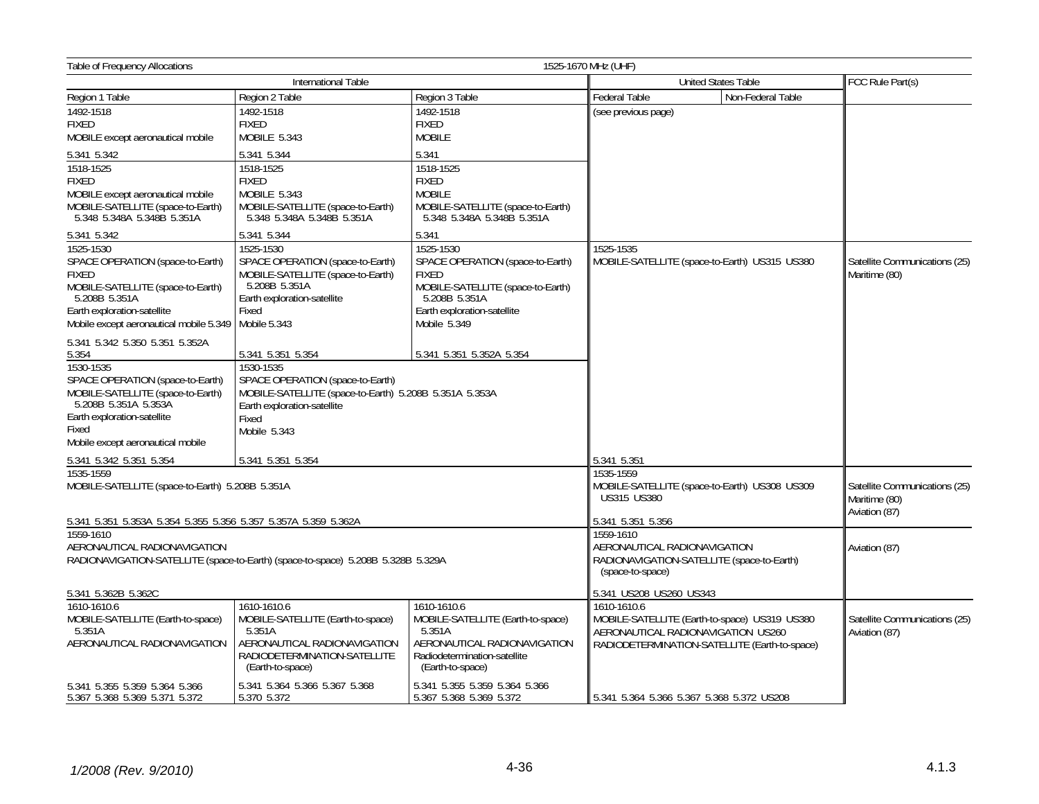Table of Frequency Allocations — 1525-1670 MHz (UHF)

| International Table | | | United States Table | | FCC Rule Part(s) |
|---|---|---|---|---|---|
| Region 1 Table | Region 2 Table | Region 3 Table | Federal Table | Non-Federal Table | |
| 1492-1518<br>FIXED<br>MOBILE except aeronautical mobile<br><br>5.341 5.342 | 1492-1518<br>FIXED<br>MOBILE 5.343<br><br>5.341 5.344 | 1492-1518<br>FIXED<br>MOBILE<br><br>5.341 | (see previous page) | | |
| 1518-1525<br>FIXED<br>MOBILE except aeronautical mobile<br>MOBILE-SATELLITE (space-to-Earth) 5.348 5.348A 5.348B 5.351A<br><br>5.341 5.342 | 1518-1525<br>FIXED<br>MOBILE 5.343<br>MOBILE-SATELLITE (space-to-Earth) 5.348 5.348A 5.348B 5.351A<br><br>5.341 5.344 | 1518-1525<br>FIXED<br>MOBILE<br>MOBILE-SATELLITE (space-to-Earth) 5.348 5.348A 5.348B 5.351A<br><br>5.341 | | | |
| 1525-1530<br>SPACE OPERATION (space-to-Earth)<br>FIXED<br>MOBILE-SATELLITE (space-to-Earth) 5.208B 5.351A<br>Earth exploration-satellite<br>Mobile except aeronautical mobile 5.349<br><br>5.341 5.342 5.350 5.351 5.352A 5.354 | 1525-1530<br>SPACE OPERATION (space-to-Earth)<br>MOBILE-SATELLITE (space-to-Earth) 5.208B 5.351A<br>Earth exploration-satellite<br>Fixed<br>Mobile 5.343<br><br>5.341 5.351 5.354 | 1525-1530<br>SPACE OPERATION (space-to-Earth)<br>FIXED<br>MOBILE-SATELLITE (space-to-Earth) 5.208B 5.351A<br>Earth exploration-satellite<br>Mobile 5.349<br><br>5.341 5.351 5.352A 5.354 | 1525-1535<br>MOBILE-SATELLITE (space-to-Earth) US315 US380<br><br>5.341 5.351 | | Satellite Communications (25)<br>Maritime (80) |
| 1530-1535<br>SPACE OPERATION (space-to-Earth)<br>MOBILE-SATELLITE (space-to-Earth) 5.208B 5.351A 5.353A<br>Earth exploration-satellite<br>Fixed<br>Mobile except aeronautical mobile<br><br>5.341 5.342 5.351 5.354 | 1530-1535<br>SPACE OPERATION (space-to-Earth)<br>MOBILE-SATELLITE (space-to-Earth) 5.208B 5.351A 5.353A<br>Earth exploration-satellite<br>Fixed<br>Mobile 5.343<br><br>5.341 5.351 5.354 | | | | |
| 1535-1559<br>MOBILE-SATELLITE (space-to-Earth) 5.208B 5.351A<br><br>5.341 5.351 5.353A 5.354 5.355 5.356 5.357 5.357A 5.359 5.362A | | | 1535-1559<br>MOBILE-SATELLITE (space-to-Earth) US308 US309 US315 US380<br><br>5.341 5.351 5.356 | | Satellite Communications (25)<br>Maritime (80)<br>Aviation (87) |
| 1559-1610<br>AERONAUTICAL RADIONAVIGATION<br>RADIONAVIGATION-SATELLITE (space-to-Earth) (space-to-space) 5.208B 5.328B 5.329A<br><br>5.341 5.362B 5.362C | | | 1559-1610<br>AERONAUTICAL RADIONAVIGATION<br>RADIONAVIGATION-SATELLITE (space-to-Earth) (space-to-space)<br><br>5.341 US208 US260 US343 | | Aviation (87) |
| 1610-1610.6<br>MOBILE-SATELLITE (Earth-to-space) 5.351A<br>AERONAUTICAL RADIONAVIGATION<br><br>5.341 5.355 5.359 5.364 5.366 5.367 5.368 5.369 5.371 5.372 | 1610-1610.6<br>MOBILE-SATELLITE (Earth-to-space) 5.351A<br>AERONAUTICAL RADIONAVIGATION<br>RADIODETERMINATION-SATELLITE (Earth-to-space)<br><br>5.341 5.364 5.366 5.367 5.368 5.370 5.372 | 1610-1610.6<br>MOBILE-SATELLITE (Earth-to-space) 5.351A<br>AERONAUTICAL RADIONAVIGATION<br>Radiodetermination-satellite (Earth-to-space)<br><br>5.341 5.355 5.359 5.364 5.366 5.367 5.368 5.369 5.372 | 1610-1610.6<br>MOBILE-SATELLITE (Earth-to-space) US319 US380<br>AERONAUTICAL RADIONAVIGATION US260<br>RADIODETERMINATION-SATELLITE (Earth-to-space)<br><br>5.341 5.364 5.366 5.367 5.368 5.372 US208 | | Satellite Communications (25)<br>Aviation (87) |

*1/2008 (Rev. 9/2010)*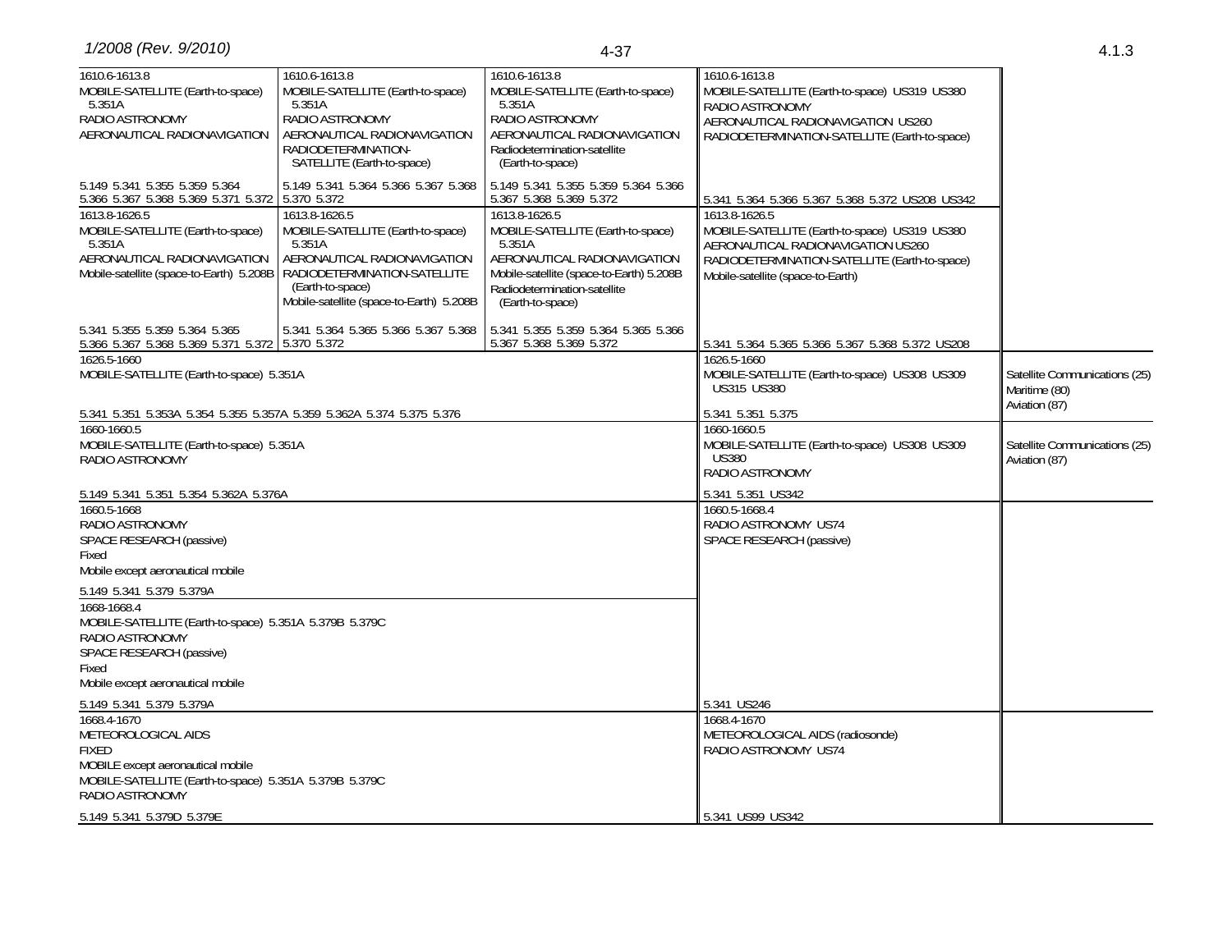| Region 1 Table | Region 2 Table | Region 3 Table | Federal Table / Non-Federal Table | FCC Rule Part(s) |
|---|---|---|---|---|
| 1610.6-1613.8<br>MOBILE-SATELLITE (Earth-to-space) 5.351A<br>RADIO ASTRONOMY<br>AERONAUTICAL RADIONAVIGATION<br><br>5.149 5.341 5.355 5.359 5.364 5.366 5.367 5.368 5.369 5.371 5.372 | 1610.6-1613.8<br>MOBILE-SATELLITE (Earth-to-space) 5.351A<br>RADIO ASTRONOMY<br>AERONAUTICAL RADIONAVIGATION<br>RADIODETERMINATION-SATELLITE (Earth-to-space)<br><br>5.149 5.341 5.364 5.366 5.367 5.368 5.370 5.372 | 1610.6-1613.8<br>MOBILE-SATELLITE (Earth-to-space) 5.351A<br>RADIO ASTRONOMY<br>AERONAUTICAL RADIONAVIGATION<br>Radiodetermination-satellite (Earth-to-space)<br><br>5.149 5.341 5.355 5.359 5.364 5.366 5.367 5.368 5.369 5.372 | 1610.6-1613.8<br>MOBILE-SATELLITE (Earth-to-space) US319 US380<br>RADIO ASTRONOMY<br>AERONAUTICAL RADIONAVIGATION US260<br>RADIODETERMINATION-SATELLITE (Earth-to-space)<br><br>5.341 5.364 5.366 5.367 5.368 5.372 US208 US342 | |
| 1613.8-1626.5<br>MOBILE-SATELLITE (Earth-to-space) 5.351A<br>AERONAUTICAL RADIONAVIGATION<br>Mobile-satellite (space-to-Earth) 5.208B<br><br>5.341 5.355 5.359 5.364 5.365 5.366 5.367 5.368 5.369 5.371 5.372 | 1613.8-1626.5<br>MOBILE-SATELLITE (Earth-to-space) 5.351A<br>AERONAUTICAL RADIONAVIGATION<br>RADIODETERMINATION-SATELLITE (Earth-to-space)<br>Mobile-satellite (space-to-Earth) 5.208B<br><br>5.341 5.364 5.365 5.366 5.367 5.368 5.370 5.372 | 1613.8-1626.5<br>MOBILE-SATELLITE (Earth-to-space) 5.351A<br>AERONAUTICAL RADIONAVIGATION<br>Mobile-satellite (space-to-Earth) 5.208B<br>Radiodetermination-satellite (Earth-to-space)<br><br>5.341 5.355 5.359 5.364 5.365 5.366 5.367 5.368 5.369 5.372 | 1613.8-1626.5<br>MOBILE-SATELLITE (Earth-to-space) US319 US380<br>AERONAUTICAL RADIONAVIGATION US260<br>RADIODETERMINATION-SATELLITE (Earth-to-space)<br>Mobile-satellite (space-to-Earth)<br><br>5.341 5.364 5.365 5.366 5.367 5.368 5.372 US208 | |
| 1626.5-1660<br>MOBILE-SATELLITE (Earth-to-space) 5.351A<br><br>5.341 5.351 5.353A 5.354 5.355 5.357A 5.359 5.362A 5.374 5.375 5.376 | | | 1626.5-1660<br>MOBILE-SATELLITE (Earth-to-space) US308 US309 US315 US380<br><br>5.341 5.351 5.375 | Satellite Communications (25)<br>Maritime (80)<br>Aviation (87) |
| 1660-1660.5<br>MOBILE-SATELLITE (Earth-to-space) 5.351A<br>RADIO ASTRONOMY<br><br>5.149 5.341 5.351 5.354 5.362A 5.376A | | | 1660-1660.5<br>MOBILE-SATELLITE (Earth-to-space) US308 US309 US380<br>RADIO ASTRONOMY<br><br>5.341 5.351 US342 | Satellite Communications (25)<br>Aviation (87) |
| 1660.5-1668<br>RADIO ASTRONOMY<br>SPACE RESEARCH (passive)<br>Fixed<br>Mobile except aeronautical mobile<br><br>5.149 5.341 5.379 5.379A | | | 1660.5-1668.4<br>RADIO ASTRONOMY US74<br>SPACE RESEARCH (passive)<br><br>5.341 US246 | |
| 1668-1668.4<br>MOBILE-SATELLITE (Earth-to-space) 5.351A 5.379B 5.379C<br>RADIO ASTRONOMY<br>SPACE RESEARCH (passive)<br>Fixed<br>Mobile except aeronautical mobile<br><br>5.149 5.341 5.379 5.379A | | | | |
| 1668.4-1670<br>METEOROLOGICAL AIDS<br>FIXED<br>MOBILE except aeronautical mobile<br>MOBILE-SATELLITE (Earth-to-space) 5.351A 5.379B 5.379C<br>RADIO ASTRONOMY<br><br>5.149 5.341 5.379D 5.379E | | | 1668.4-1670<br>METEOROLOGICAL AIDS (radiosonde)<br>RADIO ASTRONOMY US74<br><br>5.341 US99 US342 | |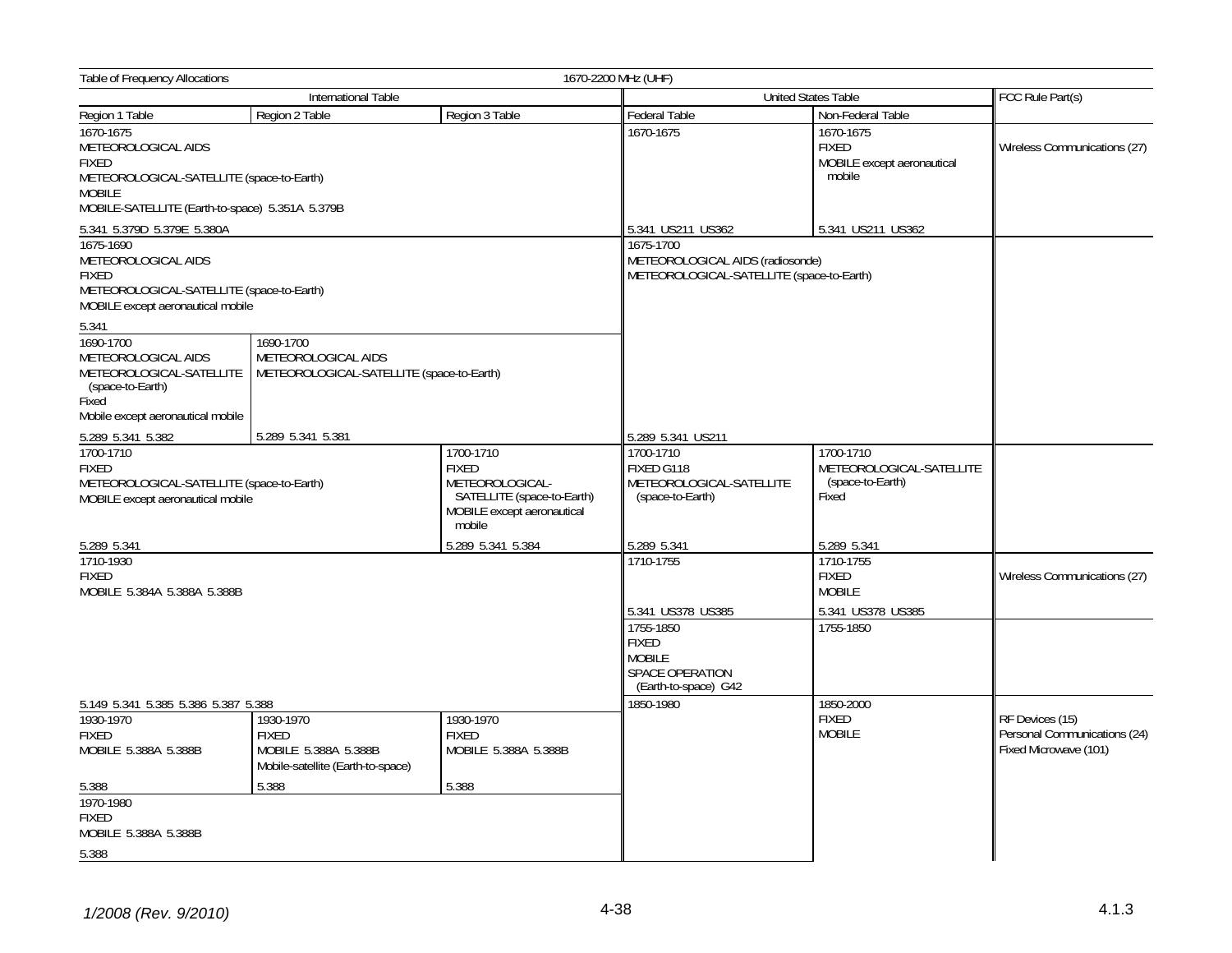Table of Frequency Allocations — 1670-2200 MHz (UHF)

| International Table | | | United States Table | | FCC Rule Part(s) |
|---|---|---|---|---|---|
| Region 1 Table | Region 2 Table | Region 3 Table | Federal Table | Non-Federal Table | |
| 1670-1675<br>METEOROLOGICAL AIDS<br>FIXED<br>METEOROLOGICAL-SATELLITE (space-to-Earth)<br>MOBILE<br>MOBILE-SATELLITE (Earth-to-space) 5.351A 5.379B<br><br>5.341 5.379D 5.379E 5.380A | | | 1670-1675<br><br>5.341 US211 US362 | 1670-1675<br>FIXED<br>MOBILE except aeronautical mobile<br><br>5.341 US211 US362 | Wireless Communications (27) |
| 1675-1690<br>METEOROLOGICAL AIDS<br>FIXED<br>METEOROLOGICAL-SATELLITE (space-to-Earth)<br>MOBILE except aeronautical mobile<br><br>5.341 | | | 1675-1700<br>METEOROLOGICAL AIDS (radiosonde)<br>METEOROLOGICAL-SATELLITE (space-to-Earth)<br><br>5.289 5.341 US211 | | |
| 1690-1700<br>METEOROLOGICAL AIDS<br>METEOROLOGICAL-SATELLITE (space-to-Earth)<br>Fixed<br>Mobile except aeronautical mobile<br><br>5.289 5.341 5.382 | 1690-1700<br>METEOROLOGICAL AIDS<br>METEOROLOGICAL-SATELLITE (space-to-Earth)<br><br>5.289 5.341 5.381 | | | | |
| 1700-1710<br>FIXED<br>METEOROLOGICAL-SATELLITE (space-to-Earth)<br>MOBILE except aeronautical mobile<br><br>5.289 5.341 | | 1700-1710<br>FIXED<br>METEOROLOGICAL-SATELLITE (space-to-Earth)<br>MOBILE except aeronautical mobile<br><br>5.289 5.341 5.384 | 1700-1710<br>FIXED G118<br>METEOROLOGICAL-SATELLITE (space-to-Earth)<br><br>5.289 5.341 | 1700-1710<br>METEOROLOGICAL-SATELLITE (space-to-Earth)<br>Fixed<br><br>5.289 5.341 | |
| 1710-1930<br>FIXED<br>MOBILE 5.384A 5.388A 5.388B<br><br>5.149 5.341 5.385 5.386 5.387 5.388 | | | 1710-1755<br><br>5.341 US378 US385 | 1710-1755<br>FIXED<br>MOBILE<br><br>5.341 US378 US385 | Wireless Communications (27) |
| | | | 1755-1850<br>FIXED<br>MOBILE<br>SPACE OPERATION (Earth-to-space) G42 | 1755-1850 | |
| 1930-1970<br>FIXED<br>MOBILE 5.388A 5.388B<br><br>5.388 | 1930-1970<br>FIXED<br>MOBILE 5.388A 5.388B<br>Mobile-satellite (Earth-to-space)<br><br>5.388 | 1930-1970<br>FIXED<br>MOBILE 5.388A 5.388B<br><br>5.388 | 1850-1980 | 1850-2000<br>FIXED<br>MOBILE | RF Devices (15)<br>Personal Communications (24)<br>Fixed Microwave (101) |
| 1970-1980<br>FIXED<br>MOBILE 5.388A 5.388B<br><br>5.388 | | | | | |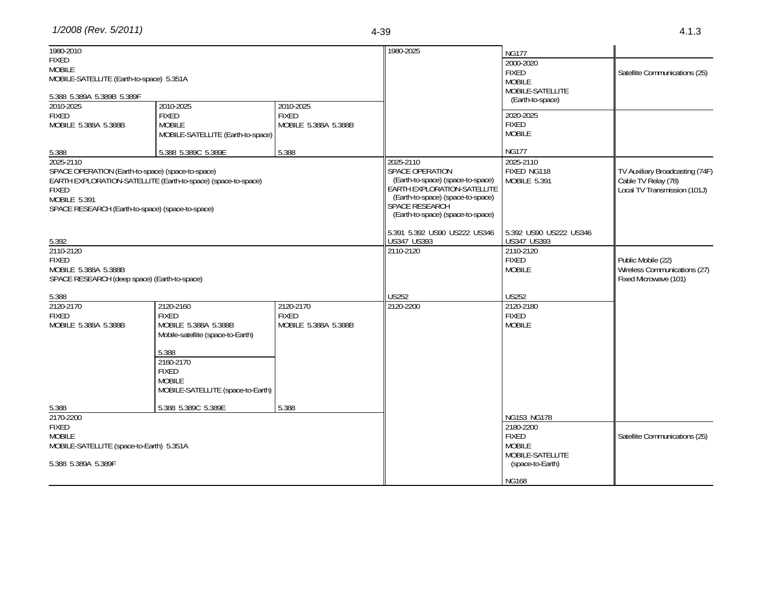| Region 1 Table | Region 2 Table | Region 3 Table | Federal Table | Non-Federal Table | FCC Rule Part(s) |
|---|---|---|---|---|---|
| 1980-2010 FIXED MOBILE MOBILE-SATELLITE (Earth-to-space) 5.351A 5.388 5.389A 5.389B 5.389F | | | 1980-2025 | NG177 | |
| | | | | 2000-2020 FIXED MOBILE MOBILE-SATELLITE (Earth-to-space) | Satellite Communications (25) |
| 2010-2025 FIXED MOBILE 5.388A 5.388B 5.388 | 2010-2025 FIXED MOBILE MOBILE-SATELLITE (Earth-to-space) 5.388 5.389C 5.389E | 2010-2025 FIXED MOBILE 5.388A 5.388B 5.388 | | 2020-2025 FIXED MOBILE NG177 | |
| 2025-2110 SPACE OPERATION (Earth-to-space) (space-to-space) EARTH EXPLORATION-SATELLITE (Earth-to-space) (space-to-space) FIXED MOBILE 5.391 SPACE RESEARCH (Earth-to-space) (space-to-space) 5.392 | | | 2025-2110 SPACE OPERATION (Earth-to-space) (space-to-space) EARTH EXPLORATION-SATELLITE (Earth-to-space) (space-to-space) SPACE RESEARCH (Earth-to-space) (space-to-space) 5.391 5.392 US90 US222 US346 US347 US393 | 2025-2110 FIXED NG118 MOBILE 5.391 5.392 US90 US222 US346 US347 US393 | TV Auxiliary Broadcasting (74F) Cable TV Relay (78) Local TV Transmission (101J) |
| 2110-2120 FIXED MOBILE 5.388A 5.388B SPACE RESEARCH (deep space) (Earth-to-space) 5.388 | | | 2110-2120 US252 | 2110-2120 FIXED MOBILE US252 | Public Mobile (22) Wireless Communications (27) Fixed Microwave (101) |
| 2120-2170 FIXED MOBILE 5.388A 5.388B 5.388 | 2120-2160 FIXED MOBILE 5.388A 5.388B Mobile-satellite (space-to-Earth) 5.388 | 2120-2170 FIXED MOBILE 5.388A 5.388B 5.388 | 2120-2200 | 2120-2180 FIXED MOBILE NG153 NG178 | |
| | 2160-2170 FIXED MOBILE MOBILE-SATELLITE (space-to-Earth) 5.388 5.389C 5.389E | | | | |
| 2170-2200 FIXED MOBILE MOBILE-SATELLITE (space-to-Earth) 5.351A 5.388 5.389A 5.389F | | | | 2180-2200 FIXED MOBILE MOBILE-SATELLITE (space-to-Earth) NG168 | Satellite Communications (25) |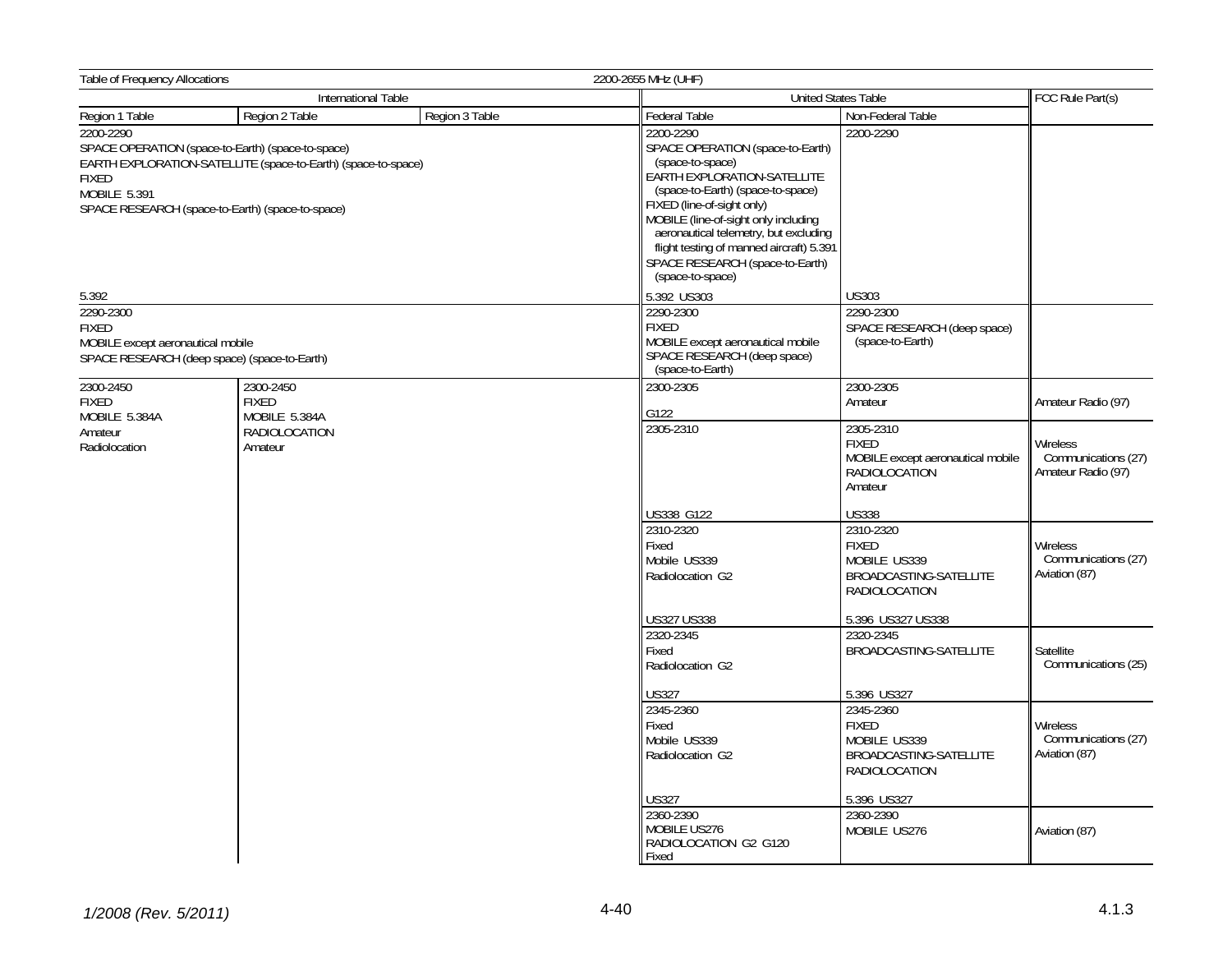| Table of Frequency Allocations | | | 2200-2655 MHz (UHF) | | |
|---|---|---|---|---|---|
| International Table | | | United States Table | | FCC Rule Part(s) |
| Region 1 Table | Region 2 Table | Region 3 Table | Federal Table | Non-Federal Table | |
| 2200-2290<br>SPACE OPERATION (space-to-Earth) (space-to-space)<br>EARTH EXPLORATION-SATELLITE (space-to-Earth) (space-to-space)<br>FIXED<br>MOBILE 5.391<br>SPACE RESEARCH (space-to-Earth) (space-to-space)<br><br>5.392 | | | 2200-2290<br>SPACE OPERATION (space-to-Earth) (space-to-space)<br>EARTH EXPLORATION-SATELLITE (space-to-Earth) (space-to-space)<br>FIXED (line-of-sight only)<br>MOBILE (line-of-sight only including aeronautical telemetry, but excluding flight testing of manned aircraft) 5.391<br>SPACE RESEARCH (space-to-Earth) (space-to-space)<br><br>5.392 US303 | 2200-2290<br><br>US303 | |
| 2290-2300<br>FIXED<br>MOBILE except aeronautical mobile<br>SPACE RESEARCH (deep space) (space-to-Earth) | | | 2290-2300<br>FIXED<br>MOBILE except aeronautical mobile<br>SPACE RESEARCH (deep space) (space-to-Earth) | 2290-2300<br>SPACE RESEARCH (deep space) (space-to-Earth) | |
| 2300-2450<br>FIXED<br>MOBILE 5.384A<br>Amateur<br>Radiolocation | 2300-2450<br>FIXED<br>MOBILE 5.384A<br>RADIOLOCATION<br>Amateur | | 2300-2305<br><br>G122 | 2300-2305<br>Amateur | Amateur Radio (97) |
| | | | 2305-2310<br><br>US338 G122 | 2305-2310<br>FIXED<br>MOBILE except aeronautical mobile<br>RADIOLOCATION<br>Amateur<br><br>US338 | Wireless Communications (27)<br>Amateur Radio (97) |
| | | | 2310-2320<br>Fixed<br>Mobile US339<br>Radiolocation G2<br><br>US327 US338 | 2310-2320<br>FIXED<br>MOBILE US339<br>BROADCASTING-SATELLITE<br>RADIOLOCATION<br><br>5.396 US327 US338 | Wireless Communications (27)<br>Aviation (87) |
| | | | 2320-2345<br>Fixed<br>Radiolocation G2<br><br>US327 | 2320-2345<br>BROADCASTING-SATELLITE<br><br>5.396 US327 | Satellite Communications (25) |
| | | | 2345-2360<br>Fixed<br>Mobile US339<br>Radiolocation G2<br><br>US327 | 2345-2360<br>FIXED<br>MOBILE US339<br>BROADCASTING-SATELLITE<br>RADIOLOCATION<br><br>5.396 US327 | Wireless Communications (27)<br>Aviation (87) |
| | | | 2360-2390<br>MOBILE US276<br>RADIOLOCATION G2 G120<br>Fixed | 2360-2390<br>MOBILE US276 | Aviation (87) |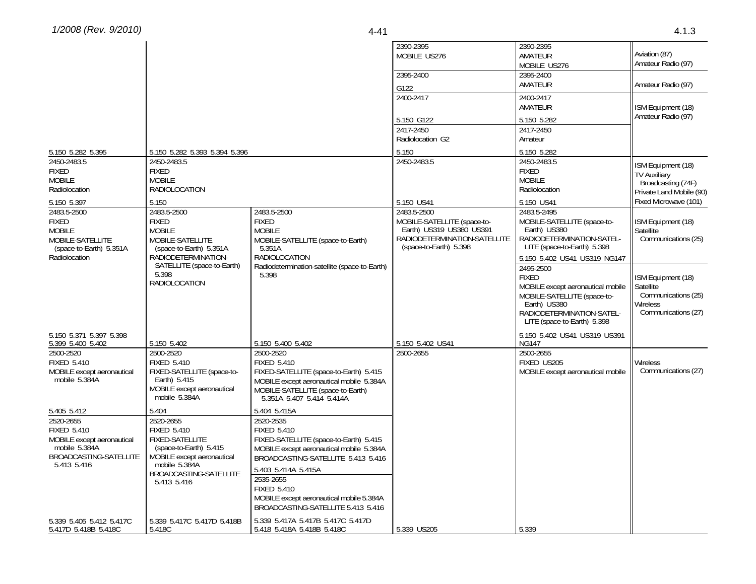| Region 1 Table | Region 2 Table | Region 3 Table | Federal Table | Non-Federal Table | FCC Rule Part(s) |
|---|---|---|---|---|---|
| | | | 2390-2395<br>MOBILE US276 | 2390-2395<br>AMATEUR<br>MOBILE US276 | Aviation (87)<br>Amateur Radio (97) |
| | | | 2395-2400<br>G122 | 2395-2400<br>AMATEUR | Amateur Radio (97) |
| | | | 2400-2417<br><br>5.150 G122 | 2400-2417<br>AMATEUR<br><br>5.150 5.282 | ISM Equipment (18)<br>Amateur Radio (97) |
| 5.150 5.282 5.395 | 5.150 5.282 5.393 5.394 5.396 | | 2417-2450<br>Radiolocation G2<br><br>5.150 | 2417-2450<br>Amateur<br><br>5.150 5.282 | |
| 2450-2483.5<br>FIXED<br>MOBILE<br>Radiolocation<br><br>5.150 5.397 | 2450-2483.5<br>FIXED<br>MOBILE<br>RADIOLOCATION<br><br>5.150 | | 2450-2483.5<br><br>5.150 US41 | 2450-2483.5<br>FIXED<br>MOBILE<br>Radiolocation<br><br>5.150 US41 | ISM Equipment (18)<br>TV Auxiliary Broadcasting (74F)<br>Private Land Mobile (90)<br>Fixed Microwave (101) |
| 2483.5-2500<br>FIXED<br>MOBILE<br>MOBILE-SATELLITE (space-to-Earth) 5.351A<br>Radiolocation<br><br>5.150 5.371 5.397 5.398 5.399 5.400 5.402 | 2483.5-2500<br>FIXED<br>MOBILE<br>MOBILE-SATELLITE (space-to-Earth) 5.351A<br>RADIODETERMINATION-SATELLITE (space-to-Earth) 5.398<br>RADIOLOCATION<br><br>5.150 5.402 | 2483.5-2500<br>FIXED<br>MOBILE<br>MOBILE-SATELLITE (space-to-Earth) 5.351A<br>RADIOLOCATION<br>Radiodetermination-satellite (space-to-Earth) 5.398<br><br>5.150 5.400 5.402 | 2483.5-2500<br>MOBILE-SATELLITE (space-to-Earth) US319 US380 US391<br>RADIODETERMINATION-SATELLITE (space-to-Earth) 5.398<br><br>5.150 5.402 US41 | 2483.5-2495<br>MOBILE-SATELLITE (space-to-Earth) US380<br>RADIODETERMINATION-SATELLITE (space-to-Earth) 5.398<br>5.150 5.402 US41 US319 NG147 | ISM Equipment (18)<br>Satellite Communications (25) |
| | | | | 2495-2500<br>FIXED<br>MOBILE except aeronautical mobile<br>MOBILE-SATELLITE (space-to-Earth) US380<br>RADIODETERMINATION-SATELLITE (space-to-Earth) 5.398<br><br>5.150 5.402 US41 US319 US391 NG147 | ISM Equipment (18)<br>Satellite Communications (25)<br>Wireless Communications (27) |
| 2500-2520<br>FIXED 5.410<br>MOBILE except aeronautical mobile 5.384A<br><br>5.405 5.412 | 2500-2520<br>FIXED 5.410<br>FIXED-SATELLITE (space-to-Earth) 5.415<br>MOBILE except aeronautical mobile 5.384A<br><br>5.404 | 2500-2520<br>FIXED 5.410<br>FIXED-SATELLITE (space-to-Earth) 5.415<br>MOBILE except aeronautical mobile 5.384A<br>MOBILE-SATELLITE (space-to-Earth) 5.351A 5.407 5.414 5.414A<br><br>5.404 5.415A | 2500-2655 | 2500-2655<br>FIXED US205<br>MOBILE except aeronautical mobile | Wireless Communications (27) |
| 2520-2655<br>FIXED 5.410<br>MOBILE except aeronautical mobile 5.384A<br>BROADCASTING-SATELLITE 5.413 5.416<br><br>5.339 5.405 5.412 5.417C 5.417D 5.418B 5.418C | 2520-2655<br>FIXED 5.410<br>FIXED-SATELLITE (space-to-Earth) 5.415<br>MOBILE except aeronautical mobile 5.384A<br>BROADCASTING-SATELLITE 5.413 5.416<br><br>5.339 5.417C 5.417D 5.418B 5.418C | 2520-2535<br>FIXED 5.410<br>FIXED-SATELLITE (space-to-Earth) 5.415<br>MOBILE except aeronautical mobile 5.384A<br>BROADCASTING-SATELLITE 5.413 5.416<br>5.403 5.414A 5.415A<br><br>2535-2655<br>FIXED 5.410<br>MOBILE except aeronautical mobile 5.384A<br>BROADCASTING-SATELLITE 5.413 5.416<br><br>5.339 5.417A 5.417B 5.417C 5.417D 5.418 5.418A 5.418B 5.418C | 5.339 US205 | 5.339 | |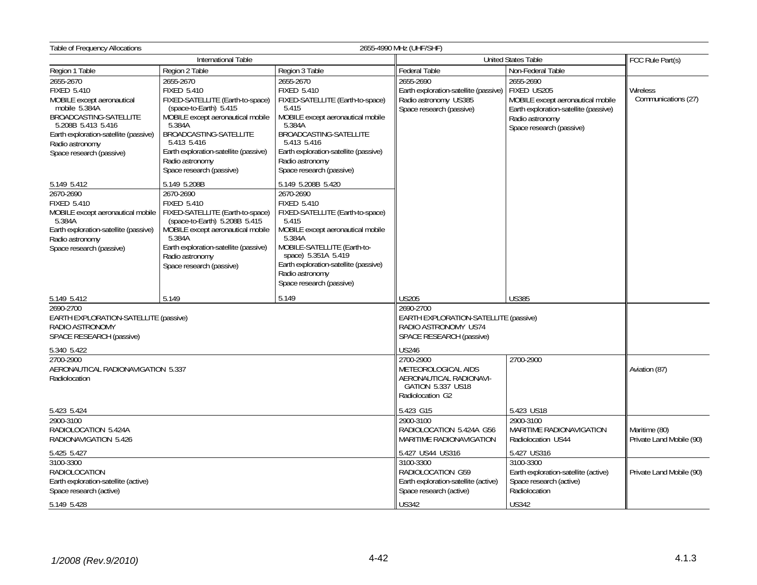| Table of Frequency Allocations | | | 2655-4990 MHz (UHF/SHF) | | |
|---|---|---|---|---|---|
| International Table | | | United States Table | | FCC Rule Part(s) |
| Region 1 Table | Region 2 Table | Region 3 Table | Federal Table | Non-Federal Table | |
| 2655-2670<br>FIXED 5.410<br>MOBILE except aeronautical mobile 5.384A<br>BROADCASTING-SATELLITE 5.208B 5.413 5.416<br>Earth exploration-satellite (passive)<br>Radio astronomy<br>Space research (passive)<br><br>5.149 5.412 | 2655-2670<br>FIXED 5.410<br>FIXED-SATELLITE (Earth-to-space) (space-to-Earth) 5.415<br>MOBILE except aeronautical mobile 5.384A<br>BROADCASTING-SATELLITE 5.413 5.416<br>Earth exploration-satellite (passive)<br>Radio astronomy<br>Space research (passive)<br><br>5.149 5.208B | 2655-2670<br>FIXED 5.410<br>FIXED-SATELLITE (Earth-to-space) 5.415<br>MOBILE except aeronautical mobile 5.384A<br>BROADCASTING-SATELLITE 5.413 5.416<br>Earth exploration-satellite (passive)<br>Radio astronomy<br>Space research (passive)<br><br>5.149 5.208B 5.420 | 2655-2690<br>Earth exploration-satellite (passive)<br>Radio astronomy US385<br>Space research (passive)<br><br>US205 | 2655-2690<br>FIXED US205<br>MOBILE except aeronautical mobile<br>Earth exploration-satellite (passive)<br>Radio astronomy<br>Space research (passive)<br><br>US385 | Wireless Communications (27) |
| 2670-2690<br>FIXED 5.410<br>MOBILE except aeronautical mobile 5.384A<br>Earth exploration-satellite (passive)<br>Radio astronomy<br>Space research (passive)<br><br>5.149 5.412 | 2670-2690<br>FIXED 5.410<br>FIXED-SATELLITE (Earth-to-space) (space-to-Earth) 5.208B 5.415<br>MOBILE except aeronautical mobile 5.384A<br>Earth exploration-satellite (passive)<br>Radio astronomy<br>Space research (passive)<br><br>5.149 | 2670-2690<br>FIXED 5.410<br>FIXED-SATELLITE (Earth-to-space) 5.415<br>MOBILE except aeronautical mobile 5.384A<br>MOBILE-SATELLITE (Earth-to-space) 5.351A 5.419<br>Earth exploration-satellite (passive)<br>Radio astronomy<br>Space research (passive)<br><br>5.149 | | | |
| 2690-2700<br>EARTH EXPLORATION-SATELLITE (passive)<br>RADIO ASTRONOMY<br>SPACE RESEARCH (passive)<br><br>5.340 5.422 | | | 2690-2700<br>EARTH EXPLORATION-SATELLITE (passive)<br>RADIO ASTRONOMY US74<br>SPACE RESEARCH (passive)<br><br>US246 | | |
| 2700-2900<br>AERONAUTICAL RADIONAVIGATION 5.337<br>Radiolocation<br><br>5.423 5.424 | | | 2700-2900<br>METEOROLOGICAL AIDS<br>AERONAUTICAL RADIONAVIGATION 5.337 US18<br>Radiolocation G2<br><br>5.423 G15 | 2700-2900<br><br>5.423 US18 | Aviation (87) |
| 2900-3100<br>RADIOLOCATION 5.424A<br>RADIONAVIGATION 5.426<br><br>5.425 5.427 | | | 2900-3100<br>RADIOLOCATION 5.424A G56<br>MARITIME RADIONAVIGATION<br><br>5.427 US44 US316 | 2900-3100<br>MARITIME RADIONAVIGATION<br>Radiolocation US44<br><br>5.427 US316 | Maritime (80)<br>Private Land Mobile (90) |
| 3100-3300<br>RADIOLOCATION<br>Earth exploration-satellite (active)<br>Space research (active)<br><br>5.149 5.428 | | | 3100-3300<br>RADIOLOCATION G59<br>Earth exploration-satellite (active)<br>Space research (active)<br><br>US342 | 3100-3300<br>Earth exploration-satellite (active)<br>Space research (active)<br>Radiolocation<br><br>US342 | Private Land Mobile (90) |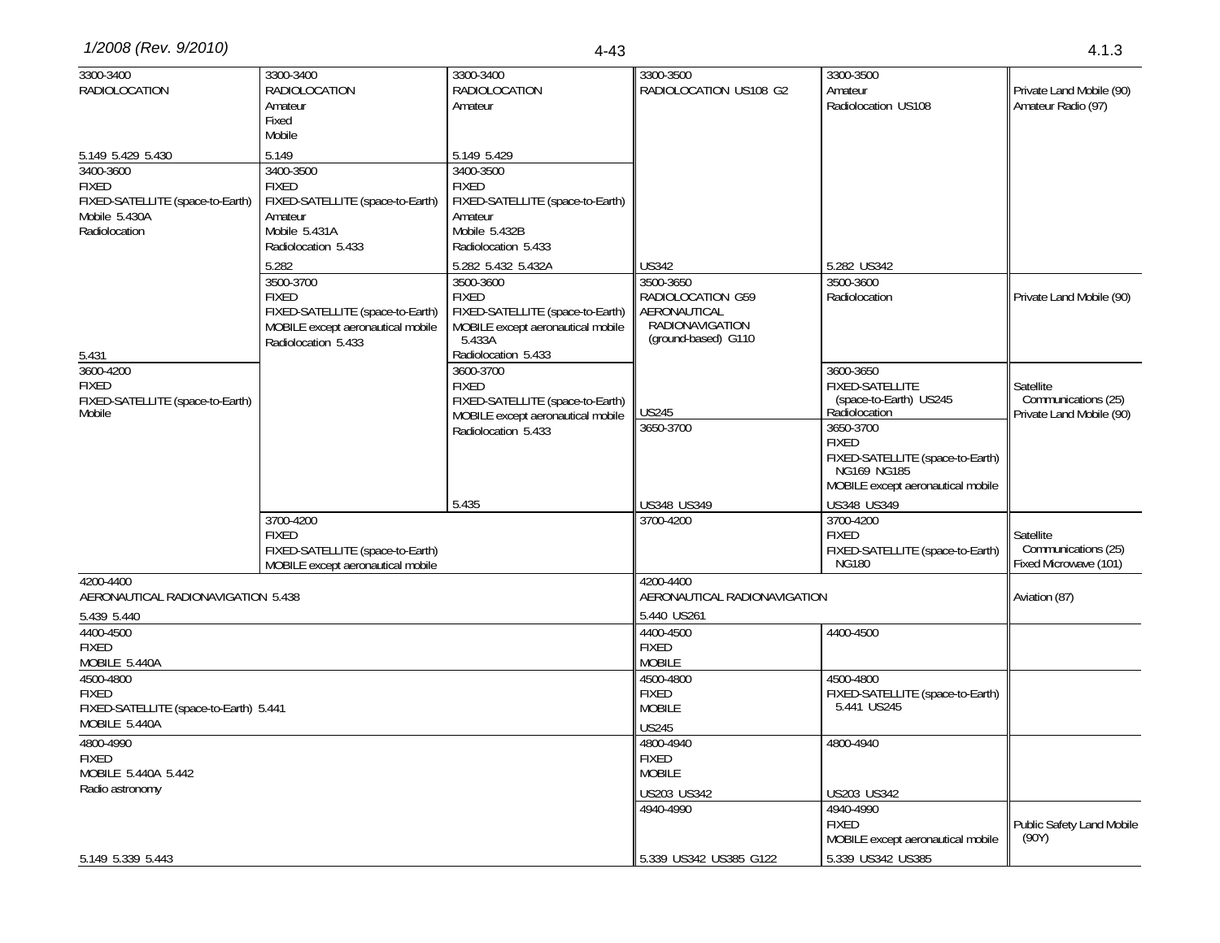| Region 1 Table | Region 2 Table | Region 3 Table | Federal Table | Non-Federal Table | FCC Rule Part(s) |
|---|---|---|---|---|---|
| 3300-3400<br>RADIOLOCATION<br><br>5.149 5.429 5.430 | 3300-3400<br>RADIOLOCATION<br>Amateur<br>Fixed<br>Mobile<br><br>5.149 | 3300-3400<br>RADIOLOCATION<br>Amateur<br><br>5.149 5.429 | 3300-3500<br>RADIOLOCATION US108 G2<br><br>US342 | 3300-3500<br>Amateur<br>Radiolocation US108<br><br>5.282 US342 | Private Land Mobile (90)<br>Amateur Radio (97) |
| 3400-3600<br>FIXED<br>FIXED-SATELLITE (space-to-Earth)<br>Mobile 5.430A<br>Radiolocation<br><br>5.431 | 3400-3500<br>FIXED<br>FIXED-SATELLITE (space-to-Earth)<br>Amateur<br>Mobile 5.431A<br>Radiolocation 5.433<br><br>5.282 | 3400-3500<br>FIXED<br>FIXED-SATELLITE (space-to-Earth)<br>Amateur<br>Mobile 5.432B<br>Radiolocation 5.433<br><br>5.282 5.432 5.432A | | | |
| | 3500-3700<br>FIXED<br>FIXED-SATELLITE (space-to-Earth)<br>MOBILE except aeronautical mobile<br>Radiolocation 5.433 | 3500-3600<br>FIXED<br>FIXED-SATELLITE (space-to-Earth)<br>MOBILE except aeronautical mobile 5.433A<br>Radiolocation 5.433 | 3500-3650<br>RADIOLOCATION G59<br>AERONAUTICAL RADIONAVIGATION (ground-based) G110<br><br>US245 | 3500-3600<br>Radiolocation | Private Land Mobile (90) |
| 3600-4200<br>FIXED<br>FIXED-SATELLITE (space-to-Earth)<br>Mobile | | 3600-3700<br>FIXED<br>FIXED-SATELLITE (space-to-Earth)<br>MOBILE except aeronautical mobile<br>Radiolocation 5.433<br><br>5.435 | | 3600-3650<br>FIXED-SATELLITE (space-to-Earth) US245<br>Radiolocation | Satellite Communications (25)<br>Private Land Mobile (90) |
| | | | 3650-3700<br><br>US348 US349 | 3650-3700<br>FIXED<br>FIXED-SATELLITE (space-to-Earth) NG169 NG185<br>MOBILE except aeronautical mobile<br><br>US348 US349 | |
| | 3700-4200<br>FIXED<br>FIXED-SATELLITE (space-to-Earth)<br>MOBILE except aeronautical mobile | | 3700-4200 | 3700-4200<br>FIXED<br>FIXED-SATELLITE (space-to-Earth) NG180 | Satellite Communications (25)<br>Fixed Microwave (101) |
| 4200-4400<br>AERONAUTICAL RADIONAVIGATION 5.438<br><br>5.439 5.440 | | | 4200-4400<br>AERONAUTICAL RADIONAVIGATION<br><br>5.440 US261 | | Aviation (87) |
| 4400-4500<br>FIXED<br>MOBILE 5.440A | | | 4400-4500<br>FIXED<br>MOBILE | 4400-4500 | |
| 4500-4800<br>FIXED<br>FIXED-SATELLITE (space-to-Earth) 5.441<br>MOBILE 5.440A | | | 4500-4800<br>FIXED<br>MOBILE<br><br>US245 | 4500-4800<br>FIXED-SATELLITE (space-to-Earth) 5.441 US245 | |
| 4800-4990<br>FIXED<br>MOBILE 5.440A 5.442<br>Radio astronomy | | | 4800-4940<br>FIXED<br>MOBILE<br><br>US203 US342 | 4800-4940<br><br>US203 US342 | |
| 5.149 5.339 5.443 | | | 4940-4990<br><br>5.339 US342 US385 G122 | 4940-4990<br>FIXED<br>MOBILE except aeronautical mobile<br><br>5.339 US342 US385 | Public Safety Land Mobile (90Y) |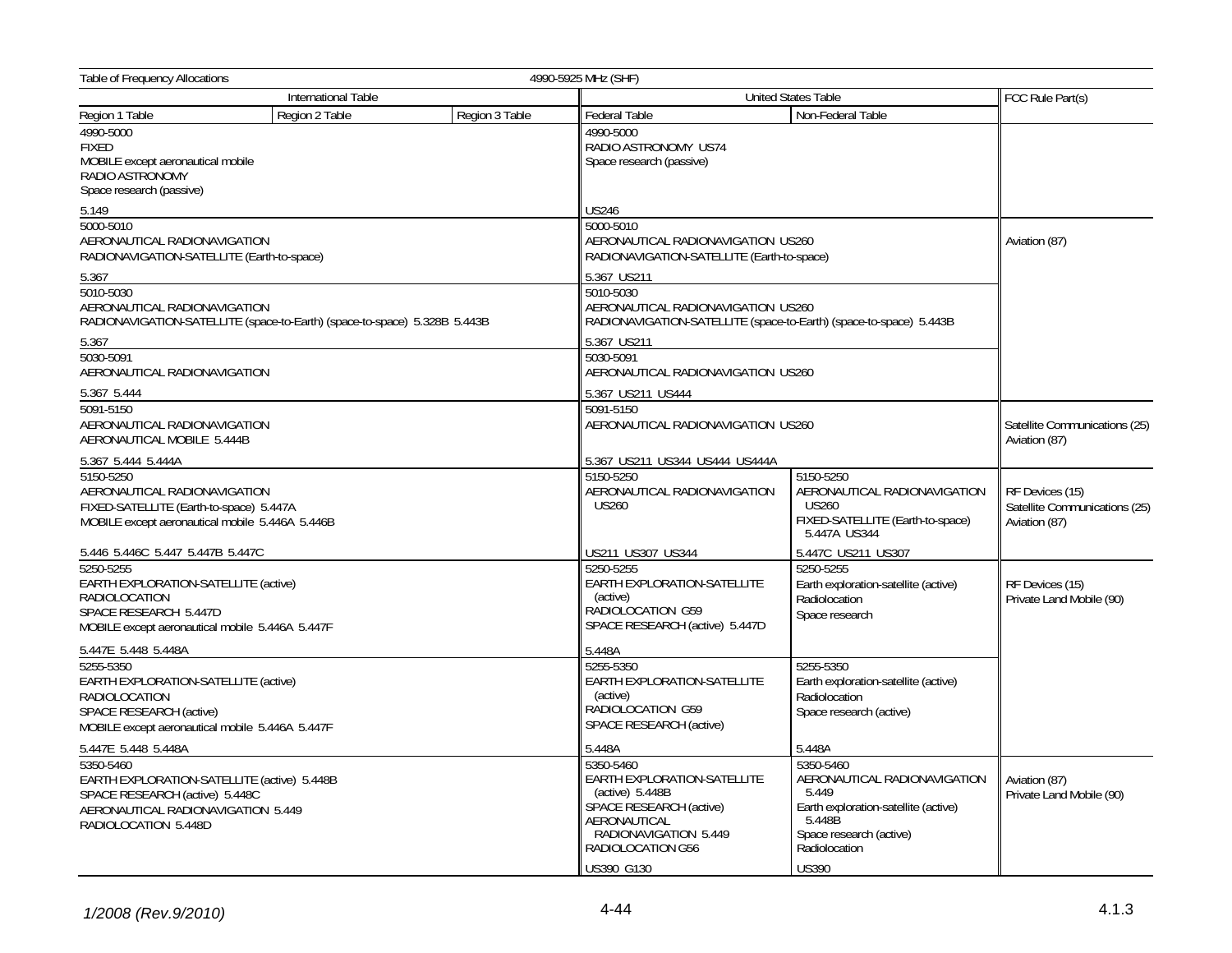Table of Frequency Allocations — 4990-5925 MHz (SHF)

| International Table | | | United States Table | | FCC Rule Part(s) |
|---|---|---|---|---|---|
| Region 1 Table | Region 2 Table | Region 3 Table | Federal Table | Non-Federal Table | |
| 4990-5000<br>FIXED<br>MOBILE except aeronautical mobile<br>RADIO ASTRONOMY<br>Space research (passive)<br><br>5.149 | | | 4990-5000<br>RADIO ASTRONOMY US74<br>Space research (passive)<br><br>US246 | | |
| 5000-5010<br>AERONAUTICAL RADIONAVIGATION<br>RADIONAVIGATION-SATELLITE (Earth-to-space)<br><br>5.367 | | | 5000-5010<br>AERONAUTICAL RADIONAVIGATION US260<br>RADIONAVIGATION-SATELLITE (Earth-to-space)<br><br>5.367 US211 | | Aviation (87) |
| 5010-5030<br>AERONAUTICAL RADIONAVIGATION<br>RADIONAVIGATION-SATELLITE (space-to-Earth) (space-to-space) 5.328B 5.443B<br><br>5.367 | | | 5010-5030<br>AERONAUTICAL RADIONAVIGATION US260<br>RADIONAVIGATION-SATELLITE (space-to-Earth) (space-to-space) 5.443B<br><br>5.367 US211 | | |
| 5030-5091<br>AERONAUTICAL RADIONAVIGATION<br><br>5.367 5.444 | | | 5030-5091<br>AERONAUTICAL RADIONAVIGATION US260<br><br>5.367 US211 US444 | | |
| 5091-5150<br>AERONAUTICAL RADIONAVIGATION<br>AERONAUTICAL MOBILE 5.444B<br><br>5.367 5.444 5.444A | | | 5091-5150<br>AERONAUTICAL RADIONAVIGATION US260<br><br>5.367 US211 US344 US444 US444A | | Satellite Communications (25)<br>Aviation (87) |
| 5150-5250<br>AERONAUTICAL RADIONAVIGATION<br>FIXED-SATELLITE (Earth-to-space) 5.447A<br>MOBILE except aeronautical mobile 5.446A 5.446B<br><br>5.446 5.446C 5.447 5.447B 5.447C | | | 5150-5250<br>AERONAUTICAL RADIONAVIGATION US260<br><br>US211 US307 US344 | 5150-5250<br>AERONAUTICAL RADIONAVIGATION US260<br>FIXED-SATELLITE (Earth-to-space) 5.447A US344<br><br>5.447C US211 US307 | RF Devices (15)<br>Satellite Communications (25)<br>Aviation (87) |
| 5250-5255<br>EARTH EXPLORATION-SATELLITE (active)<br>RADIOLOCATION<br>SPACE RESEARCH 5.447D<br>MOBILE except aeronautical mobile 5.446A 5.447F<br><br>5.447E 5.448 5.448A | | | 5250-5255<br>EARTH EXPLORATION-SATELLITE (active)<br>RADIOLOCATION G59<br>SPACE RESEARCH (active) 5.447D<br><br>5.448A | 5250-5255<br>Earth exploration-satellite (active)<br>Radiolocation<br>Space research | RF Devices (15)<br>Private Land Mobile (90) |
| 5255-5350<br>EARTH EXPLORATION-SATELLITE (active)<br>RADIOLOCATION<br>SPACE RESEARCH (active)<br>MOBILE except aeronautical mobile 5.446A 5.447F<br><br>5.447E 5.448 5.448A | | | 5255-5350<br>EARTH EXPLORATION-SATELLITE (active)<br>RADIOLOCATION G59<br>SPACE RESEARCH (active)<br><br>5.448A | 5255-5350<br>Earth exploration-satellite (active)<br>Radiolocation<br>Space research (active)<br><br>5.448A | |
| 5350-5460<br>EARTH EXPLORATION-SATELLITE (active) 5.448B<br>SPACE RESEARCH (active) 5.448C<br>AERONAUTICAL RADIONAVIGATION 5.449<br>RADIOLOCATION 5.448D | | | 5350-5460<br>EARTH EXPLORATION-SATELLITE (active) 5.448B<br>SPACE RESEARCH (active)<br>AERONAUTICAL RADIONAVIGATION 5.449<br>RADIOLOCATION G56<br><br>US390 G130 | 5350-5460<br>AERONAUTICAL RADIONAVIGATION 5.449<br>Earth exploration-satellite (active) 5.448B<br>Space research (active)<br>Radiolocation<br><br>US390 | Aviation (87)<br>Private Land Mobile (90) |

1/2008 (Rev.9/2010)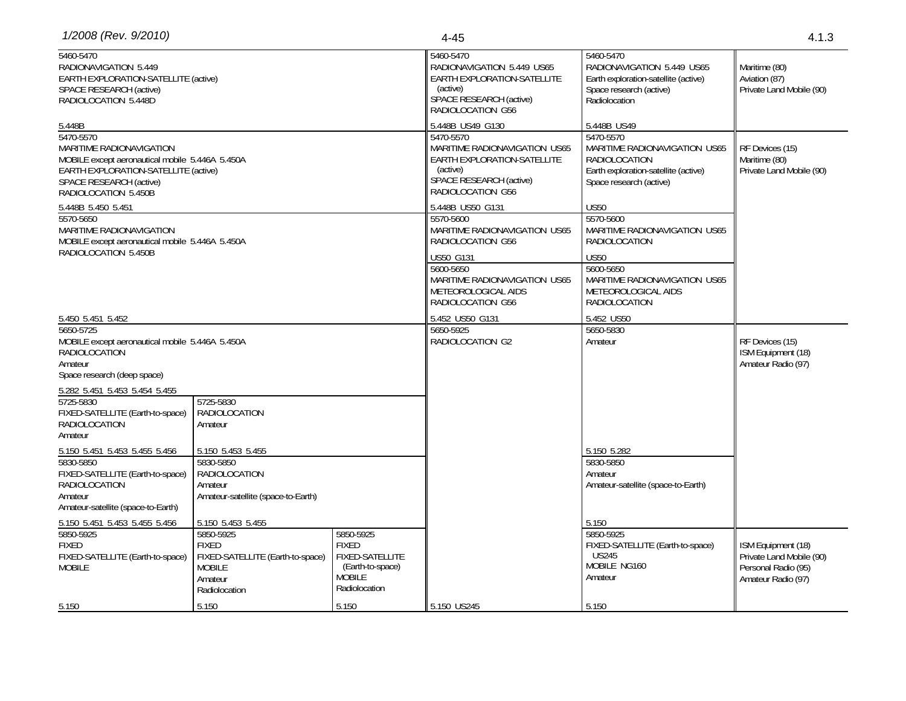| International Table | | | United States Table | | FCC Rule Part(s) |
|---|---|---|---|---|---|
| Region 1 Table | Region 2 Table | Region 3 Table | Federal Table | Non-Federal Table | |
| 5460-5470<br>RADIONAVIGATION 5.449<br>EARTH EXPLORATION-SATELLITE (active)<br>SPACE RESEARCH (active)<br>RADIOLOCATION 5.448D<br><br>5.448B | | | 5460-5470<br>RADIONAVIGATION 5.449 US65<br>EARTH EXPLORATION-SATELLITE (active)<br>SPACE RESEARCH (active)<br>RADIOLOCATION G56<br><br>5.448B US49 G130 | 5460-5470<br>RADIONAVIGATION 5.449 US65<br>Earth exploration-satellite (active)<br>Space research (active)<br>Radiolocation<br><br>5.448B US49 | Maritime (80)<br>Aviation (87)<br>Private Land Mobile (90) |
| 5470-5570<br>MARITIME RADIONAVIGATION<br>MOBILE except aeronautical mobile 5.446A 5.450A<br>EARTH EXPLORATION-SATELLITE (active)<br>SPACE RESEARCH (active)<br>RADIOLOCATION 5.450B<br><br>5.448B 5.450 5.451 | | | 5470-5570<br>MARITIME RADIONAVIGATION US65<br>EARTH EXPLORATION-SATELLITE (active)<br>SPACE RESEARCH (active)<br>RADIOLOCATION G56<br><br>5.448B US50 G131 | 5470-5570<br>MARITIME RADIONAVIGATION US65<br>RADIOLOCATION<br>Earth exploration-satellite (active)<br>Space research (active)<br><br>US50 | RF Devices (15)<br>Maritime (80)<br>Private Land Mobile (90) |
| 5570-5650<br>MARITIME RADIONAVIGATION<br>MOBILE except aeronautical mobile 5.446A 5.450A<br>RADIOLOCATION 5.450B<br><br>5.450 5.451 5.452 | | | 5570-5600<br>MARITIME RADIONAVIGATION US65<br>RADIOLOCATION G56<br><br>US50 G131 | 5570-5600<br>MARITIME RADIONAVIGATION US65<br>RADIOLOCATION<br><br>US50 | |
| | | | 5600-5650<br>MARITIME RADIONAVIGATION US65<br>METEOROLOGICAL AIDS<br>RADIOLOCATION G56<br><br>5.452 US50 G131 | 5600-5650<br>MARITIME RADIONAVIGATION US65<br>METEOROLOGICAL AIDS<br>RADIOLOCATION<br><br>5.452 US50 | |
| 5650-5725<br>MOBILE except aeronautical mobile 5.446A 5.450A<br>RADIOLOCATION<br>Amateur<br>Space research (deep space)<br><br>5.282 5.451 5.453 5.454 5.455 | | | 5650-5925<br>RADIOLOCATION G2 | 5650-5830<br>Amateur | RF Devices (15)<br>ISM Equipment (18)<br>Amateur Radio (97) |
| 5725-5830<br>FIXED-SATELLITE (Earth-to-space)<br>RADIOLOCATION<br>Amateur<br><br>5.150 5.451 5.453 5.455 5.456 | 5725-5830<br>RADIOLOCATION<br>Amateur<br><br>5.150 5.453 5.455 | | | 5.150 5.282 | |
| 5830-5850<br>FIXED-SATELLITE (Earth-to-space)<br>RADIOLOCATION<br>Amateur<br>Amateur-satellite (space-to-Earth)<br><br>5.150 5.451 5.453 5.455 5.456 | 5830-5850<br>RADIOLOCATION<br>Amateur<br>Amateur-satellite (space-to-Earth)<br><br>5.150 5.453 5.455 | | | 5830-5850<br>Amateur<br>Amateur-satellite (space-to-Earth)<br><br>5.150 | |
| 5850-5925<br>FIXED<br>FIXED-SATELLITE (Earth-to-space)<br>MOBILE<br><br>5.150 | 5850-5925<br>FIXED<br>FIXED-SATELLITE (Earth-to-space)<br>MOBILE<br>Amateur<br>Radiolocation<br><br>5.150 | 5850-5925<br>FIXED<br>FIXED-SATELLITE (Earth-to-space)<br>MOBILE<br>Radiolocation<br><br>5.150 | 5.150 US245 | 5850-5925<br>FIXED-SATELLITE (Earth-to-space) US245<br>MOBILE NG160<br>Amateur<br><br>5.150 | ISM Equipment (18)<br>Private Land Mobile (90)<br>Personal Radio (95)<br>Amateur Radio (97) |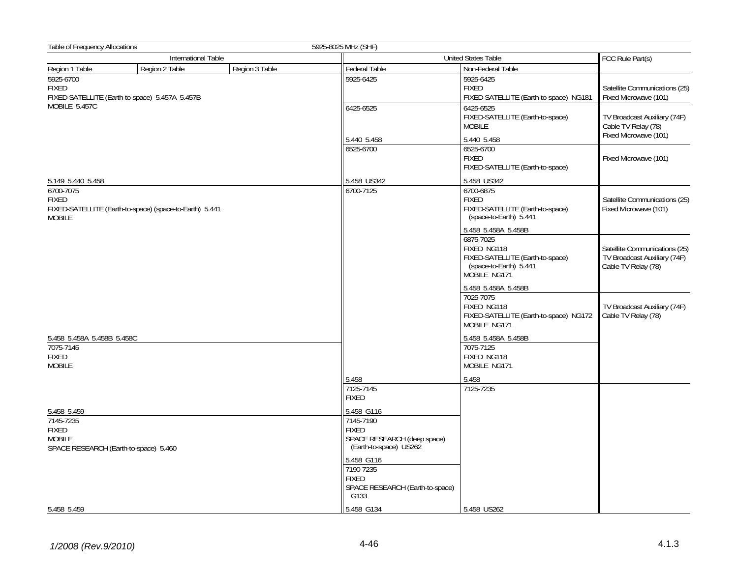Table of Frequency Allocations — 5925-8025 MHz (SHF)

| International Table | | | United States Table | | FCC Rule Part(s) |
|---|---|---|---|---|---|
| Region 1 Table | Region 2 Table | Region 3 Table | Federal Table | Non-Federal Table | |
| 5925-6700 FIXED FIXED-SATELLITE (Earth-to-space) 5.457A 5.457B MOBILE 5.457C 5.149 5.440 5.458 | | | 5925-6425 | 5925-6425 FIXED FIXED-SATELLITE (Earth-to-space) NG181 | Satellite Communications (25) Fixed Microwave (101) |
| | | | 6425-6525 5.440 5.458 | 6425-6525 FIXED-SATELLITE (Earth-to-space) MOBILE 5.440 5.458 | TV Broadcast Auxiliary (74F) Cable TV Relay (78) Fixed Microwave (101) |
| | | | 6525-6700 5.458 US342 | 6525-6700 FIXED FIXED-SATELLITE (Earth-to-space) 5.458 US342 | Fixed Microwave (101) |
| 6700-7075 FIXED FIXED-SATELLITE (Earth-to-space) (space-to-Earth) 5.441 MOBILE 5.458 5.458A 5.458B 5.458C | | | 6700-7125 5.458 | 6700-6875 FIXED FIXED-SATELLITE (Earth-to-space) (space-to-Earth) 5.441 5.458 5.458A 5.458B | Satellite Communications (25) Fixed Microwave (101) |
| | | | | 6875-7025 FIXED NG118 FIXED-SATELLITE (Earth-to-space) (space-to-Earth) 5.441 MOBILE NG171 5.458 5.458A 5.458B | Satellite Communications (25) TV Broadcast Auxiliary (74F) Cable TV Relay (78) |
| | | | | 7025-7075 FIXED NG118 FIXED-SATELLITE (Earth-to-space) NG172 MOBILE NG171 5.458 5.458A 5.458B | TV Broadcast Auxiliary (74F) Cable TV Relay (78) |
| 7075-7145 FIXED MOBILE 5.458 5.459 | | | | 7075-7125 FIXED NG118 MOBILE NG171 5.458 | |
| | | | 7125-7145 FIXED 5.458 G116 | 7125-7235 5.458 US262 | |
| 7145-7235 FIXED MOBILE SPACE RESEARCH (Earth-to-space) 5.460 5.458 5.459 | | | 7145-7190 FIXED SPACE RESEARCH (deep space) (Earth-to-space) US262 5.458 G116 | | |
| | | | 7190-7235 FIXED SPACE RESEARCH (Earth-to-space) G133 5.458 G134 | | |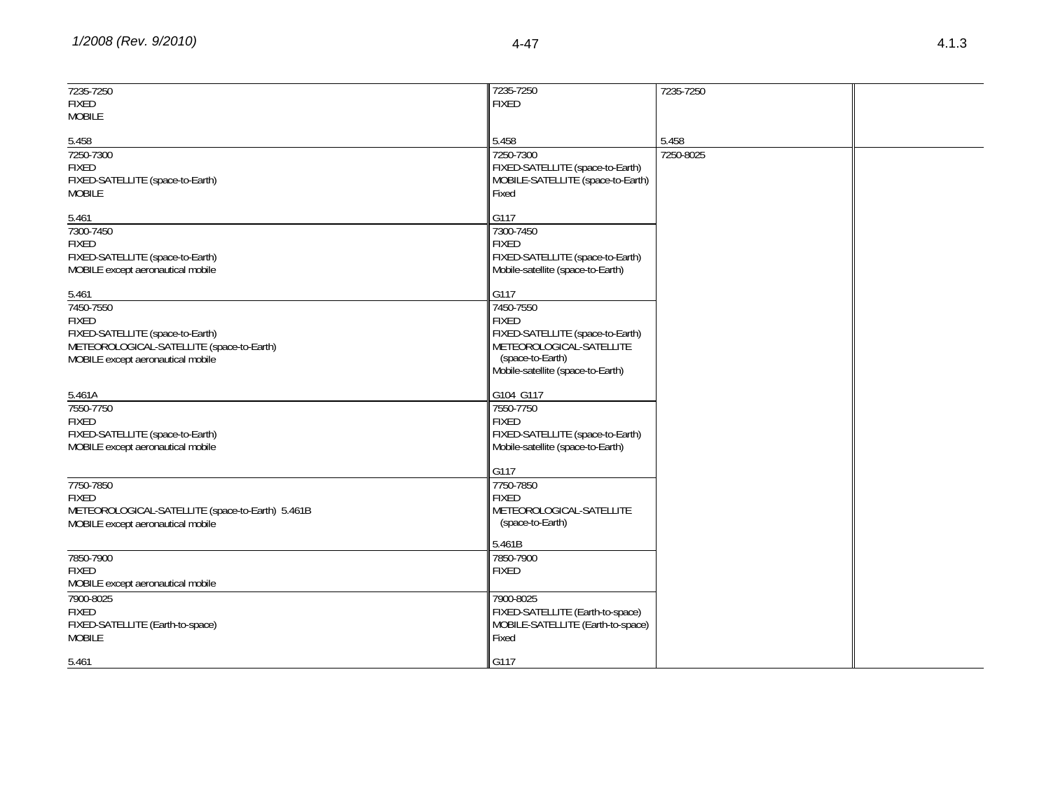| | | | |
|---|---|---|---|
| 7235-7250<br>FIXED<br>MOBILE<br><br>5.458 | 7235-7250<br>FIXED<br><br><br>5.458 | 7235-7250<br><br><br><br>5.458 | |
| 7250-7300<br>FIXED<br>FIXED-SATELLITE (space-to-Earth)<br>MOBILE<br><br>5.461 | 7250-7300<br>FIXED-SATELLITE (space-to-Earth)<br>MOBILE-SATELLITE (space-to-Earth)<br>Fixed<br><br>G117 | 7250-8025 | |
| 7300-7450<br>FIXED<br>FIXED-SATELLITE (space-to-Earth)<br>MOBILE except aeronautical mobile<br><br>5.461 | 7300-7450<br>FIXED<br>FIXED-SATELLITE (space-to-Earth)<br>Mobile-satellite (space-to-Earth)<br><br>G117 | | |
| 7450-7550<br>FIXED<br>FIXED-SATELLITE (space-to-Earth)<br>METEOROLOGICAL-SATELLITE (space-to-Earth)<br>MOBILE except aeronautical mobile<br><br>5.461A | 7450-7550<br>FIXED<br>FIXED-SATELLITE (space-to-Earth)<br>METEOROLOGICAL-SATELLITE (space-to-Earth)<br>Mobile-satellite (space-to-Earth)<br><br>G104 G117 | | |
| 7550-7750<br>FIXED<br>FIXED-SATELLITE (space-to-Earth)<br>MOBILE except aeronautical mobile | 7550-7750<br>FIXED<br>FIXED-SATELLITE (space-to-Earth)<br>Mobile-satellite (space-to-Earth)<br><br>G117 | | |
| 7750-7850<br>FIXED<br>METEOROLOGICAL-SATELLITE (space-to-Earth) 5.461B<br>MOBILE except aeronautical mobile | 7750-7850<br>FIXED<br>METEOROLOGICAL-SATELLITE (space-to-Earth)<br><br>5.461B | | |
| 7850-7900<br>FIXED<br>MOBILE except aeronautical mobile | 7850-7900<br>FIXED | | |
| 7900-8025<br>FIXED<br>FIXED-SATELLITE (Earth-to-space)<br>MOBILE<br><br>5.461 | 7900-8025<br>FIXED-SATELLITE (Earth-to-space)<br>MOBILE-SATELLITE (Earth-to-space)<br>Fixed<br><br>G117 | | |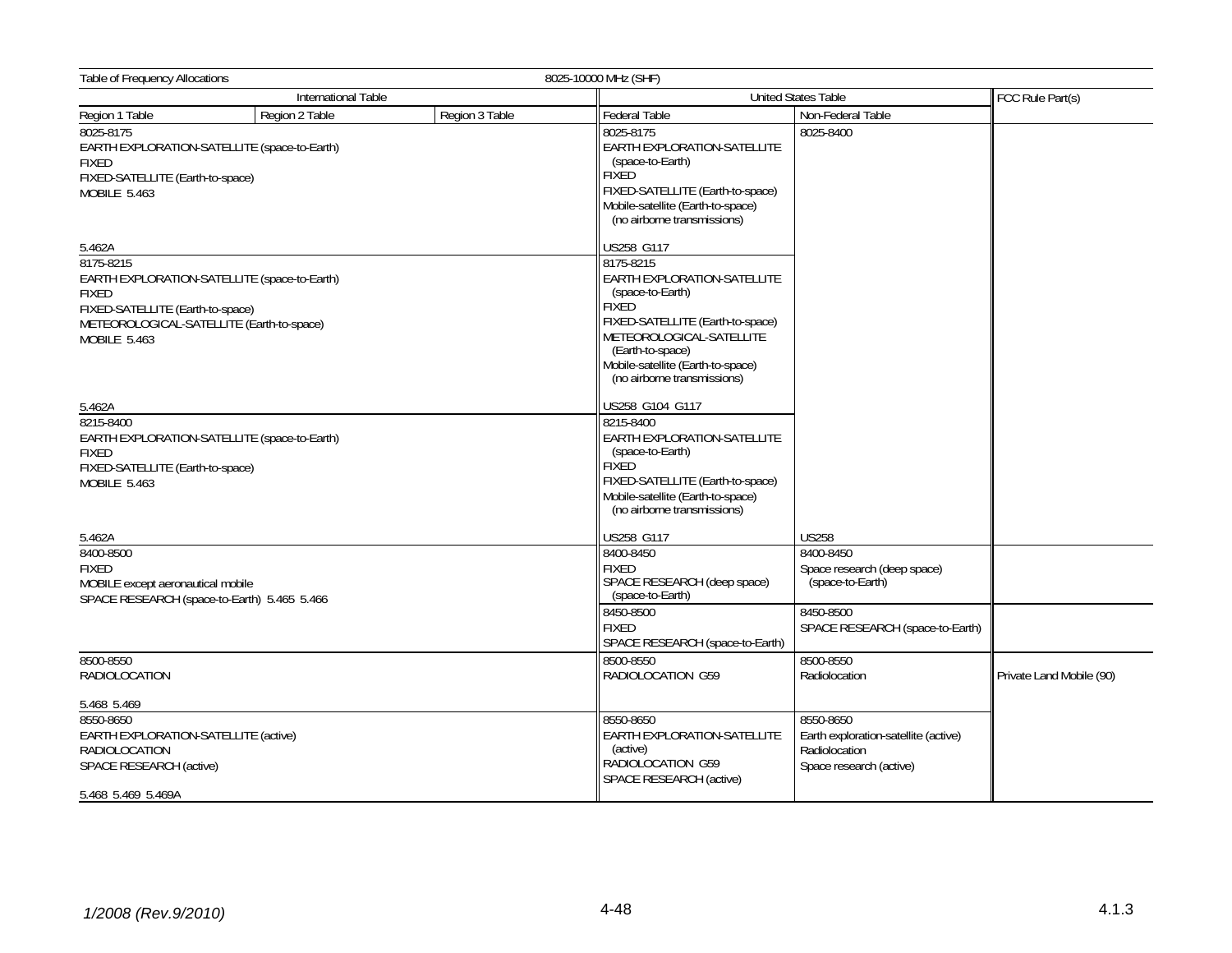Table of Frequency Allocations — 8025-10000 MHz (SHF)

| International Table | | | United States Table | | FCC Rule Part(s) |
|---|---|---|---|---|---|
| Region 1 Table | Region 2 Table | Region 3 Table | Federal Table | Non-Federal Table | |
| 8025-8175<br>EARTH EXPLORATION-SATELLITE (space-to-Earth)<br>FIXED<br>FIXED-SATELLITE (Earth-to-space)<br>MOBILE 5.463<br><br>5.462A | | | 8025-8175<br>EARTH EXPLORATION-SATELLITE (space-to-Earth)<br>FIXED<br>FIXED-SATELLITE (Earth-to-space)<br>Mobile-satellite (Earth-to-space) (no airborne transmissions)<br><br>US258 G117 | 8025-8400<br><br><br><br><br><br><br><br><br><br><br><br><br><br><br>US258 | |
| 8175-8215<br>EARTH EXPLORATION-SATELLITE (space-to-Earth)<br>FIXED<br>FIXED-SATELLITE (Earth-to-space)<br>METEOROLOGICAL-SATELLITE (Earth-to-space)<br>MOBILE 5.463<br><br>5.462A | | | 8175-8215<br>EARTH EXPLORATION-SATELLITE (space-to-Earth)<br>FIXED<br>FIXED-SATELLITE (Earth-to-space)<br>METEOROLOGICAL-SATELLITE (Earth-to-space)<br>Mobile-satellite (Earth-to-space) (no airborne transmissions)<br><br>US258 G104 G117 | | |
| 8215-8400<br>EARTH EXPLORATION-SATELLITE (space-to-Earth)<br>FIXED<br>FIXED-SATELLITE (Earth-to-space)<br>MOBILE 5.463<br><br>5.462A | | | 8215-8400<br>EARTH EXPLORATION-SATELLITE (space-to-Earth)<br>FIXED<br>FIXED-SATELLITE (Earth-to-space)<br>Mobile-satellite (Earth-to-space) (no airborne transmissions)<br><br>US258 G117 | | |
| 8400-8500<br>FIXED<br>MOBILE except aeronautical mobile<br>SPACE RESEARCH (space-to-Earth) 5.465 5.466 | | | 8400-8450<br>FIXED<br>SPACE RESEARCH (deep space) (space-to-Earth) | 8400-8450<br>Space research (deep space) (space-to-Earth) | |
| | | | 8450-8500<br>FIXED<br>SPACE RESEARCH (space-to-Earth) | 8450-8500<br>SPACE RESEARCH (space-to-Earth) | |
| 8500-8550<br>RADIOLOCATION<br><br>5.468 5.469 | | | 8500-8550<br>RADIOLOCATION G59 | 8500-8550<br>Radiolocation | Private Land Mobile (90) |
| 8550-8650<br>EARTH EXPLORATION-SATELLITE (active)<br>RADIOLOCATION<br>SPACE RESEARCH (active)<br><br>5.468 5.469 5.469A | | | 8550-8650<br>EARTH EXPLORATION-SATELLITE (active)<br>RADIOLOCATION G59<br>SPACE RESEARCH (active) | 8550-8650<br>Earth exploration-satellite (active)<br>Radiolocation<br>Space research (active) | |

1/2008 (Rev.9/2010)

4.1.3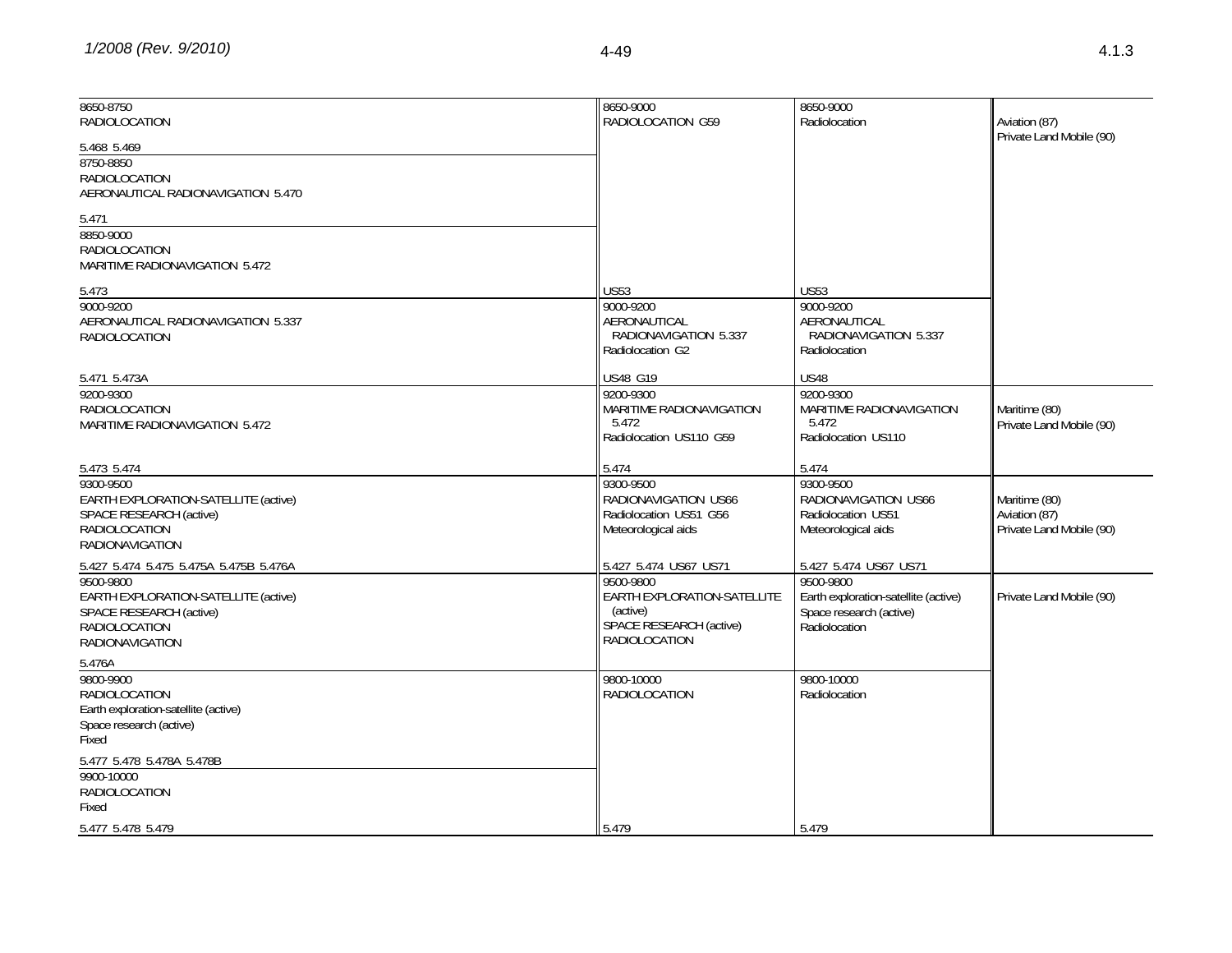| International | United States Federal | United States Non-Federal | FCC Rule Part(s) |
|---|---|---|---|
| 8650-8750<br>RADIOLOCATION<br><br>5.468 5.469 | 8650-9000<br>RADIOLOCATION G59<br><br><br><br><br><br><br><br><br><br><br><br>US53 | 8650-9000<br>Radiolocation<br><br><br><br><br><br><br><br><br><br><br><br>US53 | Aviation (87)<br>Private Land Mobile (90) |
| 8750-8850<br>RADIOLOCATION<br>AERONAUTICAL RADIONAVIGATION 5.470<br><br>5.471 | | | |
| 8850-9000<br>RADIOLOCATION<br>MARITIME RADIONAVIGATION 5.472<br><br>5.473 | | | |
| 9000-9200<br>AERONAUTICAL RADIONAVIGATION 5.337<br>RADIOLOCATION<br><br>5.471 5.473A | 9000-9200<br>AERONAUTICAL RADIONAVIGATION 5.337<br>Radiolocation G2<br><br>US48 G19 | 9000-9200<br>AERONAUTICAL RADIONAVIGATION 5.337<br>Radiolocation<br><br>US48 | |
| 9200-9300<br>RADIOLOCATION<br>MARITIME RADIONAVIGATION 5.472<br><br>5.473 5.474 | 9200-9300<br>MARITIME RADIONAVIGATION 5.472<br>Radiolocation US110 G59<br><br>5.474 | 9200-9300<br>MARITIME RADIONAVIGATION 5.472<br>Radiolocation US110<br><br>5.474 | Maritime (80)<br>Private Land Mobile (90) |
| 9300-9500<br>EARTH EXPLORATION-SATELLITE (active)<br>SPACE RESEARCH (active)<br>RADIOLOCATION<br>RADIONAVIGATION<br><br>5.427 5.474 5.475 5.475A 5.475B 5.476A | 9300-9500<br>RADIONAVIGATION US66<br>Radiolocation US51 G56<br>Meteorological aids<br><br>5.427 5.474 US67 US71 | 9300-9500<br>RADIONAVIGATION US66<br>Radiolocation US51<br>Meteorological aids<br><br>5.427 5.474 US67 US71 | Maritime (80)<br>Aviation (87)<br>Private Land Mobile (90) |
| 9500-9800<br>EARTH EXPLORATION-SATELLITE (active)<br>SPACE RESEARCH (active)<br>RADIOLOCATION<br>RADIONAVIGATION<br><br>5.476A | 9500-9800<br>EARTH EXPLORATION-SATELLITE (active)<br>SPACE RESEARCH (active)<br>RADIOLOCATION | 9500-9800<br>Earth exploration-satellite (active)<br>Space research (active)<br>Radiolocation | Private Land Mobile (90) |
| 9800-9900<br>RADIOLOCATION<br>Earth exploration-satellite (active)<br>Space research (active)<br>Fixed<br><br>5.477 5.478 5.478A 5.478B | 9800-10000<br>RADIOLOCATION<br><br><br><br><br><br><br><br><br><br><br>5.479 | 9800-10000<br>Radiolocation<br><br><br><br><br><br><br><br><br><br><br>5.479 | |
| 9900-10000<br>RADIOLOCATION<br>Fixed<br><br>5.477 5.478 5.479 | | | |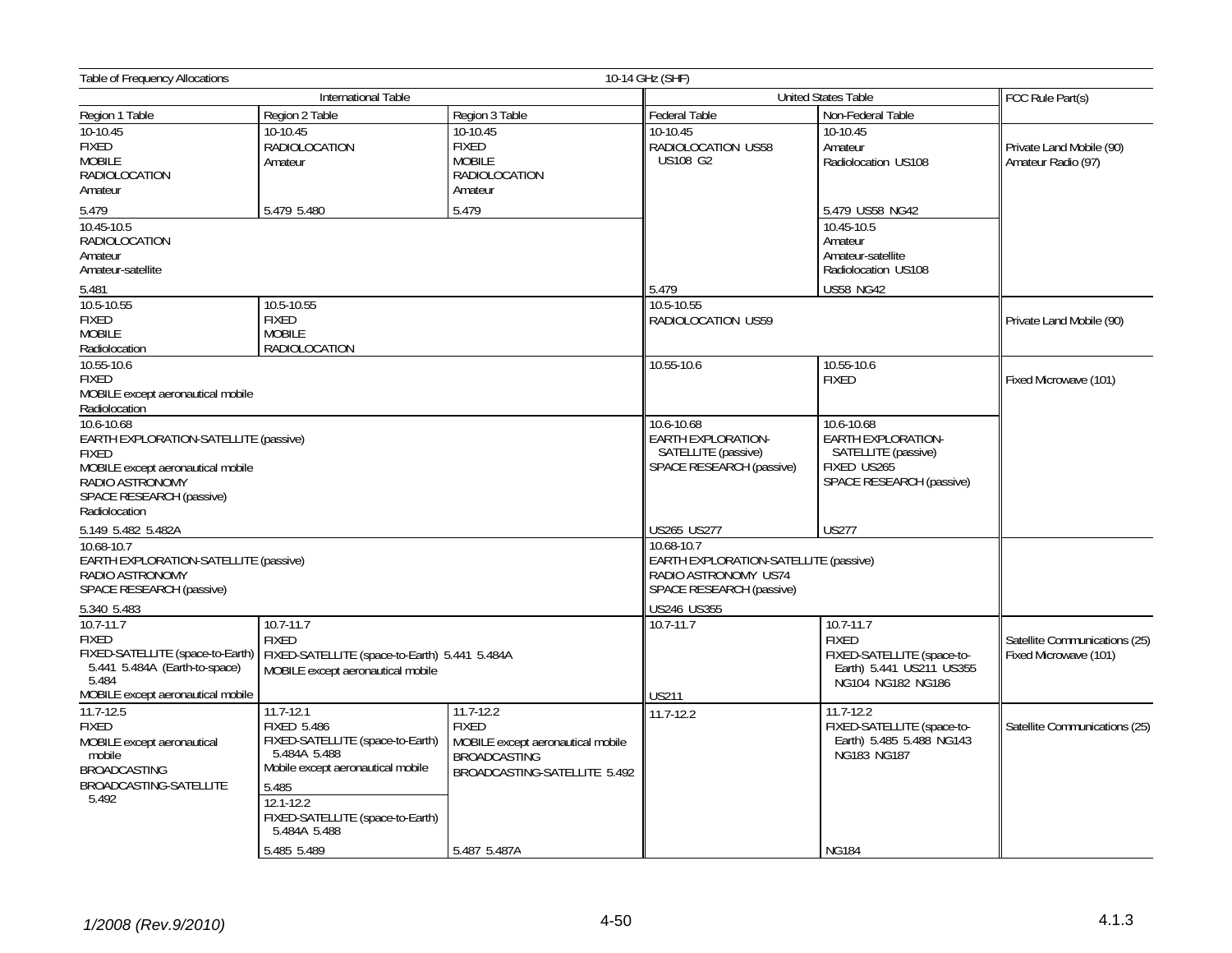Table of Frequency Allocations — 10-14 GHz (SHF)

| International Table | | | United States Table | | FCC Rule Part(s) |
|---|---|---|---|---|---|
| Region 1 Table | Region 2 Table | Region 3 Table | Federal Table | Non-Federal Table | |
| 10-10.45<br>FIXED<br>MOBILE<br>RADIOLOCATION<br>Amateur<br><br>5.479 | 10-10.45<br>RADIOLOCATION<br>Amateur<br><br>5.479 5.480 | 10-10.45<br>FIXED<br>MOBILE<br>RADIOLOCATION<br>Amateur<br><br>5.479 | 10-10.45<br>RADIOLOCATION US58 US108 G2<br><br>5.479 | 10-10.45<br>Amateur<br>Radiolocation US108<br><br>5.479 US58 NG42 | Private Land Mobile (90)<br>Amateur Radio (97) |
| 10.45-10.5<br>RADIOLOCATION<br>Amateur<br>Amateur-satellite<br><br>5.481 | | | | 10.45-10.5<br>Amateur<br>Amateur-satellite<br>Radiolocation US108<br><br>US58 NG42 | |
| 10.5-10.55<br>FIXED<br>MOBILE<br>Radiolocation | 10.5-10.55<br>FIXED<br>MOBILE<br>RADIOLOCATION | | 10.5-10.55<br>RADIOLOCATION US59 | | Private Land Mobile (90) |
| 10.55-10.6<br>FIXED<br>MOBILE except aeronautical mobile<br>Radiolocation | | | 10.55-10.6 | 10.55-10.6<br>FIXED | Fixed Microwave (101) |
| 10.6-10.68<br>EARTH EXPLORATION-SATELLITE (passive)<br>FIXED<br>MOBILE except aeronautical mobile<br>RADIO ASTRONOMY<br>SPACE RESEARCH (passive)<br>Radiolocation<br><br>5.149 5.482 5.482A | | | 10.6-10.68<br>EARTH EXPLORATION-SATELLITE (passive)<br>SPACE RESEARCH (passive)<br><br>US265 US277 | 10.6-10.68<br>EARTH EXPLORATION-SATELLITE (passive)<br>FIXED US265<br>SPACE RESEARCH (passive)<br><br>US277 | |
| 10.68-10.7<br>EARTH EXPLORATION-SATELLITE (passive)<br>RADIO ASTRONOMY<br>SPACE RESEARCH (passive)<br><br>5.340 5.483 | | | 10.68-10.7<br>EARTH EXPLORATION-SATELLITE (passive)<br>RADIO ASTRONOMY US74<br>SPACE RESEARCH (passive)<br><br>US246 US355 | | |
| 10.7-11.7<br>FIXED<br>FIXED-SATELLITE (space-to-Earth) 5.441 5.484A (Earth-to-space) 5.484<br>MOBILE except aeronautical mobile | 10.7-11.7<br>FIXED<br>FIXED-SATELLITE (space-to-Earth) 5.441 5.484A<br>MOBILE except aeronautical mobile | | 10.7-11.7<br><br>US211 | 10.7-11.7<br>FIXED<br>FIXED-SATELLITE (space-to-Earth) 5.441 US211 US355 NG104 NG182 NG186 | Satellite Communications (25)<br>Fixed Microwave (101) |
| 11.7-12.5<br>FIXED<br>MOBILE except aeronautical mobile<br>BROADCASTING<br>BROADCASTING-SATELLITE 5.492 | 11.7-12.1<br>FIXED 5.486<br>FIXED-SATELLITE (space-to-Earth) 5.484A 5.488<br>Mobile except aeronautical mobile<br><br>5.485<br>12.1-12.2<br>FIXED-SATELLITE (space-to-Earth) 5.484A 5.488<br><br>5.485 5.489 | 11.7-12.2<br>FIXED<br>MOBILE except aeronautical mobile<br>BROADCASTING<br>BROADCASTING-SATELLITE 5.492<br><br>5.487 5.487A | 11.7-12.2 | 11.7-12.2<br>FIXED-SATELLITE (space-to-Earth) 5.485 5.488 NG143 NG183 NG187<br><br>NG184 | Satellite Communications (25) |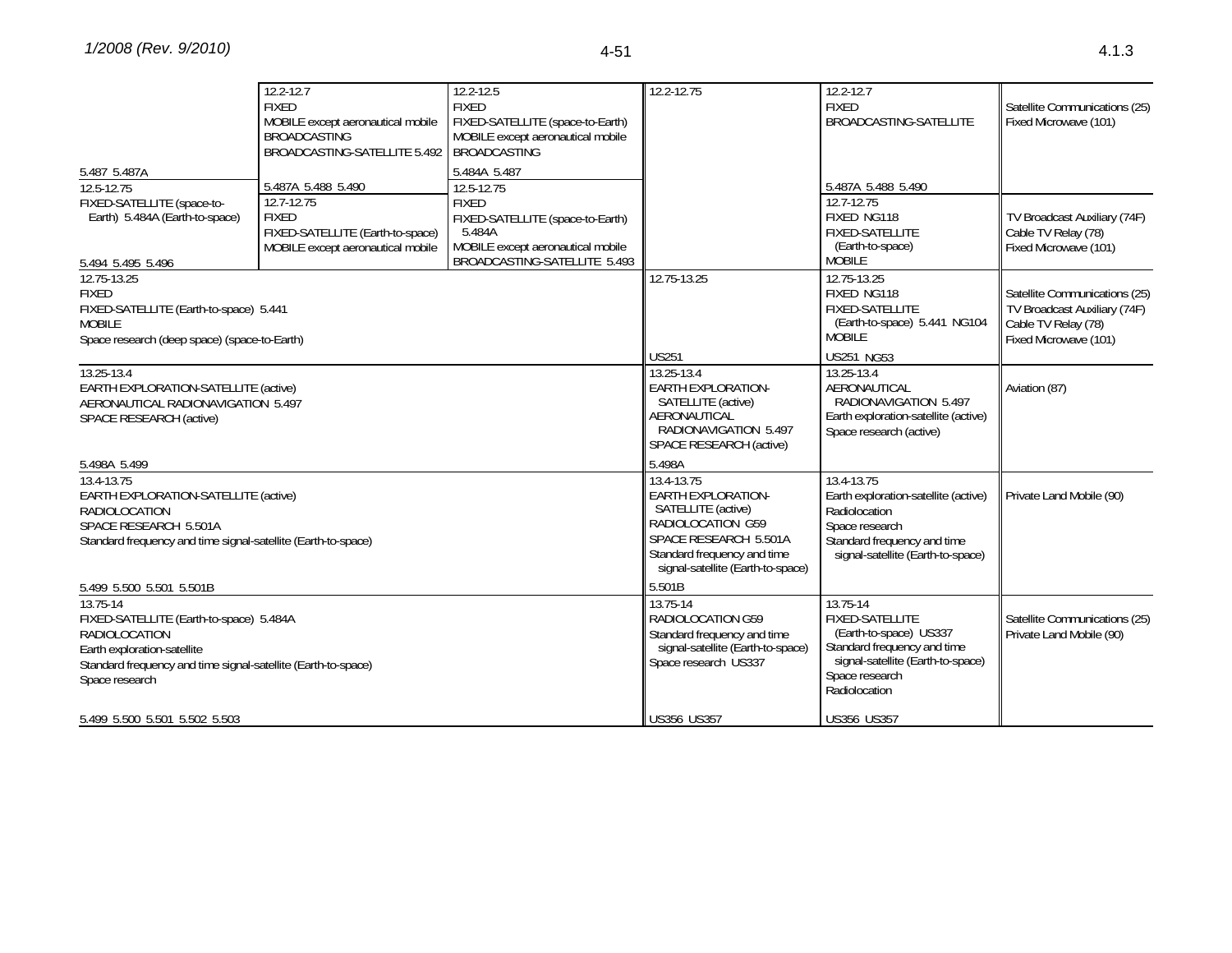| International Table | | | United States Table | | FCC Rule Part(s) |
|---|---|---|---|---|---|
| 5.487 5.487A | 12.2-12.7 FIXED MOBILE except aeronautical mobile BROADCASTING BROADCASTING-SATELLITE 5.492 5.487A 5.488 5.490 | 12.2-12.5 FIXED FIXED-SATELLITE (space-to-Earth) MOBILE except aeronautical mobile BROADCASTING 5.484A 5.487 | 12.2-12.75 | 12.2-12.7 FIXED BROADCASTING-SATELLITE 5.487A 5.488 5.490 | Satellite Communications (25) Fixed Microwave (101) |
| 12.5-12.75 FIXED-SATELLITE (space-to-Earth) 5.484A (Earth-to-space) 5.494 5.495 5.496 | 12.7-12.75 FIXED FIXED-SATELLITE (Earth-to-space) MOBILE except aeronautical mobile | 12.5-12.75 FIXED FIXED-SATELLITE (space-to-Earth) 5.484A MOBILE except aeronautical mobile BROADCASTING-SATELLITE 5.493 | | 12.7-12.75 FIXED NG118 FIXED-SATELLITE (Earth-to-space) MOBILE | TV Broadcast Auxiliary (74F) Cable TV Relay (78) Fixed Microwave (101) |
| 12.75-13.25 FIXED FIXED-SATELLITE (Earth-to-space) 5.441 MOBILE Space research (deep space) (space-to-Earth) | | | 12.75-13.25 US251 | 12.75-13.25 FIXED NG118 FIXED-SATELLITE (Earth-to-space) 5.441 NG104 MOBILE US251 NG53 | Satellite Communications (25) TV Broadcast Auxiliary (74F) Cable TV Relay (78) Fixed Microwave (101) |
| 13.25-13.4 EARTH EXPLORATION-SATELLITE (active) AERONAUTICAL RADIONAVIGATION 5.497 SPACE RESEARCH (active) 5.498A 5.499 | | | 13.25-13.4 EARTH EXPLORATION-SATELLITE (active) AERONAUTICAL RADIONAVIGATION 5.497 SPACE RESEARCH (active) 5.498A | 13.25-13.4 AERONAUTICAL RADIONAVIGATION 5.497 Earth exploration-satellite (active) Space research (active) | Aviation (87) |
| 13.4-13.75 EARTH EXPLORATION-SATELLITE (active) RADIOLOCATION SPACE RESEARCH 5.501A Standard frequency and time signal-satellite (Earth-to-space) 5.499 5.500 5.501 5.501B | | | 13.4-13.75 EARTH EXPLORATION-SATELLITE (active) RADIOLOCATION G59 SPACE RESEARCH 5.501A Standard frequency and time signal-satellite (Earth-to-space) 5.501B | 13.4-13.75 Earth exploration-satellite (active) Radiolocation Space research Standard frequency and time signal-satellite (Earth-to-space) | Private Land Mobile (90) |
| 13.75-14 FIXED-SATELLITE (Earth-to-space) 5.484A RADIOLOCATION Earth exploration-satellite Standard frequency and time signal-satellite (Earth-to-space) Space research 5.499 5.500 5.501 5.502 5.503 | | | 13.75-14 RADIOLOCATION G59 Standard frequency and time signal-satellite (Earth-to-space) Space research US337 US356 US357 | 13.75-14 FIXED-SATELLITE (Earth-to-space) US337 Standard frequency and time signal-satellite (Earth-to-space) Space research Radiolocation US356 US357 | Satellite Communications (25) Private Land Mobile (90) |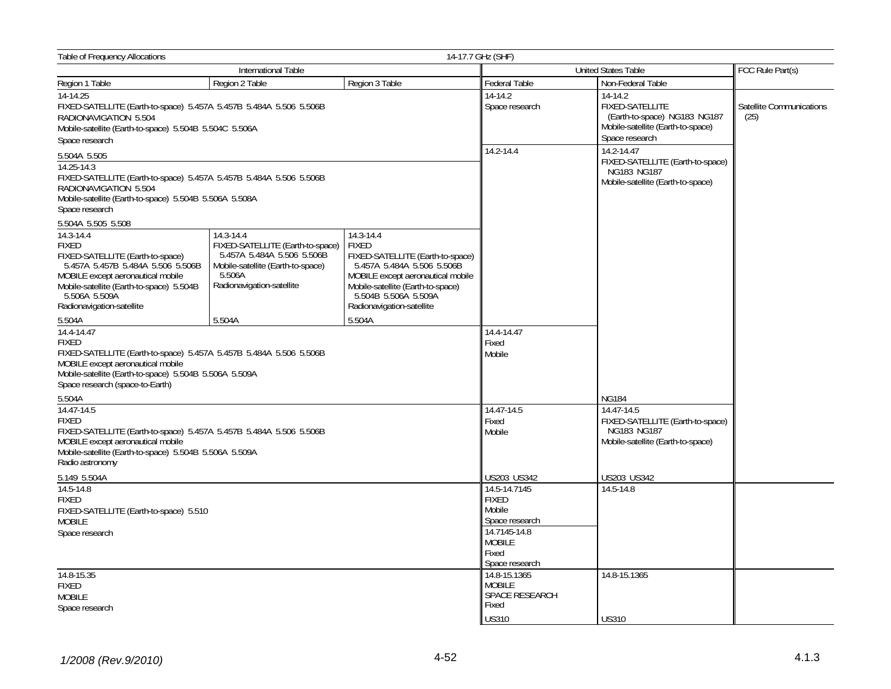Table of Frequency Allocations — 14-17.7 GHz (SHF)

| International Table | | | United States Table | | FCC Rule Part(s) |
|---|---|---|---|---|---|
| Region 1 Table | Region 2 Table | Region 3 Table | Federal Table | Non-Federal Table | |
| 14-14.25<br>FIXED-SATELLITE (Earth-to-space) 5.457A 5.457B 5.484A 5.506 5.506B<br>RADIONAVIGATION 5.504<br>Mobile-satellite (Earth-to-space) 5.504B 5.504C 5.506A<br>Space research<br><br>5.504A 5.505 | | | 14-14.2<br>Space research | 14-14.2<br>FIXED-SATELLITE (Earth-to-space) NG183 NG187<br>Mobile-satellite (Earth-to-space)<br>Space research | Satellite Communications (25) |
| 14.25-14.3<br>FIXED-SATELLITE (Earth-to-space) 5.457A 5.457B 5.484A 5.506 5.506B<br>RADIONAVIGATION 5.504<br>Mobile-satellite (Earth-to-space) 5.504B 5.506A 5.508A<br>Space research<br><br>5.504A 5.505 5.508 | | | 14.2-14.4 | 14.2-14.47<br>FIXED-SATELLITE (Earth-to-space) NG183 NG187<br>Mobile-satellite (Earth-to-space) | |
| 14.3-14.4<br>FIXED<br>FIXED-SATELLITE (Earth-to-space) 5.457A 5.457B 5.484A 5.506 5.506B<br>MOBILE except aeronautical mobile<br>Mobile-satellite (Earth-to-space) 5.504B 5.506A 5.509A<br>Radionavigation-satellite<br><br>5.504A | 14.3-14.4<br>FIXED-SATELLITE (Earth-to-space) 5.457A 5.484A 5.506 5.506B<br>Mobile-satellite (Earth-to-space) 5.506A<br>Radionavigation-satellite<br><br>5.504A | 14.3-14.4<br>FIXED<br>FIXED-SATELLITE (Earth-to-space) 5.457A 5.484A 5.506 5.506B<br>MOBILE except aeronautical mobile<br>Mobile-satellite (Earth-to-space) 5.504B 5.506A 5.509A<br>Radionavigation-satellite<br><br>5.504A | | | |
| 14.4-14.47<br>FIXED<br>FIXED-SATELLITE (Earth-to-space) 5.457A 5.457B 5.484A 5.506 5.506B<br>MOBILE except aeronautical mobile<br>Mobile-satellite (Earth-to-space) 5.504B 5.506A 5.509A<br>Space research (space-to-Earth)<br><br>5.504A | | | 14.4-14.47<br>Fixed<br>Mobile | NG184 | |
| 14.47-14.5<br>FIXED<br>FIXED-SATELLITE (Earth-to-space) 5.457A 5.457B 5.484A 5.506 5.506B<br>MOBILE except aeronautical mobile<br>Mobile-satellite (Earth-to-space) 5.504B 5.506A 5.509A<br>Radio astronomy<br><br>5.149 5.504A | | | 14.47-14.5<br>Fixed<br>Mobile<br><br>US203 US342 | 14.47-14.5<br>FIXED-SATELLITE (Earth-to-space) NG183 NG187<br>Mobile-satellite (Earth-to-space)<br><br>US203 US342 | |
| 14.5-14.8<br>FIXED<br>FIXED-SATELLITE (Earth-to-space) 5.510<br>MOBILE<br>Space research | | | 14.5-14.7145<br>FIXED<br>Mobile<br>Space research<br><br>14.7145-14.8<br>MOBILE<br>Fixed<br>Space research | 14.5-14.8 | |
| 14.8-15.35<br>FIXED<br>MOBILE<br>Space research | | | 14.8-15.1365<br>MOBILE<br>SPACE RESEARCH<br>Fixed<br><br>US310 | 14.8-15.1365<br><br>US310 | |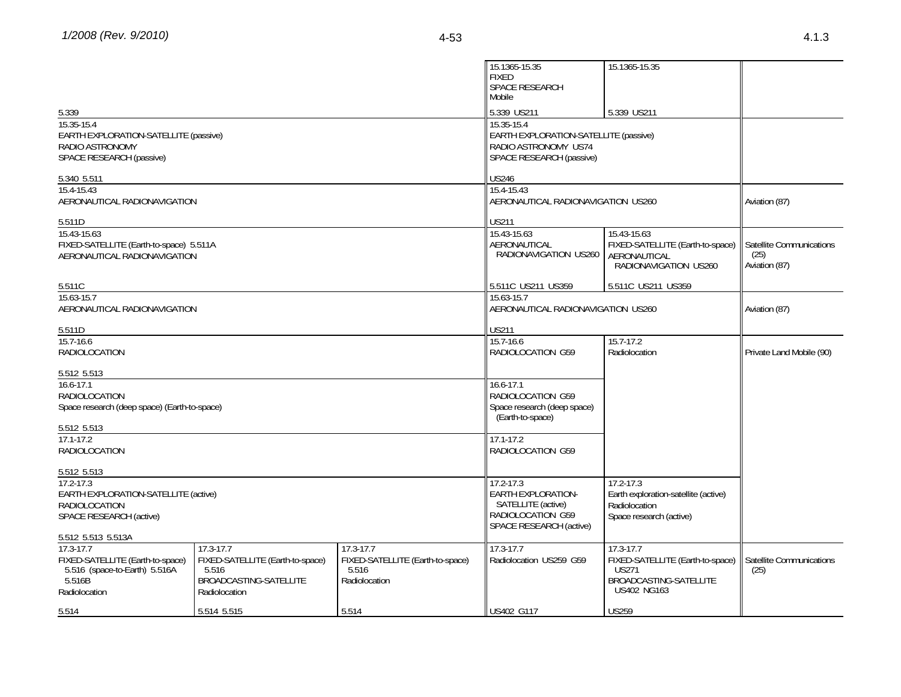| Region 1 Table | Region 2 Table | Region 3 Table | Federal Table | Non-Federal Table | FCC Rule Part(s) |
|---|---|---|---|---|---|
| 5.339 | | | 15.1365-15.35 FIXED SPACE RESEARCH Mobile 5.339 US211 | 15.1365-15.35 5.339 US211 | |
| 15.35-15.4 EARTH EXPLORATION-SATELLITE (passive) RADIO ASTRONOMY SPACE RESEARCH (passive) 5.340 5.511 | | | 15.35-15.4 EARTH EXPLORATION-SATELLITE (passive) RADIO ASTRONOMY US74 SPACE RESEARCH (passive) US246 | | |
| 15.4-15.43 AERONAUTICAL RADIONAVIGATION 5.511D | | | 15.4-15.43 AERONAUTICAL RADIONAVIGATION US260 US211 | | Aviation (87) |
| 15.43-15.63 FIXED-SATELLITE (Earth-to-space) 5.511A AERONAUTICAL RADIONAVIGATION 5.511C | | | 15.43-15.63 AERONAUTICAL RADIONAVIGATION US260 5.511C US211 US359 | 15.43-15.63 FIXED-SATELLITE (Earth-to-space) AERONAUTICAL RADIONAVIGATION US260 5.511C US211 US359 | Satellite Communications (25) Aviation (87) |
| 15.63-15.7 AERONAUTICAL RADIONAVIGATION 5.511D | | | 15.63-15.7 AERONAUTICAL RADIONAVIGATION US260 US211 | | Aviation (87) |
| 15.7-16.6 RADIOLOCATION 5.512 5.513 | | | 15.7-16.6 RADIOLOCATION G59 | 15.7-17.2 Radiolocation | Private Land Mobile (90) |
| 16.6-17.1 RADIOLOCATION Space research (deep space) (Earth-to-space) 5.512 5.513 | | | 16.6-17.1 RADIOLOCATION G59 Space research (deep space) (Earth-to-space) | | |
| 17.1-17.2 RADIOLOCATION 5.512 5.513 | | | 17.1-17.2 RADIOLOCATION G59 | | |
| 17.2-17.3 EARTH EXPLORATION-SATELLITE (active) RADIOLOCATION SPACE RESEARCH (active) 5.512 5.513 5.513A | | | 17.2-17.3 EARTH EXPLORATION-SATELLITE (active) RADIOLOCATION G59 SPACE RESEARCH (active) | 17.2-17.3 Earth exploration-satellite (active) Radiolocation Space research (active) | |
| 17.3-17.7 FIXED-SATELLITE (Earth-to-space) 5.516 (space-to-Earth) 5.516A 5.516B Radiolocation 5.514 | 17.3-17.7 FIXED-SATELLITE (Earth-to-space) 5.516 BROADCASTING-SATELLITE Radiolocation 5.514 5.515 | 17.3-17.7 FIXED-SATELLITE (Earth-to-space) 5.516 Radiolocation 5.514 | 17.3-17.7 Radiolocation US259 G59 US402 G117 | 17.3-17.7 FIXED-SATELLITE (Earth-to-space) US271 BROADCASTING-SATELLITE US402 NG163 US259 | Satellite Communications (25) |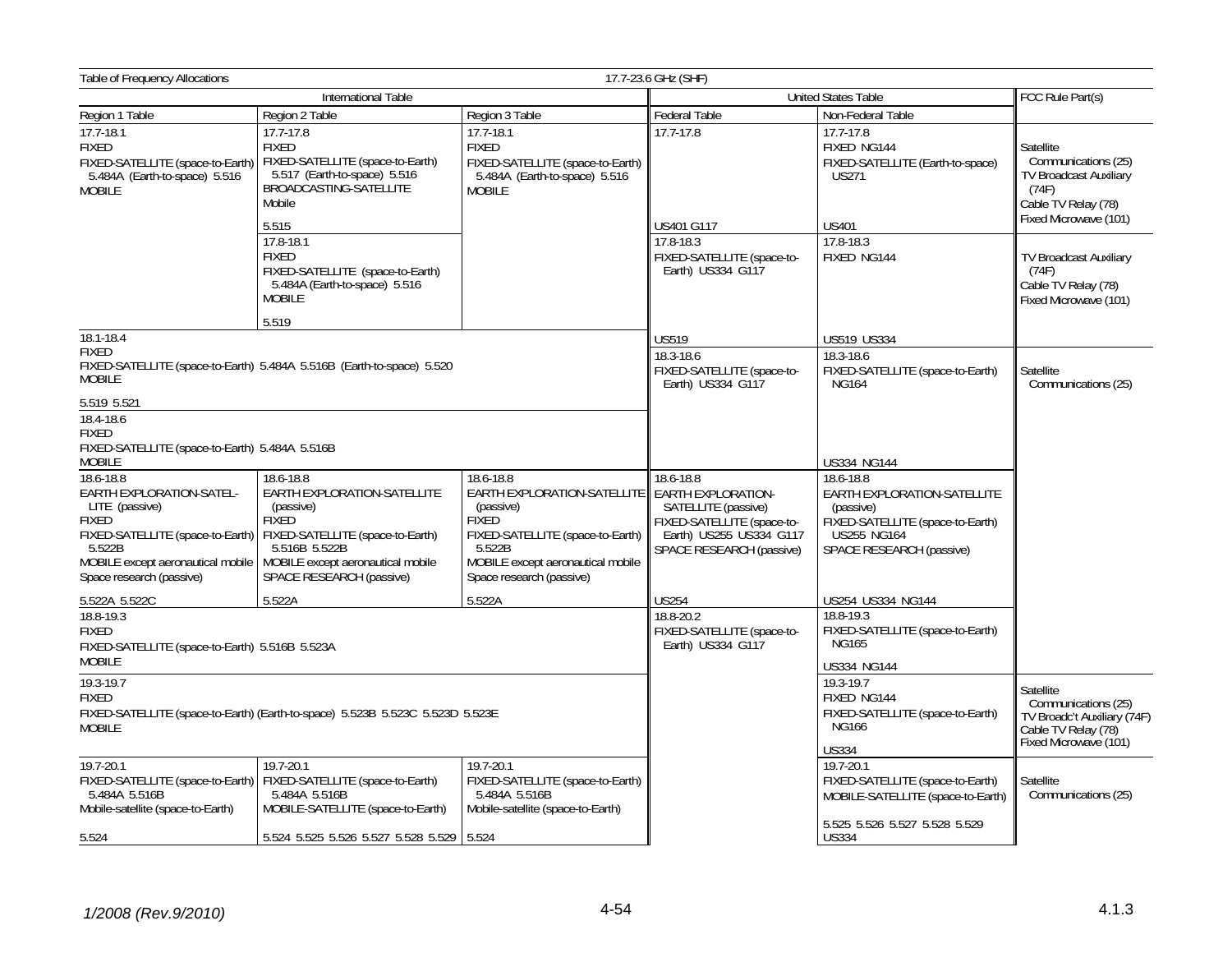Table of Frequency Allocations — 17.7-23.6 GHz (SHF)

| International Table | | | United States Table | | FCC Rule Part(s) |
|---|---|---|---|---|---|
| Region 1 Table | Region 2 Table | Region 3 Table | Federal Table | Non-Federal Table | |
| 17.7-18.1 FIXED FIXED-SATELLITE (space-to-Earth) 5.484A (Earth-to-space) 5.516 MOBILE | 17.7-17.8 FIXED FIXED-SATELLITE (space-to-Earth) 5.517 (Earth-to-space) 5.516 BROADCASTING-SATELLITE Mobile 5.515 | 17.7-18.1 FIXED FIXED-SATELLITE (space-to-Earth) 5.484A (Earth-to-space) 5.516 MOBILE | 17.7-17.8 US401 G117 | 17.7-17.8 FIXED NG144 FIXED-SATELLITE (Earth-to-space) US271 US401 | Satellite Communications (25) TV Broadcast Auxiliary (74F) Cable TV Relay (78) Fixed Microwave (101) |
| | 17.8-18.1 FIXED FIXED-SATELLITE (space-to-Earth) 5.484A (Earth-to-space) 5.516 MOBILE 5.519 | | 17.8-18.3 FIXED-SATELLITE (space-to-Earth) US334 G117 US519 | 17.8-18.3 FIXED NG144 US519 US334 | TV Broadcast Auxiliary (74F) Cable TV Relay (78) Fixed Microwave (101) |
| 18.1-18.4 FIXED FIXED-SATELLITE (space-to-Earth) 5.484A 5.516B (Earth-to-space) 5.520 MOBILE 5.519 5.521 | | | 18.3-18.6 FIXED-SATELLITE (space-to-Earth) US334 G117 | 18.3-18.6 FIXED-SATELLITE (space-to-Earth) NG164 US334 NG144 | Satellite Communications (25) |
| 18.4-18.6 FIXED FIXED-SATELLITE (space-to-Earth) 5.484A 5.516B MOBILE | | | | | |
| 18.6-18.8 EARTH EXPLORATION-SATELLITE (passive) FIXED FIXED-SATELLITE (space-to-Earth) 5.522B MOBILE except aeronautical mobile Space research (passive) 5.522A 5.522C | 18.6-18.8 EARTH EXPLORATION-SATELLITE (passive) FIXED FIXED-SATELLITE (space-to-Earth) 5.516B 5.522B MOBILE except aeronautical mobile SPACE RESEARCH (passive) 5.522A | 18.6-18.8 EARTH EXPLORATION-SATELLITE (passive) FIXED FIXED-SATELLITE (space-to-Earth) 5.522B MOBILE except aeronautical mobile Space research (passive) 5.522A | 18.6-18.8 EARTH EXPLORATION-SATELLITE (passive) FIXED-SATELLITE (space-to-Earth) US255 US334 G117 SPACE RESEARCH (passive) US254 | 18.6-18.8 EARTH EXPLORATION-SATELLITE (passive) FIXED-SATELLITE (space-to-Earth) US255 NG164 SPACE RESEARCH (passive) US254 US334 NG144 | |
| 18.8-19.3 FIXED FIXED-SATELLITE (space-to-Earth) 5.516B 5.523A MOBILE | | | 18.8-20.2 FIXED-SATELLITE (space-to-Earth) US334 G117 | 18.8-19.3 FIXED-SATELLITE (space-to-Earth) NG165 US334 NG144 | |
| 19.3-19.7 FIXED FIXED-SATELLITE (space-to-Earth) (Earth-to-space) 5.523B 5.523C 5.523D 5.523E MOBILE | | | | 19.3-19.7 FIXED NG144 FIXED-SATELLITE (space-to-Earth) NG166 US334 | Satellite Communications (25) TV Broadc't Auxiliary (74F) Cable TV Relay (78) Fixed Microwave (101) |
| 19.7-20.1 FIXED-SATELLITE (space-to-Earth) 5.484A 5.516B Mobile-satellite (space-to-Earth) 5.524 | 19.7-20.1 FIXED-SATELLITE (space-to-Earth) 5.484A 5.516B MOBILE-SATELLITE (space-to-Earth) 5.524 5.525 5.526 5.527 5.528 5.529 | 19.7-20.1 FIXED-SATELLITE (space-to-Earth) 5.484A 5.516B Mobile-satellite (space-to-Earth) 5.524 | | 19.7-20.1 FIXED-SATELLITE (space-to-Earth) MOBILE-SATELLITE (space-to-Earth) 5.525 5.526 5.527 5.528 5.529 US334 | Satellite Communications (25) |

1/2008 (Rev.9/2010)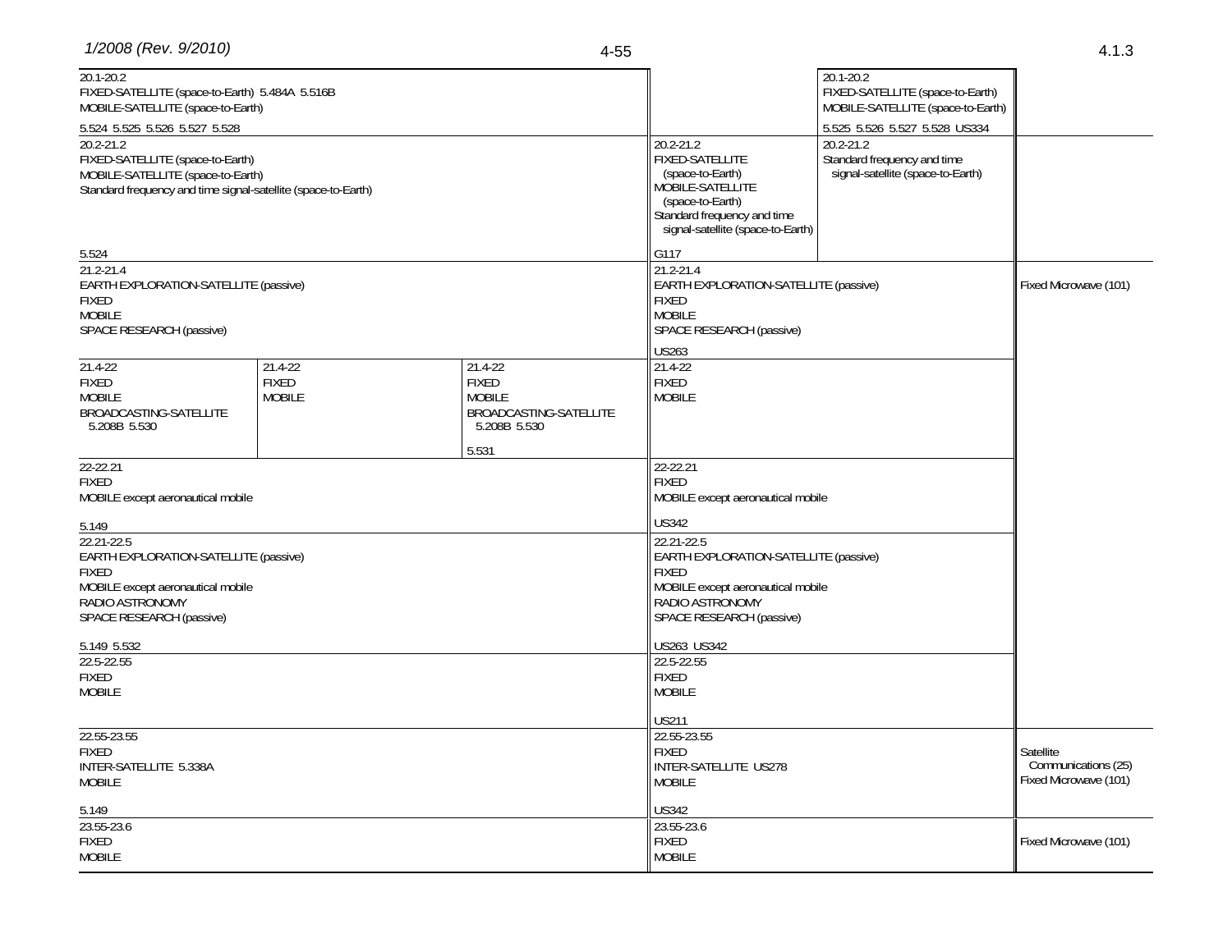| International Table | | | United States Table | | FCC Rule Part(s) |
|---|---|---|---|---|---|
| Region 1 Table | Region 2 Table | Region 3 Table | Federal Table | Non-Federal Table | |
| 20.1-20.2<br>FIXED-SATELLITE (space-to-Earth) 5.484A 5.516B<br>MOBILE-SATELLITE (space-to-Earth)<br><br>5.524 5.525 5.526 5.527 5.528 | | | | 20.1-20.2<br>FIXED-SATELLITE (space-to-Earth)<br>MOBILE-SATELLITE (space-to-Earth)<br><br>5.525 5.526 5.527 5.528 US334 | |
| 20.2-21.2<br>FIXED-SATELLITE (space-to-Earth)<br>MOBILE-SATELLITE (space-to-Earth)<br>Standard frequency and time signal-satellite (space-to-Earth)<br><br>5.524 | | | 20.2-21.2<br>FIXED-SATELLITE (space-to-Earth)<br>MOBILE-SATELLITE (space-to-Earth)<br>Standard frequency and time signal-satellite (space-to-Earth)<br><br>G117 | 20.2-21.2<br>Standard frequency and time signal-satellite (space-to-Earth) | |
| 21.2-21.4<br>EARTH EXPLORATION-SATELLITE (passive)<br>FIXED<br>MOBILE<br>SPACE RESEARCH (passive) | | | 21.2-21.4<br>EARTH EXPLORATION-SATELLITE (passive)<br>FIXED<br>MOBILE<br>SPACE RESEARCH (passive)<br><br>US263 | | Fixed Microwave (101) |
| 21.4-22<br>FIXED<br>MOBILE<br>BROADCASTING-SATELLITE 5.208B 5.530 | 21.4-22<br>FIXED<br>MOBILE | 21.4-22<br>FIXED<br>MOBILE<br>BROADCASTING-SATELLITE 5.208B 5.530<br><br>5.531 | 21.4-22<br>FIXED<br>MOBILE | | |
| 22-22.21<br>FIXED<br>MOBILE except aeronautical mobile<br><br>5.149 | | | 22-22.21<br>FIXED<br>MOBILE except aeronautical mobile<br><br>US342 | | |
| 22.21-22.5<br>EARTH EXPLORATION-SATELLITE (passive)<br>FIXED<br>MOBILE except aeronautical mobile<br>RADIO ASTRONOMY<br>SPACE RESEARCH (passive)<br><br>5.149 5.532 | | | 22.21-22.5<br>EARTH EXPLORATION-SATELLITE (passive)<br>FIXED<br>MOBILE except aeronautical mobile<br>RADIO ASTRONOMY<br>SPACE RESEARCH (passive)<br><br>US263 US342 | | |
| 22.5-22.55<br>FIXED<br>MOBILE | | | 22.5-22.55<br>FIXED<br>MOBILE<br><br>US211 | | |
| 22.55-23.55<br>FIXED<br>INTER-SATELLITE 5.338A<br>MOBILE<br><br>5.149 | | | 22.55-23.55<br>FIXED<br>INTER-SATELLITE US278<br>MOBILE<br><br>US342 | | Satellite Communications (25)<br>Fixed Microwave (101) |
| 23.55-23.6<br>FIXED<br>MOBILE | | | 23.55-23.6<br>FIXED<br>MOBILE | | Fixed Microwave (101) |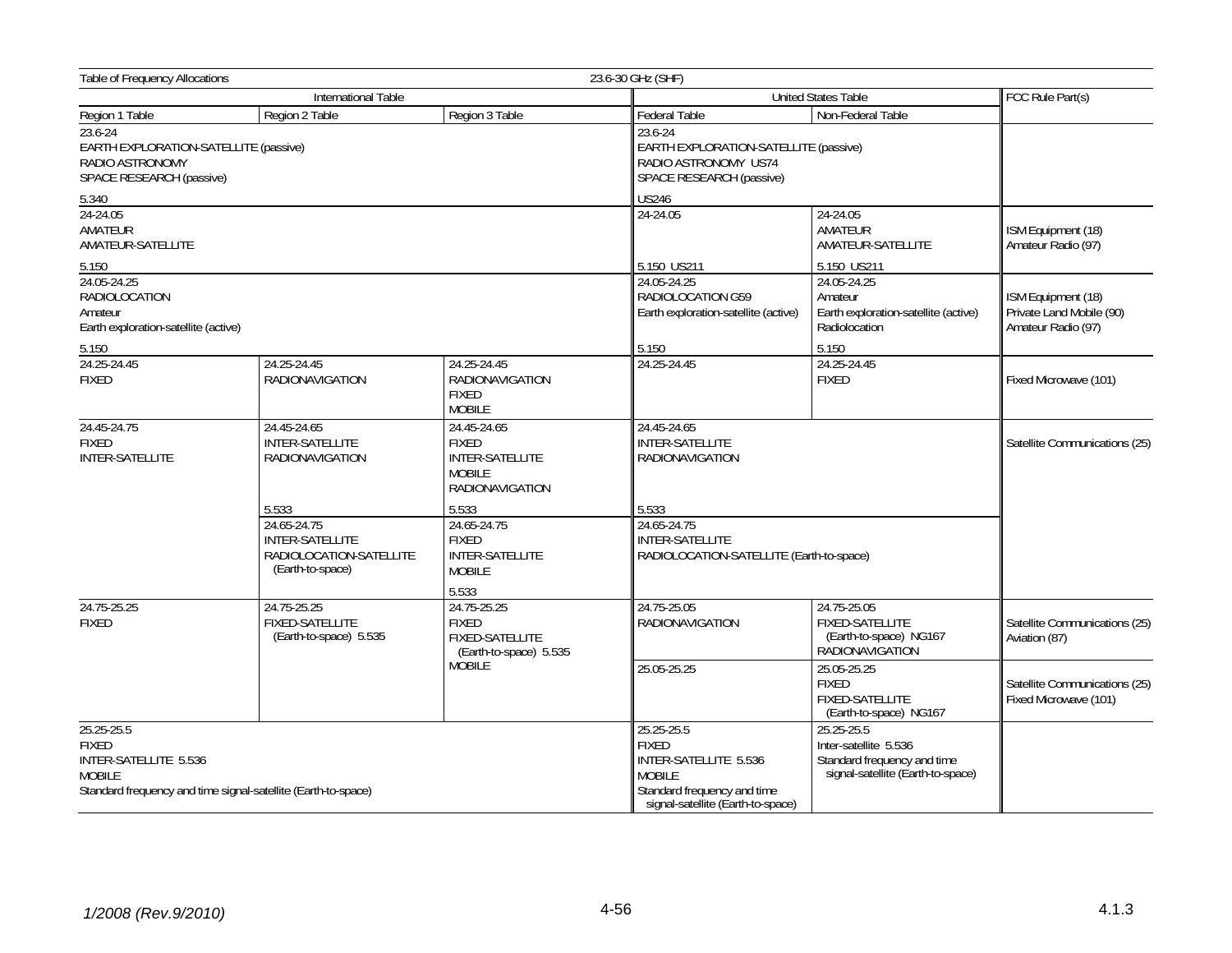Table of Frequency Allocations — 23.6-30 GHz (SHF)

| International Table | | | United States Table | | FCC Rule Part(s) |
|---|---|---|---|---|---|
| Region 1 Table | Region 2 Table | Region 3 Table | Federal Table | Non-Federal Table | |
| 23.6-24<br>EARTH EXPLORATION-SATELLITE (passive)<br>RADIO ASTRONOMY<br>SPACE RESEARCH (passive)<br><br>5.340 | | | 23.6-24<br>EARTH EXPLORATION-SATELLITE (passive)<br>RADIO ASTRONOMY US74<br>SPACE RESEARCH (passive)<br><br>US246 | | |
| 24-24.05<br>AMATEUR<br>AMATEUR-SATELLITE<br><br>5.150 | | | 24-24.05<br><br>5.150 US211 | 24-24.05<br>AMATEUR<br>AMATEUR-SATELLITE<br><br>5.150 US211 | ISM Equipment (18)<br>Amateur Radio (97) |
| 24.05-24.25<br>RADIOLOCATION<br>Amateur<br>Earth exploration-satellite (active)<br><br>5.150 | | | 24.05-24.25<br>RADIOLOCATION G59<br>Earth exploration-satellite (active)<br><br>5.150 | 24.05-24.25<br>Amateur<br>Earth exploration-satellite (active)<br>Radiolocation<br><br>5.150 | ISM Equipment (18)<br>Private Land Mobile (90)<br>Amateur Radio (97) |
| 24.25-24.45<br>FIXED | 24.25-24.45<br>RADIONAVIGATION | 24.25-24.45<br>RADIONAVIGATION<br>FIXED<br>MOBILE | 24.25-24.45 | 24.25-24.45<br>FIXED | Fixed Microwave (101) |
| 24.45-24.75<br>FIXED<br>INTER-SATELLITE | 24.45-24.65<br>INTER-SATELLITE<br>RADIONAVIGATION<br><br>5.533 | 24.45-24.65<br>FIXED<br>INTER-SATELLITE<br>MOBILE<br>RADIONAVIGATION<br><br>5.533 | 24.45-24.65<br>INTER-SATELLITE<br>RADIONAVIGATION<br><br>5.533 | | Satellite Communications (25) |
| | 24.65-24.75<br>INTER-SATELLITE<br>RADIOLOCATION-SATELLITE (Earth-to-space) | 24.65-24.75<br>FIXED<br>INTER-SATELLITE<br>MOBILE<br><br>5.533 | 24.65-24.75<br>INTER-SATELLITE<br>RADIOLOCATION-SATELLITE (Earth-to-space) | | |
| 24.75-25.25<br>FIXED | 24.75-25.25<br>FIXED-SATELLITE (Earth-to-space) 5.535 | 24.75-25.25<br>FIXED<br>FIXED-SATELLITE (Earth-to-space) 5.535<br>MOBILE | 24.75-25.05<br>RADIONAVIGATION | 24.75-25.05<br>FIXED-SATELLITE (Earth-to-space) NG167<br>RADIONAVIGATION | Satellite Communications (25)<br>Aviation (87) |
| | | | 25.05-25.25 | 25.05-25.25<br>FIXED<br>FIXED-SATELLITE (Earth-to-space) NG167 | Satellite Communications (25)<br>Fixed Microwave (101) |
| 25.25-25.5<br>FIXED<br>INTER-SATELLITE 5.536<br>MOBILE<br>Standard frequency and time signal-satellite (Earth-to-space) | | | 25.25-25.5<br>FIXED<br>INTER-SATELLITE 5.536<br>MOBILE<br>Standard frequency and time signal-satellite (Earth-to-space) | 25.25-25.5<br>Inter-satellite 5.536<br>Standard frequency and time signal-satellite (Earth-to-space) | |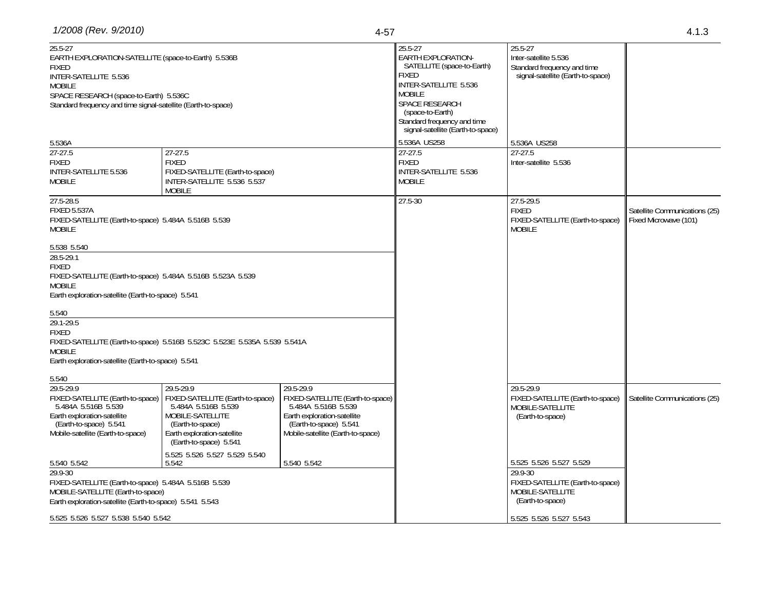| Region 1 Table | Region 2 Table | Region 3 Table | Federal Table | Non-Federal Table | FCC Rule Part(s) |
|---|---|---|---|---|---|
| 25.5-27<br>EARTH EXPLORATION-SATELLITE (space-to-Earth) 5.536B<br>FIXED<br>INTER-SATELLITE 5.536<br>MOBILE<br>SPACE RESEARCH (space-to-Earth) 5.536C<br>Standard frequency and time signal-satellite (Earth-to-space)<br><br>5.536A | | | 25.5-27<br>EARTH EXPLORATION-SATELLITE (space-to-Earth)<br>FIXED<br>INTER-SATELLITE 5.536<br>MOBILE<br>SPACE RESEARCH (space-to-Earth)<br>Standard frequency and time signal-satellite (Earth-to-space)<br><br>5.536A US258 | 25.5-27<br>Inter-satellite 5.536<br>Standard frequency and time signal-satellite (Earth-to-space)<br><br>5.536A US258 | |
| 27-27.5<br>FIXED<br>INTER-SATELLITE 5.536<br>MOBILE | 27-27.5<br>FIXED<br>FIXED-SATELLITE (Earth-to-space)<br>INTER-SATELLITE 5.536 5.537<br>MOBILE | | 27-27.5<br>FIXED<br>INTER-SATELLITE 5.536<br>MOBILE | 27-27.5<br>Inter-satellite 5.536 | |
| 27.5-28.5<br>FIXED 5.537A<br>FIXED-SATELLITE (Earth-to-space) 5.484A 5.516B 5.539<br>MOBILE<br><br>5.538 5.540 | | | 27.5-30 | 27.5-29.5<br>FIXED<br>FIXED-SATELLITE (Earth-to-space)<br>MOBILE | Satellite Communications (25)<br>Fixed Microwave (101) |
| 28.5-29.1<br>FIXED<br>FIXED-SATELLITE (Earth-to-space) 5.484A 5.516B 5.523A 5.539<br>MOBILE<br>Earth exploration-satellite (Earth-to-space) 5.541<br><br>5.540 | | | | | |
| 29.1-29.5<br>FIXED<br>FIXED-SATELLITE (Earth-to-space) 5.516B 5.523C 5.523E 5.535A 5.539 5.541A<br>MOBILE<br>Earth exploration-satellite (Earth-to-space) 5.541<br><br>5.540 | | | | | |
| 29.5-29.9<br>FIXED-SATELLITE (Earth-to-space) 5.484A 5.516B 5.539<br>Earth exploration-satellite (Earth-to-space) 5.541<br>Mobile-satellite (Earth-to-space)<br><br>5.540 5.542 | 29.5-29.9<br>FIXED-SATELLITE (Earth-to-space) 5.484A 5.516B 5.539<br>MOBILE-SATELLITE (Earth-to-space)<br>Earth exploration-satellite (Earth-to-space) 5.541<br><br>5.525 5.526 5.527 5.529 5.540 5.542 | 29.5-29.9<br>FIXED-SATELLITE (Earth-to-space) 5.484A 5.516B 5.539<br>Earth exploration-satellite (Earth-to-space) 5.541<br>Mobile-satellite (Earth-to-space)<br><br>5.540 5.542 | | 29.5-29.9<br>FIXED-SATELLITE (Earth-to-space)<br>MOBILE-SATELLITE (Earth-to-space)<br><br>5.525 5.526 5.527 5.529 | Satellite Communications (25) |
| 29.9-30<br>FIXED-SATELLITE (Earth-to-space) 5.484A 5.516B 5.539<br>MOBILE-SATELLITE (Earth-to-space)<br>Earth exploration-satellite (Earth-to-space) 5.541 5.543<br><br>5.525 5.526 5.527 5.538 5.540 5.542 | | | | 29.9-30<br>FIXED-SATELLITE (Earth-to-space)<br>MOBILE-SATELLITE (Earth-to-space)<br><br>5.525 5.526 5.527 5.543 | |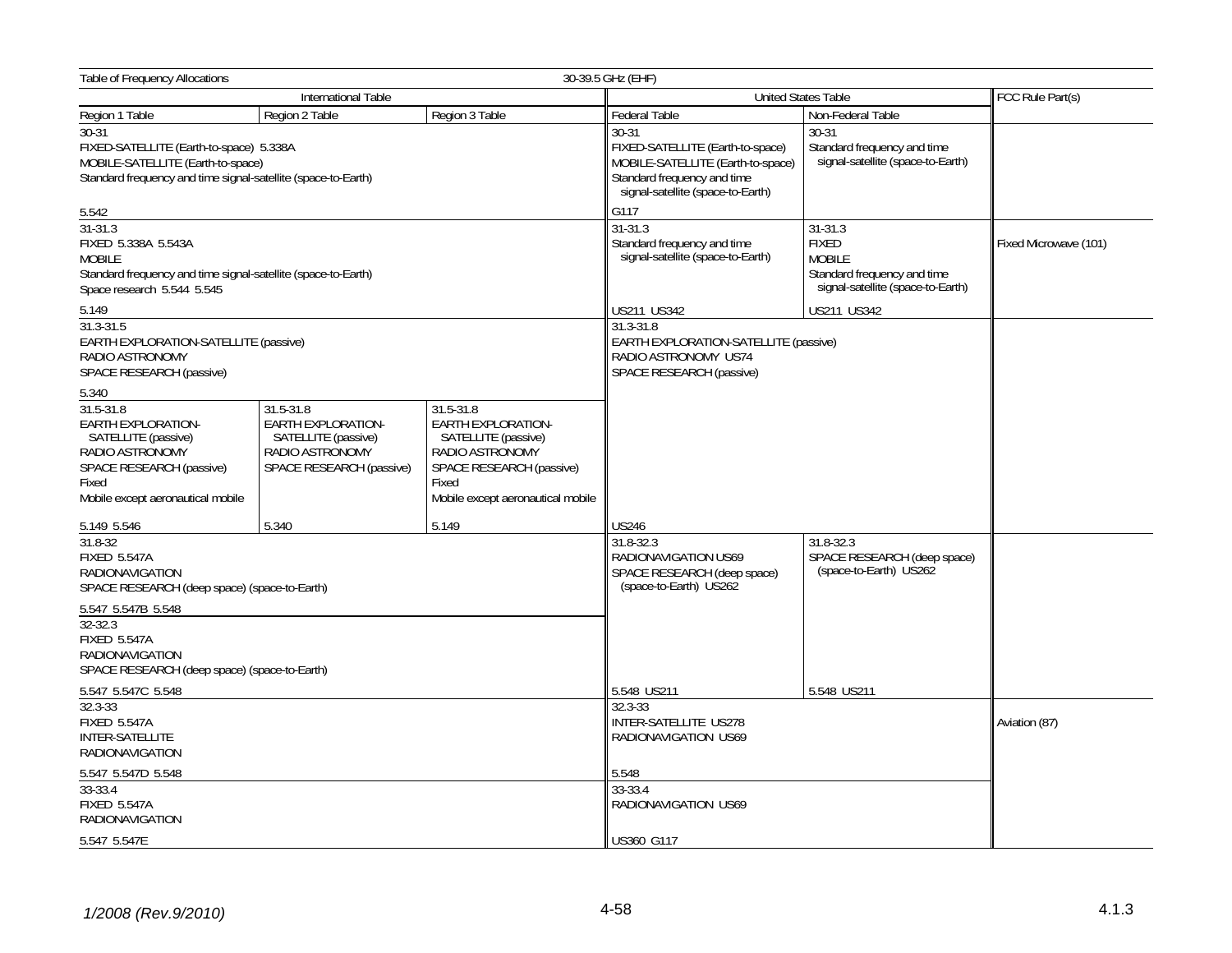Table of Frequency Allocations — 30-39.5 GHz (EHF)

| International Table | | | United States Table | | FCC Rule Part(s) |
|---|---|---|---|---|---|
| Region 1 Table | Region 2 Table | Region 3 Table | Federal Table | Non-Federal Table | |
| 30-31<br>FIXED-SATELLITE (Earth-to-space) 5.338A<br>MOBILE-SATELLITE (Earth-to-space)<br>Standard frequency and time signal-satellite (space-to-Earth)<br><br>5.542 | | | 30-31<br>FIXED-SATELLITE (Earth-to-space)<br>MOBILE-SATELLITE (Earth-to-space)<br>Standard frequency and time signal-satellite (space-to-Earth)<br><br>G117 | 30-31<br>Standard frequency and time signal-satellite (space-to-Earth) | |
| 31-31.3<br>FIXED 5.338A 5.543A<br>MOBILE<br>Standard frequency and time signal-satellite (space-to-Earth)<br>Space research 5.544 5.545<br><br>5.149 | | | 31-31.3<br>Standard frequency and time signal-satellite (space-to-Earth)<br><br>US211 US342 | 31-31.3<br>FIXED<br>MOBILE<br>Standard frequency and time signal-satellite (space-to-Earth)<br><br>US211 US342 | Fixed Microwave (101) |
| 31.3-31.5<br>EARTH EXPLORATION-SATELLITE (passive)<br>RADIO ASTRONOMY<br>SPACE RESEARCH (passive)<br><br>5.340 | | | 31.3-31.8<br>EARTH EXPLORATION-SATELLITE (passive)<br>RADIO ASTRONOMY US74<br>SPACE RESEARCH (passive)<br><br>US246 | | |
| 31.5-31.8<br>EARTH EXPLORATION-SATELLITE (passive)<br>RADIO ASTRONOMY<br>SPACE RESEARCH (passive)<br>Fixed<br>Mobile except aeronautical mobile<br><br>5.149 5.546 | 31.5-31.8<br>EARTH EXPLORATION-SATELLITE (passive)<br>RADIO ASTRONOMY<br>SPACE RESEARCH (passive)<br><br>5.340 | 31.5-31.8<br>EARTH EXPLORATION-SATELLITE (passive)<br>RADIO ASTRONOMY<br>SPACE RESEARCH (passive)<br>Fixed<br>Mobile except aeronautical mobile<br><br>5.149 | | | |
| 31.8-32<br>FIXED 5.547A<br>RADIONAVIGATION<br>SPACE RESEARCH (deep space) (space-to-Earth)<br><br>5.547 5.547B 5.548 | | | 31.8-32.3<br>RADIONAVIGATION US69<br>SPACE RESEARCH (deep space) (space-to-Earth) US262<br><br>5.548 US211 | 31.8-32.3<br>SPACE RESEARCH (deep space) (space-to-Earth) US262<br><br>5.548 US211 | |
| 32-32.3<br>FIXED 5.547A<br>RADIONAVIGATION<br>SPACE RESEARCH (deep space) (space-to-Earth)<br><br>5.547 5.547C 5.548 | | | | | |
| 32.3-33<br>FIXED 5.547A<br>INTER-SATELLITE<br>RADIONAVIGATION<br><br>5.547 5.547D 5.548 | | | 32.3-33<br>INTER-SATELLITE US278<br>RADIONAVIGATION US69<br><br>5.548 | | Aviation (87) |
| 33-33.4<br>FIXED 5.547A<br>RADIONAVIGATION<br><br>5.547 5.547E | | | 33-33.4<br>RADIONAVIGATION US69<br><br>US360 G117 | | |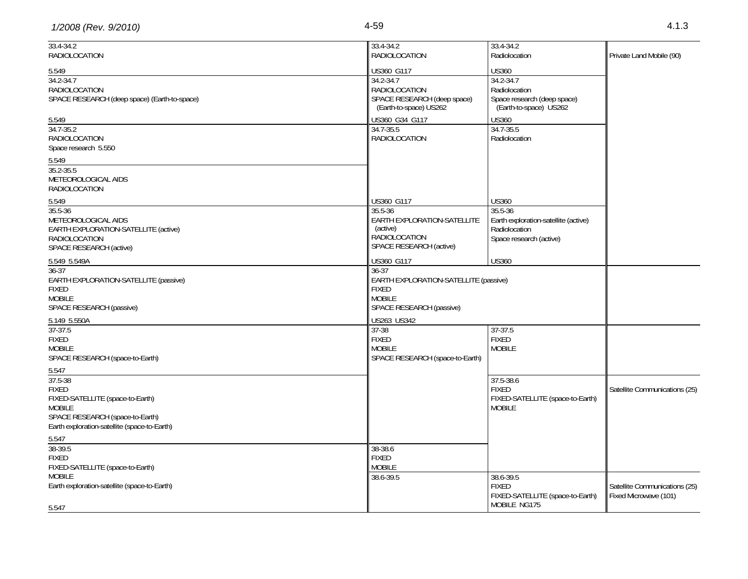| International Table | United States Table: Federal Table | United States Table: Non-Federal Table | FCC Rule Part(s) |
|---|---|---|---|
| 33.4-34.2 RADIOLOCATION 5.549 | 33.4-34.2 RADIOLOCATION US360 G117 | 33.4-34.2 Radiolocation US360 | Private Land Mobile (90) |
| 34.2-34.7 RADIOLOCATION SPACE RESEARCH (deep space) (Earth-to-space) 5.549 | 34.2-34.7 RADIOLOCATION SPACE RESEARCH (deep space) (Earth-to-space) US262 US360 G34 G117 | 34.2-34.7 Radiolocation Space research (deep space) (Earth-to-space) US262 US360 | |
| 34.7-35.2 RADIOLOCATION Space research 5.550 5.549 | 34.7-35.5 RADIOLOCATION US360 G117 | 34.7-35.5 Radiolocation US360 | |
| 35.2-35.5 METEOROLOGICAL AIDS RADIOLOCATION 5.549 | | | |
| 35.5-36 METEOROLOGICAL AIDS EARTH EXPLORATION-SATELLITE (active) RADIOLOCATION SPACE RESEARCH (active) 5.549 5.549A | 35.5-36 EARTH EXPLORATION-SATELLITE (active) RADIOLOCATION SPACE RESEARCH (active) US360 G117 | 35.5-36 Earth exploration-satellite (active) Radiolocation Space research (active) US360 | |
| 36-37 EARTH EXPLORATION-SATELLITE (passive) FIXED MOBILE SPACE RESEARCH (passive) 5.149 5.550A | 36-37 EARTH EXPLORATION-SATELLITE (passive) FIXED MOBILE SPACE RESEARCH (passive) US263 US342 | | |
| 37-37.5 FIXED MOBILE SPACE RESEARCH (space-to-Earth) 5.547 | 37-38 FIXED MOBILE SPACE RESEARCH (space-to-Earth) | 37-37.5 FIXED MOBILE | |
| 37.5-38 FIXED FIXED-SATELLITE (space-to-Earth) MOBILE SPACE RESEARCH (space-to-Earth) Earth exploration-satellite (space-to-Earth) 5.547 | | 37.5-38.6 FIXED FIXED-SATELLITE (space-to-Earth) MOBILE | Satellite Communications (25) |
| 38-39.5 FIXED FIXED-SATELLITE (space-to-Earth) MOBILE Earth exploration-satellite (space-to-Earth) 5.547 | 38-38.6 FIXED MOBILE | | |
| | 38.6-39.5 | 38.6-39.5 FIXED FIXED-SATELLITE (space-to-Earth) MOBILE NG175 | Satellite Communications (25) Fixed Microwave (101) |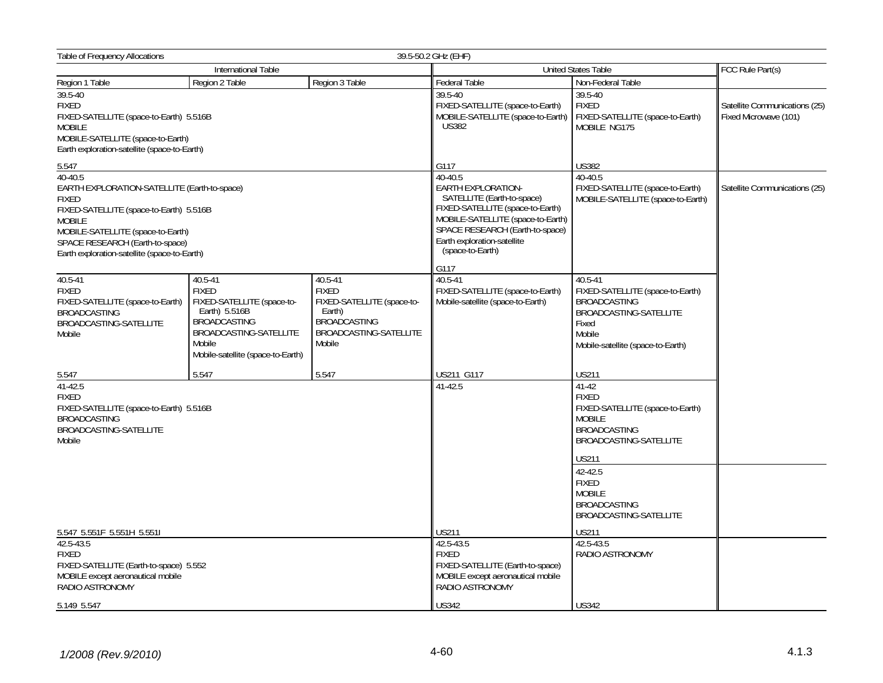Table of Frequency Allocations — 39.5-50.2 GHz (EHF)

| International Table | | | United States Table | | FCC Rule Part(s) |
|---|---|---|---|---|---|
| Region 1 Table | Region 2 Table | Region 3 Table | Federal Table | Non-Federal Table | |
| 39.5-40<br>FIXED<br>FIXED-SATELLITE (space-to-Earth) 5.516B<br>MOBILE<br>MOBILE-SATELLITE (space-to-Earth)<br>Earth exploration-satellite (space-to-Earth)<br><br>5.547 | | | 39.5-40<br>FIXED-SATELLITE (space-to-Earth)<br>MOBILE-SATELLITE (space-to-Earth) US382<br><br>G117 | 39.5-40<br>FIXED<br>FIXED-SATELLITE (space-to-Earth)<br>MOBILE NG175<br><br>US382 | Satellite Communications (25)<br>Fixed Microwave (101) |
| 40-40.5<br>EARTH EXPLORATION-SATELLITE (Earth-to-space)<br>FIXED<br>FIXED-SATELLITE (space-to-Earth) 5.516B<br>MOBILE<br>MOBILE-SATELLITE (space-to-Earth)<br>SPACE RESEARCH (Earth-to-space)<br>Earth exploration-satellite (space-to-Earth) | | | 40-40.5<br>EARTH EXPLORATION-SATELLITE (Earth-to-space)<br>FIXED-SATELLITE (space-to-Earth)<br>MOBILE-SATELLITE (space-to-Earth)<br>SPACE RESEARCH (Earth-to-space)<br>Earth exploration-satellite (space-to-Earth)<br><br>G117 | 40-40.5<br>FIXED-SATELLITE (space-to-Earth)<br>MOBILE-SATELLITE (space-to-Earth) | Satellite Communications (25) |
| 40.5-41<br>FIXED<br>FIXED-SATELLITE (space-to-Earth)<br>BROADCASTING<br>BROADCASTING-SATELLITE<br>Mobile<br><br>5.547 | 40.5-41<br>FIXED<br>FIXED-SATELLITE (space-to-Earth) 5.516B<br>BROADCASTING<br>BROADCASTING-SATELLITE<br>Mobile<br>Mobile-satellite (space-to-Earth)<br><br>5.547 | 40.5-41<br>FIXED<br>FIXED-SATELLITE (space-to-Earth)<br>BROADCASTING<br>BROADCASTING-SATELLITE<br>Mobile<br><br>5.547 | 40.5-41<br>FIXED-SATELLITE (space-to-Earth)<br>Mobile-satellite (space-to-Earth)<br><br>US211 G117 | 40.5-41<br>FIXED-SATELLITE (space-to-Earth)<br>BROADCASTING<br>BROADCASTING-SATELLITE<br>Fixed<br>Mobile<br>Mobile-satellite (space-to-Earth)<br><br>US211 | |
| 41-42.5<br>FIXED<br>FIXED-SATELLITE (space-to-Earth) 5.516B<br>BROADCASTING<br>BROADCASTING-SATELLITE<br>Mobile<br><br>5.547 5.551F 5.551H 5.551I | | | 41-42.5<br><br>US211 | 41-42<br>FIXED<br>FIXED-SATELLITE (space-to-Earth)<br>MOBILE<br>BROADCASTING<br>BROADCASTING-SATELLITE<br><br>US211 | |
| | | | | 42-42.5<br>FIXED<br>MOBILE<br>BROADCASTING<br>BROADCASTING-SATELLITE<br><br>US211 | |
| 42.5-43.5<br>FIXED<br>FIXED-SATELLITE (Earth-to-space) 5.552<br>MOBILE except aeronautical mobile<br>RADIO ASTRONOMY<br><br>5.149 5.547 | | | 42.5-43.5<br>FIXED<br>FIXED-SATELLITE (Earth-to-space)<br>MOBILE except aeronautical mobile<br>RADIO ASTRONOMY<br><br>US342 | 42.5-43.5<br>RADIO ASTRONOMY<br><br>US342 | |

*1/2008 (Rev.9/2010)* — 4.1.3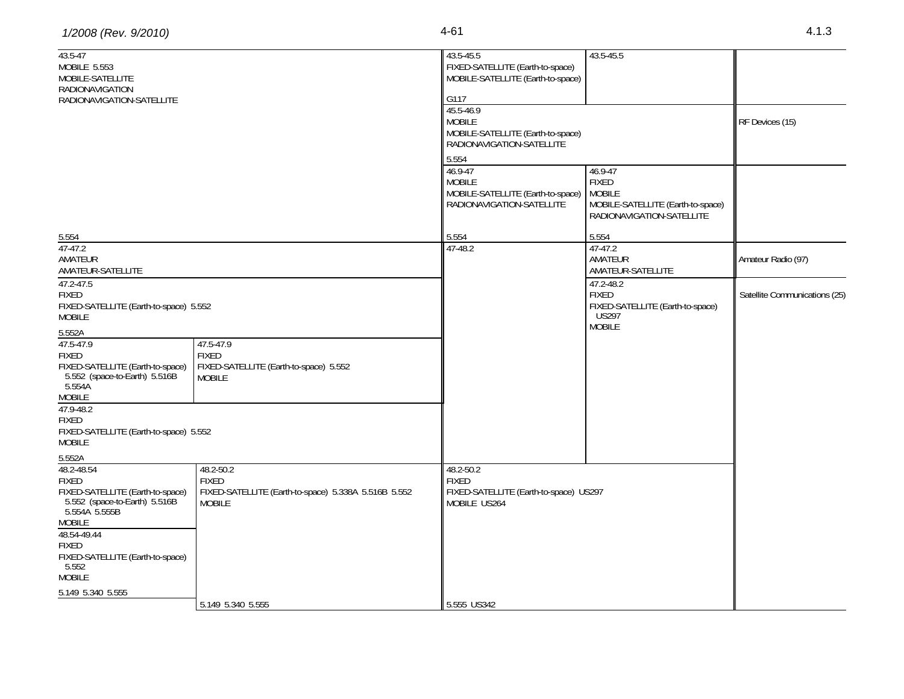| Region 1/2/3 Table | | Federal Table | Non-Federal Table | FCC Rule Part(s) |
|---|---|---|---|---|
| 43.5-47<br>MOBILE 5.553<br>MOBILE-SATELLITE<br>RADIONAVIGATION<br>RADIONAVIGATION-SATELLITE | | 43.5-45.5<br>FIXED-SATELLITE (Earth-to-space)<br>MOBILE-SATELLITE (Earth-to-space)<br><br>G117 | 43.5-45.5 | |
| | | 45.5-46.9<br>MOBILE<br>MOBILE-SATELLITE (Earth-to-space)<br>RADIONAVIGATION-SATELLITE<br><br>5.554 | | RF Devices (15) |
| 5.554 | | 46.9-47<br>MOBILE<br>MOBILE-SATELLITE (Earth-to-space)<br>RADIONAVIGATION-SATELLITE<br><br>5.554 | 46.9-47<br>FIXED<br>MOBILE<br>MOBILE-SATELLITE (Earth-to-space)<br>RADIONAVIGATION-SATELLITE<br><br>5.554 | |
| 47-47.2<br>AMATEUR<br>AMATEUR-SATELLITE | | 47-48.2 | 47-47.2<br>AMATEUR<br>AMATEUR-SATELLITE | Amateur Radio (97) |
| 47.2-47.5<br>FIXED<br>FIXED-SATELLITE (Earth-to-space) 5.552<br>MOBILE<br><br>5.552A | | | 47.2-48.2<br>FIXED<br>FIXED-SATELLITE (Earth-to-space) US297<br>MOBILE | Satellite Communications (25) |
| 47.5-47.9<br>FIXED<br>FIXED-SATELLITE (Earth-to-space) 5.552 (space-to-Earth) 5.516B 5.554A<br>MOBILE | 47.5-47.9<br>FIXED<br>FIXED-SATELLITE (Earth-to-space) 5.552<br>MOBILE | | | |
| 47.9-48.2<br>FIXED<br>FIXED-SATELLITE (Earth-to-space) 5.552<br>MOBILE<br><br>5.552A | | | | |
| 48.2-48.54<br>FIXED<br>FIXED-SATELLITE (Earth-to-space) 5.552 (space-to-Earth) 5.516B 5.554A 5.555B<br>MOBILE | 48.2-50.2<br>FIXED<br>FIXED-SATELLITE (Earth-to-space) 5.338A 5.516B 5.552<br>MOBILE<br><br>5.149 5.340 5.555 | 48.2-50.2<br>FIXED<br>FIXED-SATELLITE (Earth-to-space) US297<br>MOBILE US264<br><br>5.555 US342 | | |
| 48.54-49.44<br>FIXED<br>FIXED-SATELLITE (Earth-to-space) 5.552<br>MOBILE<br><br>5.149 5.340 5.555 | | | | |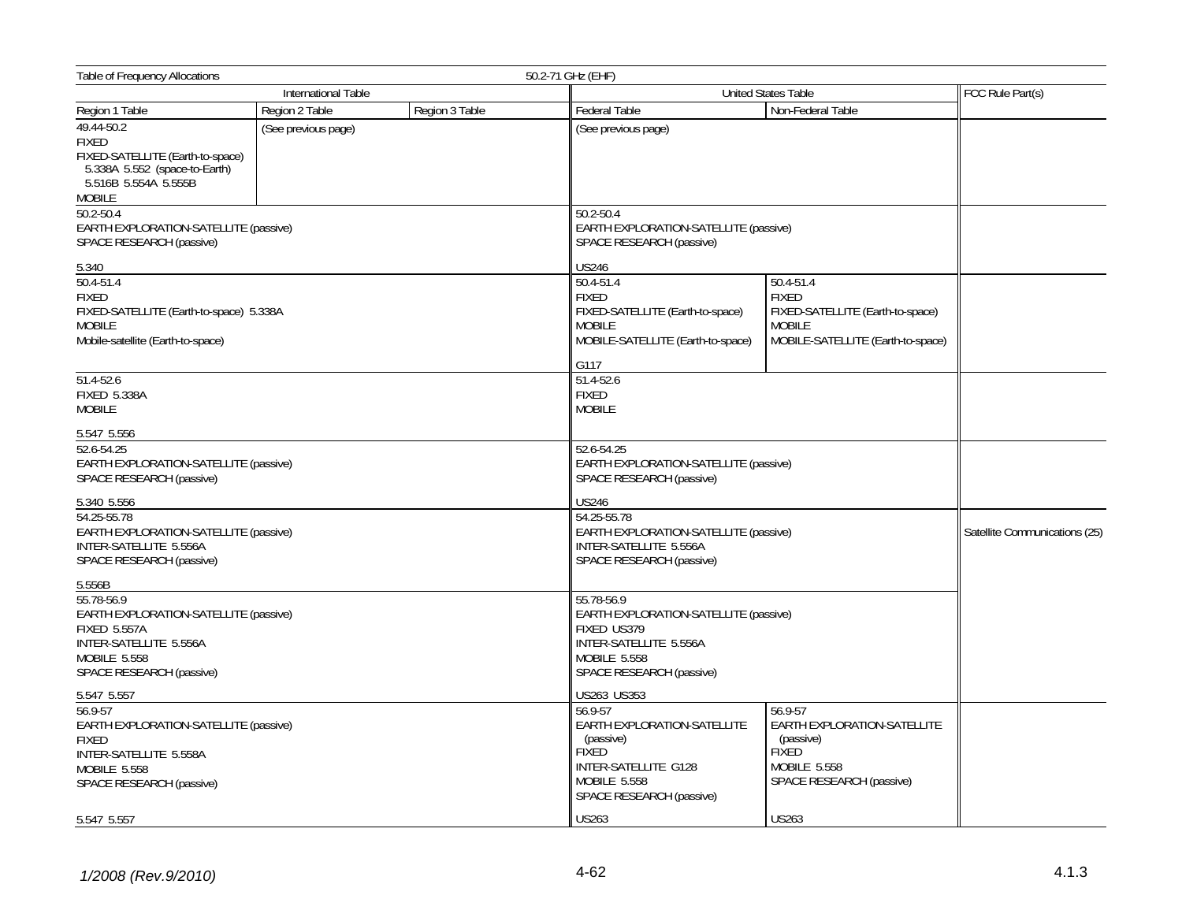Table of Frequency Allocations — 50.2-71 GHz (EHF)

| International Table | | | United States Table | | FCC Rule Part(s) |
|---|---|---|---|---|---|
| Region 1 Table | Region 2 Table | Region 3 Table | Federal Table | Non-Federal Table | |
| 49.44-50.2<br>FIXED<br>FIXED-SATELLITE (Earth-to-space) 5.338A 5.552 (space-to-Earth) 5.516B 5.554A 5.555B<br>MOBILE | (See previous page) | | (See previous page) | | |
| 50.2-50.4<br>EARTH EXPLORATION-SATELLITE (passive)<br>SPACE RESEARCH (passive)<br><br>5.340 | | | 50.2-50.4<br>EARTH EXPLORATION-SATELLITE (passive)<br>SPACE RESEARCH (passive)<br><br>US246 | | |
| 50.4-51.4<br>FIXED<br>FIXED-SATELLITE (Earth-to-space) 5.338A<br>MOBILE<br>Mobile-satellite (Earth-to-space) | | | 50.4-51.4<br>FIXED<br>FIXED-SATELLITE (Earth-to-space)<br>MOBILE<br>MOBILE-SATELLITE (Earth-to-space)<br><br>G117 | 50.4-51.4<br>FIXED<br>FIXED-SATELLITE (Earth-to-space)<br>MOBILE<br>MOBILE-SATELLITE (Earth-to-space) | |
| 51.4-52.6<br>FIXED 5.338A<br>MOBILE<br><br>5.547 5.556 | | | 51.4-52.6<br>FIXED<br>MOBILE | | |
| 52.6-54.25<br>EARTH EXPLORATION-SATELLITE (passive)<br>SPACE RESEARCH (passive)<br><br>5.340 5.556 | | | 52.6-54.25<br>EARTH EXPLORATION-SATELLITE (passive)<br>SPACE RESEARCH (passive)<br><br>US246 | | |
| 54.25-55.78<br>EARTH EXPLORATION-SATELLITE (passive)<br>INTER-SATELLITE 5.556A<br>SPACE RESEARCH (passive)<br><br>5.556B | | | 54.25-55.78<br>EARTH EXPLORATION-SATELLITE (passive)<br>INTER-SATELLITE 5.556A<br>SPACE RESEARCH (passive) | | Satellite Communications (25) |
| 55.78-56.9<br>EARTH EXPLORATION-SATELLITE (passive)<br>FIXED 5.557A<br>INTER-SATELLITE 5.556A<br>MOBILE 5.558<br>SPACE RESEARCH (passive)<br><br>5.547 5.557 | | | 55.78-56.9<br>EARTH EXPLORATION-SATELLITE (passive)<br>FIXED US379<br>INTER-SATELLITE 5.556A<br>MOBILE 5.558<br>SPACE RESEARCH (passive)<br><br>US263 US353 | | |
| 56.9-57<br>EARTH EXPLORATION-SATELLITE (passive)<br>FIXED<br>INTER-SATELLITE 5.558A<br>MOBILE 5.558<br>SPACE RESEARCH (passive)<br><br>5.547 5.557 | | | 56.9-57<br>EARTH EXPLORATION-SATELLITE (passive)<br>FIXED<br>INTER-SATELLITE G128<br>MOBILE 5.558<br>SPACE RESEARCH (passive)<br><br>US263 | 56.9-57<br>EARTH EXPLORATION-SATELLITE (passive)<br>FIXED<br>MOBILE 5.558<br>SPACE RESEARCH (passive)<br><br>US263 | |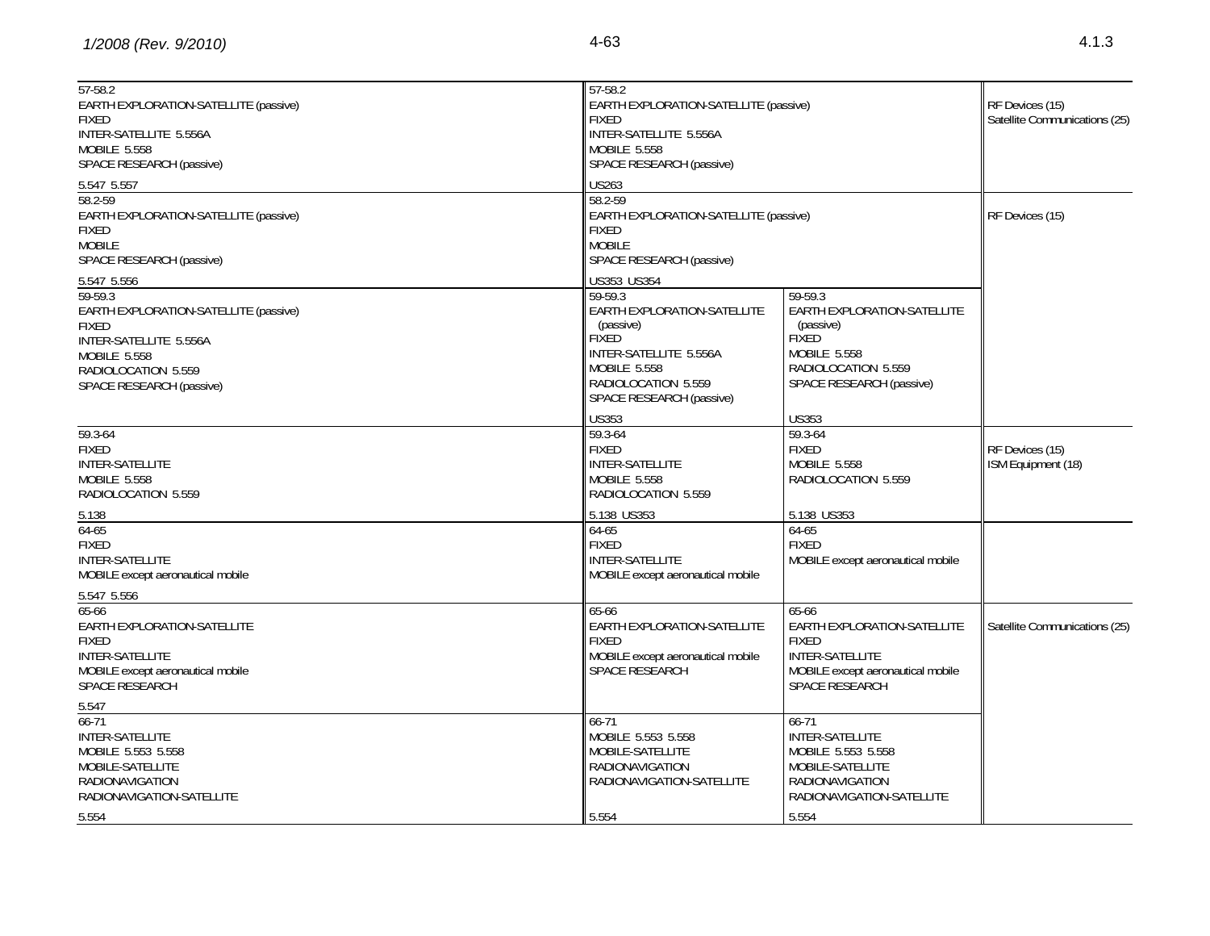| International Table | United States Table: Federal Table | United States Table: Non-Federal Table | FCC Rule Part(s) |
|---|---|---|---|
| 57-58.2<br>EARTH EXPLORATION-SATELLITE (passive)<br>FIXED<br>INTER-SATELLITE 5.556A<br>MOBILE 5.558<br>SPACE RESEARCH (passive)<br><br>5.547 5.557 | 57-58.2<br>EARTH EXPLORATION-SATELLITE (passive)<br>FIXED<br>INTER-SATELLITE 5.556A<br>MOBILE 5.558<br>SPACE RESEARCH (passive)<br><br>US263 | | RF Devices (15)<br>Satellite Communications (25) |
| 58.2-59<br>EARTH EXPLORATION-SATELLITE (passive)<br>FIXED<br>MOBILE<br>SPACE RESEARCH (passive)<br><br>5.547 5.556 | 58.2-59<br>EARTH EXPLORATION-SATELLITE (passive)<br>FIXED<br>MOBILE<br>SPACE RESEARCH (passive)<br><br>US353 US354 | | RF Devices (15) |
| 59-59.3<br>EARTH EXPLORATION-SATELLITE (passive)<br>FIXED<br>INTER-SATELLITE 5.556A<br>MOBILE 5.558<br>RADIOLOCATION 5.559<br>SPACE RESEARCH (passive) | 59-59.3<br>EARTH EXPLORATION-SATELLITE (passive)<br>FIXED<br>INTER-SATELLITE 5.556A<br>MOBILE 5.558<br>RADIOLOCATION 5.559<br>SPACE RESEARCH (passive)<br><br>US353 | 59-59.3<br>EARTH EXPLORATION-SATELLITE (passive)<br>FIXED<br>MOBILE 5.558<br>RADIOLOCATION 5.559<br>SPACE RESEARCH (passive)<br><br>US353 | |
| 59.3-64<br>FIXED<br>INTER-SATELLITE<br>MOBILE 5.558<br>RADIOLOCATION 5.559<br><br>5.138 | 59.3-64<br>FIXED<br>INTER-SATELLITE<br>MOBILE 5.558<br>RADIOLOCATION 5.559<br><br>5.138 US353 | 59.3-64<br>FIXED<br>MOBILE 5.558<br>RADIOLOCATION 5.559<br><br>5.138 US353 | RF Devices (15)<br>ISM Equipment (18) |
| 64-65<br>FIXED<br>INTER-SATELLITE<br>MOBILE except aeronautical mobile<br><br>5.547 5.556 | 64-65<br>FIXED<br>INTER-SATELLITE<br>MOBILE except aeronautical mobile | 64-65<br>FIXED<br>MOBILE except aeronautical mobile | |
| 65-66<br>EARTH EXPLORATION-SATELLITE<br>FIXED<br>INTER-SATELLITE<br>MOBILE except aeronautical mobile<br>SPACE RESEARCH<br><br>5.547 | 65-66<br>EARTH EXPLORATION-SATELLITE<br>FIXED<br>MOBILE except aeronautical mobile<br>SPACE RESEARCH | 65-66<br>EARTH EXPLORATION-SATELLITE<br>FIXED<br>INTER-SATELLITE<br>MOBILE except aeronautical mobile<br>SPACE RESEARCH | Satellite Communications (25) |
| 66-71<br>INTER-SATELLITE<br>MOBILE 5.553 5.558<br>MOBILE-SATELLITE<br>RADIONAVIGATION<br>RADIONAVIGATION-SATELLITE<br><br>5.554 | 66-71<br>MOBILE 5.553 5.558<br>MOBILE-SATELLITE<br>RADIONAVIGATION<br>RADIONAVIGATION-SATELLITE<br><br>5.554 | 66-71<br>INTER-SATELLITE<br>MOBILE 5.553 5.558<br>MOBILE-SATELLITE<br>RADIONAVIGATION<br>RADIONAVIGATION-SATELLITE<br><br>5.554 | |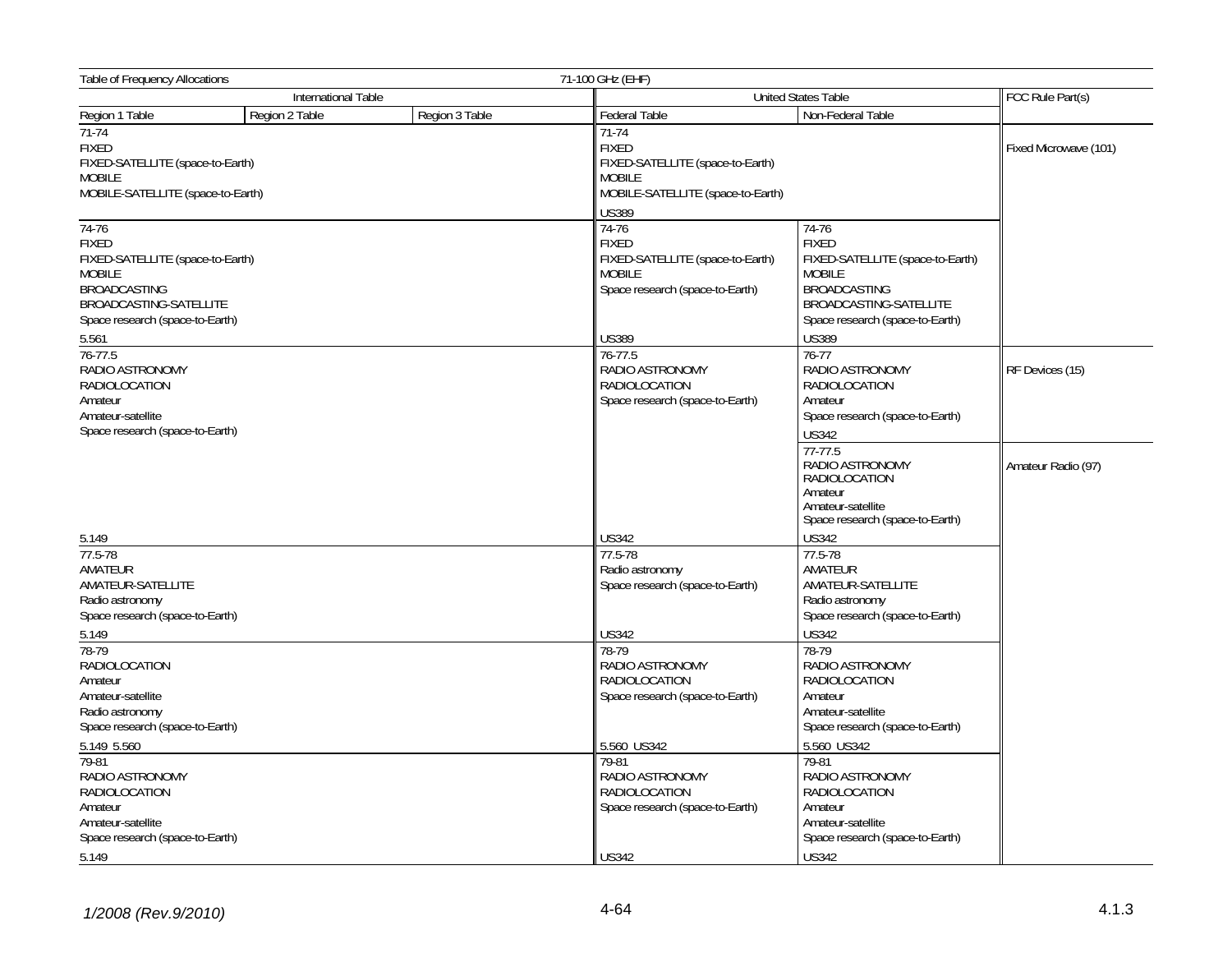| Table of Frequency Allocations | | | 71-100 GHz (EHF) | | |
|---|---|---|---|---|---|
| International Table | | | United States Table | | FCC Rule Part(s) |
| Region 1 Table | Region 2 Table | Region 3 Table | Federal Table | Non-Federal Table | |
| 71-74<br>FIXED<br>FIXED-SATELLITE (space-to-Earth)<br>MOBILE<br>MOBILE-SATELLITE (space-to-Earth) | | | 71-74<br>FIXED<br>FIXED-SATELLITE (space-to-Earth)<br>MOBILE<br>MOBILE-SATELLITE (space-to-Earth)<br><br>US389 | | Fixed Microwave (101) |
| 74-76<br>FIXED<br>FIXED-SATELLITE (space-to-Earth)<br>MOBILE<br>BROADCASTING<br>BROADCASTING-SATELLITE<br>Space research (space-to-Earth)<br><br>5.561 | | | 74-76<br>FIXED<br>FIXED-SATELLITE (space-to-Earth)<br>MOBILE<br>Space research (space-to-Earth)<br><br>US389 | 74-76<br>FIXED<br>FIXED-SATELLITE (space-to-Earth)<br>MOBILE<br>BROADCASTING<br>BROADCASTING-SATELLITE<br>Space research (space-to-Earth)<br><br>US389 | |
| 76-77.5<br>RADIO ASTRONOMY<br>RADIOLOCATION<br>Amateur<br>Amateur-satellite<br>Space research (space-to-Earth)<br><br>5.149 | | | 76-77.5<br>RADIO ASTRONOMY<br>RADIOLOCATION<br>Space research (space-to-Earth)<br><br>US342 | 76-77<br>RADIO ASTRONOMY<br>RADIOLOCATION<br>Amateur<br>Space research (space-to-Earth)<br><br>US342 | RF Devices (15) |
| | | | | 77-77.5<br>RADIO ASTRONOMY<br>RADIOLOCATION<br>Amateur<br>Amateur-satellite<br>Space research (space-to-Earth)<br><br>US342 | Amateur Radio (97) |
| 77.5-78<br>AMATEUR<br>AMATEUR-SATELLITE<br>Radio astronomy<br>Space research (space-to-Earth)<br><br>5.149 | | | 77.5-78<br>Radio astronomy<br>Space research (space-to-Earth)<br><br>US342 | 77.5-78<br>AMATEUR<br>AMATEUR-SATELLITE<br>Radio astronomy<br>Space research (space-to-Earth)<br><br>US342 | |
| 78-79<br>RADIOLOCATION<br>Amateur<br>Amateur-satellite<br>Radio astronomy<br>Space research (space-to-Earth)<br><br>5.149 5.560 | | | 78-79<br>RADIO ASTRONOMY<br>RADIOLOCATION<br>Space research (space-to-Earth)<br><br>5.560 US342 | 78-79<br>RADIO ASTRONOMY<br>RADIOLOCATION<br>Amateur<br>Amateur-satellite<br>Space research (space-to-Earth)<br><br>5.560 US342 | |
| 79-81<br>RADIO ASTRONOMY<br>RADIOLOCATION<br>Amateur<br>Amateur-satellite<br>Space research (space-to-Earth)<br><br>5.149 | | | 79-81<br>RADIO ASTRONOMY<br>RADIOLOCATION<br>Space research (space-to-Earth)<br><br>US342 | 79-81<br>RADIO ASTRONOMY<br>RADIOLOCATION<br>Amateur<br>Amateur-satellite<br>Space research (space-to-Earth)<br><br>US342 | |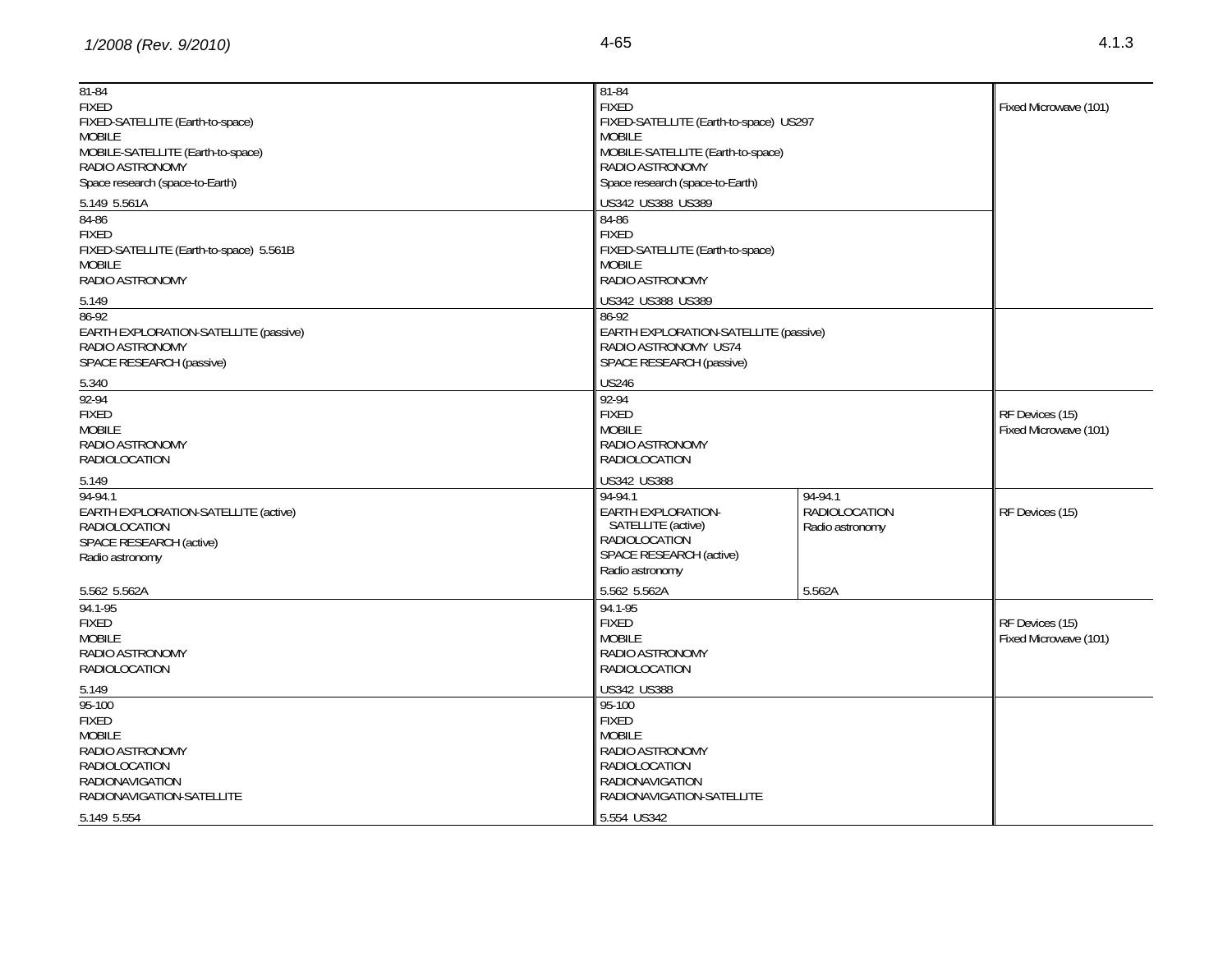| International Table | United States Table (Federal) | United States Table (Non-Federal) | FCC Rule Part(s) |
|---|---|---|---|
| 81-84<br>FIXED<br>FIXED-SATELLITE (Earth-to-space)<br>MOBILE<br>MOBILE-SATELLITE (Earth-to-space)<br>RADIO ASTRONOMY<br>Space research (space-to-Earth)<br><br>5.149 5.561A | 81-84<br>FIXED<br>FIXED-SATELLITE (Earth-to-space) US297<br>MOBILE<br>MOBILE-SATELLITE (Earth-to-space)<br>RADIO ASTRONOMY<br>Space research (space-to-Earth)<br><br>US342 US388 US389 | | Fixed Microwave (101) |
| 84-86<br>FIXED<br>FIXED-SATELLITE (Earth-to-space) 5.561B<br>MOBILE<br>RADIO ASTRONOMY<br><br>5.149 | 84-86<br>FIXED<br>FIXED-SATELLITE (Earth-to-space)<br>MOBILE<br>RADIO ASTRONOMY<br><br>US342 US388 US389 | | |
| 86-92<br>EARTH EXPLORATION-SATELLITE (passive)<br>RADIO ASTRONOMY<br>SPACE RESEARCH (passive)<br><br>5.340 | 86-92<br>EARTH EXPLORATION-SATELLITE (passive)<br>RADIO ASTRONOMY US74<br>SPACE RESEARCH (passive)<br><br>US246 | | |
| 92-94<br>FIXED<br>MOBILE<br>RADIO ASTRONOMY<br>RADIOLOCATION<br><br>5.149 | 92-94<br>FIXED<br>MOBILE<br>RADIO ASTRONOMY<br>RADIOLOCATION<br><br>US342 US388 | | RF Devices (15)<br>Fixed Microwave (101) |
| 94-94.1<br>EARTH EXPLORATION-SATELLITE (active)<br>RADIOLOCATION<br>SPACE RESEARCH (active)<br>Radio astronomy<br><br>5.562 5.562A | 94-94.1<br>EARTH EXPLORATION-SATELLITE (active)<br>RADIOLOCATION<br>SPACE RESEARCH (active)<br>Radio astronomy<br><br>5.562 5.562A | 94-94.1<br>RADIOLOCATION<br>Radio astronomy<br><br>5.562A | RF Devices (15) |
| 94.1-95<br>FIXED<br>MOBILE<br>RADIO ASTRONOMY<br>RADIOLOCATION<br><br>5.149 | 94.1-95<br>FIXED<br>MOBILE<br>RADIO ASTRONOMY<br>RADIOLOCATION<br><br>US342 US388 | | RF Devices (15)<br>Fixed Microwave (101) |
| 95-100<br>FIXED<br>MOBILE<br>RADIO ASTRONOMY<br>RADIOLOCATION<br>RADIONAVIGATION<br>RADIONAVIGATION-SATELLITE<br><br>5.149 5.554 | 95-100<br>FIXED<br>MOBILE<br>RADIO ASTRONOMY<br>RADIOLOCATION<br>RADIONAVIGATION<br>RADIONAVIGATION-SATELLITE<br><br>5.554 US342 | | |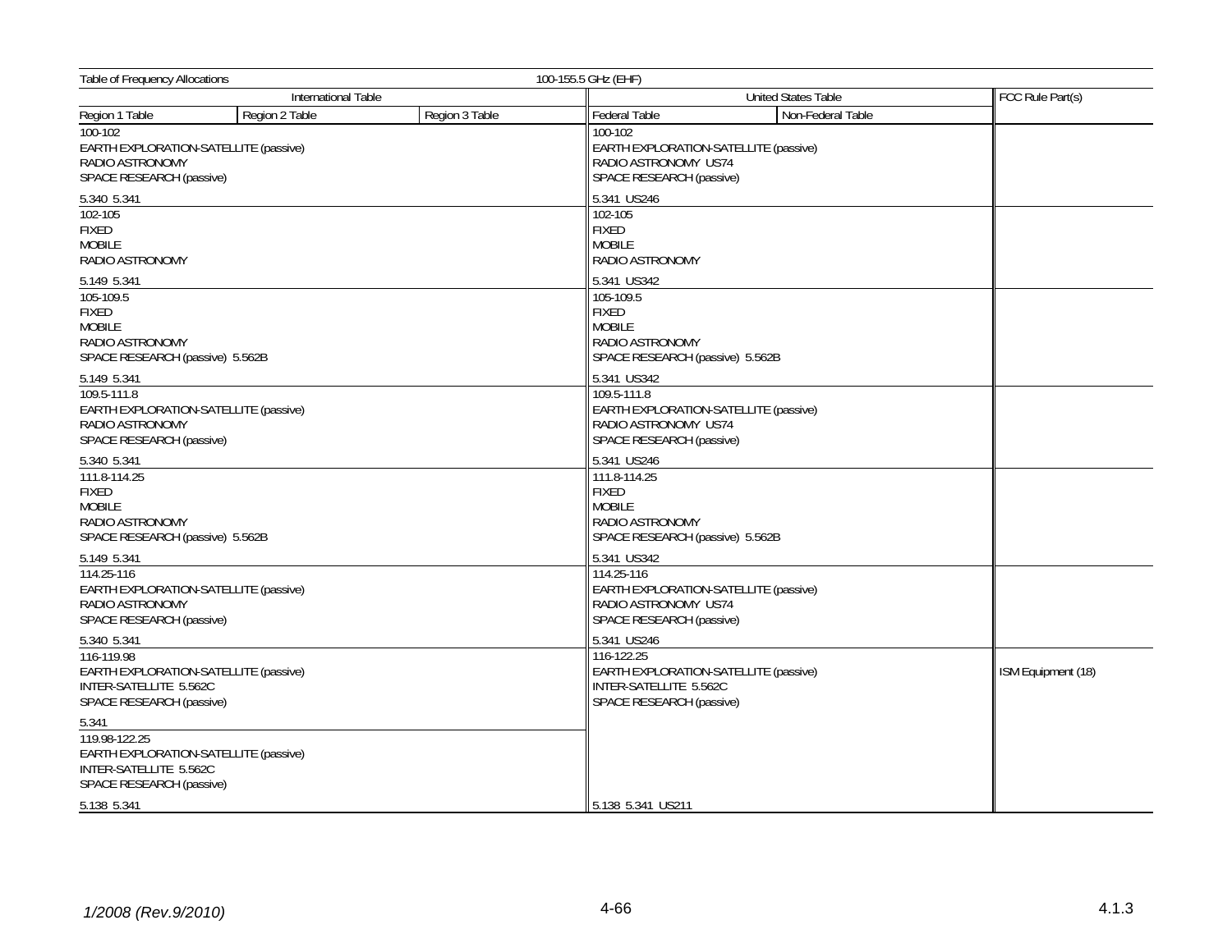| Table of Frequency Allocations | | | 100-155.5 GHz (EHF) | | |
|---|---|---|---|---|---|
| International Table | | | United States Table | | FCC Rule Part(s) |
| Region 1 Table | Region 2 Table | Region 3 Table | Federal Table | Non-Federal Table | |
| 100-102<br>EARTH EXPLORATION-SATELLITE (passive)<br>RADIO ASTRONOMY<br>SPACE RESEARCH (passive)<br><br>5.340 5.341 | | | 100-102<br>EARTH EXPLORATION-SATELLITE (passive)<br>RADIO ASTRONOMY US74<br>SPACE RESEARCH (passive)<br><br>5.341 US246 | | |
| 102-105<br>FIXED<br>MOBILE<br>RADIO ASTRONOMY<br><br>5.149 5.341 | | | 102-105<br>FIXED<br>MOBILE<br>RADIO ASTRONOMY<br><br>5.341 US342 | | |
| 105-109.5<br>FIXED<br>MOBILE<br>RADIO ASTRONOMY<br>SPACE RESEARCH (passive) 5.562B<br><br>5.149 5.341 | | | 105-109.5<br>FIXED<br>MOBILE<br>RADIO ASTRONOMY<br>SPACE RESEARCH (passive) 5.562B<br><br>5.341 US342 | | |
| 109.5-111.8<br>EARTH EXPLORATION-SATELLITE (passive)<br>RADIO ASTRONOMY<br>SPACE RESEARCH (passive)<br><br>5.340 5.341 | | | 109.5-111.8<br>EARTH EXPLORATION-SATELLITE (passive)<br>RADIO ASTRONOMY US74<br>SPACE RESEARCH (passive)<br><br>5.341 US246 | | |
| 111.8-114.25<br>FIXED<br>MOBILE<br>RADIO ASTRONOMY<br>SPACE RESEARCH (passive) 5.562B<br><br>5.149 5.341 | | | 111.8-114.25<br>FIXED<br>MOBILE<br>RADIO ASTRONOMY<br>SPACE RESEARCH (passive) 5.562B<br><br>5.341 US342 | | |
| 114.25-116<br>EARTH EXPLORATION-SATELLITE (passive)<br>RADIO ASTRONOMY<br>SPACE RESEARCH (passive)<br><br>5.340 5.341 | | | 114.25-116<br>EARTH EXPLORATION-SATELLITE (passive)<br>RADIO ASTRONOMY US74<br>SPACE RESEARCH (passive)<br><br>5.341 US246 | | |
| 116-119.98<br>EARTH EXPLORATION-SATELLITE (passive)<br>INTER-SATELLITE 5.562C<br>SPACE RESEARCH (passive)<br><br>5.341 | | | 116-122.25<br>EARTH EXPLORATION-SATELLITE (passive)<br>INTER-SATELLITE 5.562C<br>SPACE RESEARCH (passive)<br><br>5.138 5.341 US211 | | ISM Equipment (18) |
| 119.98-122.25<br>EARTH EXPLORATION-SATELLITE (passive)<br>INTER-SATELLITE 5.562C<br>SPACE RESEARCH (passive)<br><br>5.138 5.341 | | | | | |

1/2008 (Rev.9/2010)

4.1.3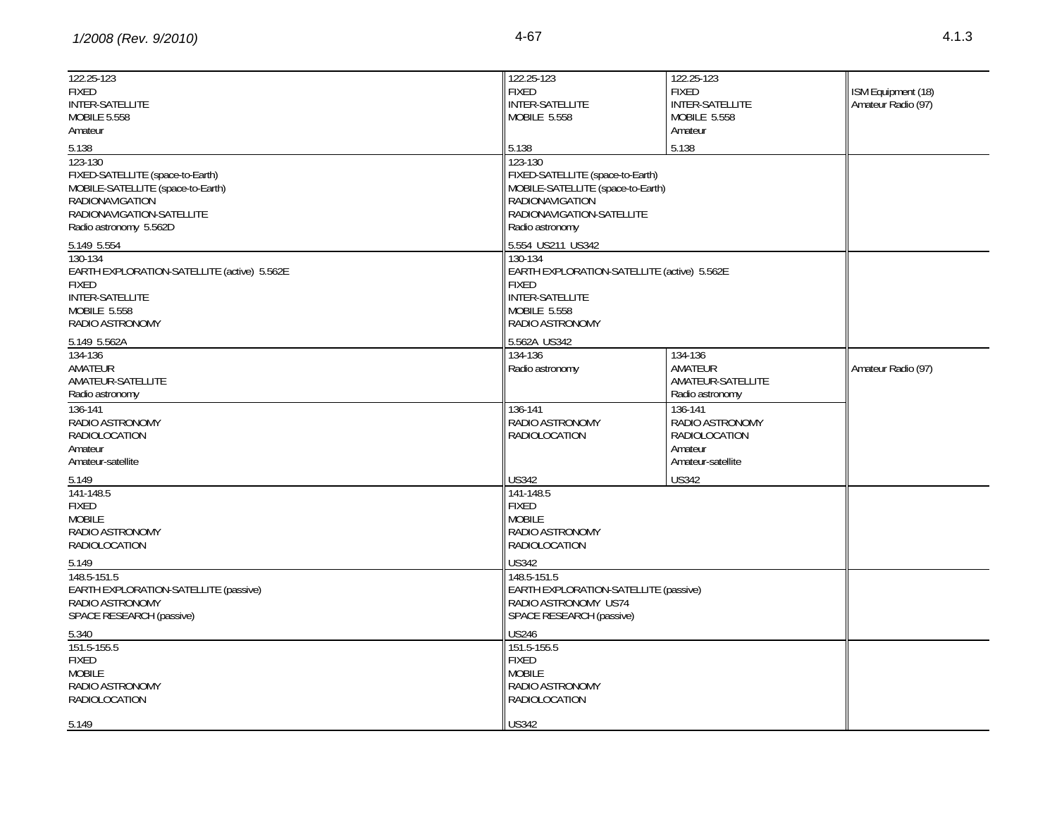| International Table | United States Table: Federal | United States Table: Non-Federal | FCC Rule Part(s) |
|---|---|---|---|
| 122.25-123<br>FIXED<br>INTER-SATELLITE<br>MOBILE 5.558<br>Amateur<br><br>5.138 | 122.25-123<br>FIXED<br>INTER-SATELLITE<br>MOBILE 5.558<br><br>5.138 | 122.25-123<br>FIXED<br>INTER-SATELLITE<br>MOBILE 5.558<br>Amateur<br><br>5.138 | ISM Equipment (18)<br>Amateur Radio (97) |
| 123-130<br>FIXED-SATELLITE (space-to-Earth)<br>MOBILE-SATELLITE (space-to-Earth)<br>RADIONAVIGATION<br>RADIONAVIGATION-SATELLITE<br>Radio astronomy 5.562D<br><br>5.149 5.554 | 123-130<br>FIXED-SATELLITE (space-to-Earth)<br>MOBILE-SATELLITE (space-to-Earth)<br>RADIONAVIGATION<br>RADIONAVIGATION-SATELLITE<br>Radio astronomy<br><br>5.554 US211 US342 | | |
| 130-134<br>EARTH EXPLORATION-SATELLITE (active) 5.562E<br>FIXED<br>INTER-SATELLITE<br>MOBILE 5.558<br>RADIO ASTRONOMY<br><br>5.149 5.562A | 130-134<br>EARTH EXPLORATION-SATELLITE (active) 5.562E<br>FIXED<br>INTER-SATELLITE<br>MOBILE 5.558<br>RADIO ASTRONOMY<br><br>5.562A US342 | | |
| 134-136<br>AMATEUR<br>AMATEUR-SATELLITE<br>Radio astronomy | 134-136<br>Radio astronomy | 134-136<br>AMATEUR<br>AMATEUR-SATELLITE<br>Radio astronomy | Amateur Radio (97) |
| 136-141<br>RADIO ASTRONOMY<br>RADIOLOCATION<br>Amateur<br>Amateur-satellite<br><br>5.149 | 136-141<br>RADIO ASTRONOMY<br>RADIOLOCATION<br><br>US342 | 136-141<br>RADIO ASTRONOMY<br>RADIOLOCATION<br>Amateur<br>Amateur-satellite<br><br>US342 | |
| 141-148.5<br>FIXED<br>MOBILE<br>RADIO ASTRONOMY<br>RADIOLOCATION<br><br>5.149 | 141-148.5<br>FIXED<br>MOBILE<br>RADIO ASTRONOMY<br>RADIOLOCATION<br><br>US342 | | |
| 148.5-151.5<br>EARTH EXPLORATION-SATELLITE (passive)<br>RADIO ASTRONOMY<br>SPACE RESEARCH (passive)<br><br>5.340 | 148.5-151.5<br>EARTH EXPLORATION-SATELLITE (passive)<br>RADIO ASTRONOMY US74<br>SPACE RESEARCH (passive)<br><br>US246 | | |
| 151.5-155.5<br>FIXED<br>MOBILE<br>RADIO ASTRONOMY<br>RADIOLOCATION<br><br>5.149 | 151.5-155.5<br>FIXED<br>MOBILE<br>RADIO ASTRONOMY<br>RADIOLOCATION<br><br>US342 | | |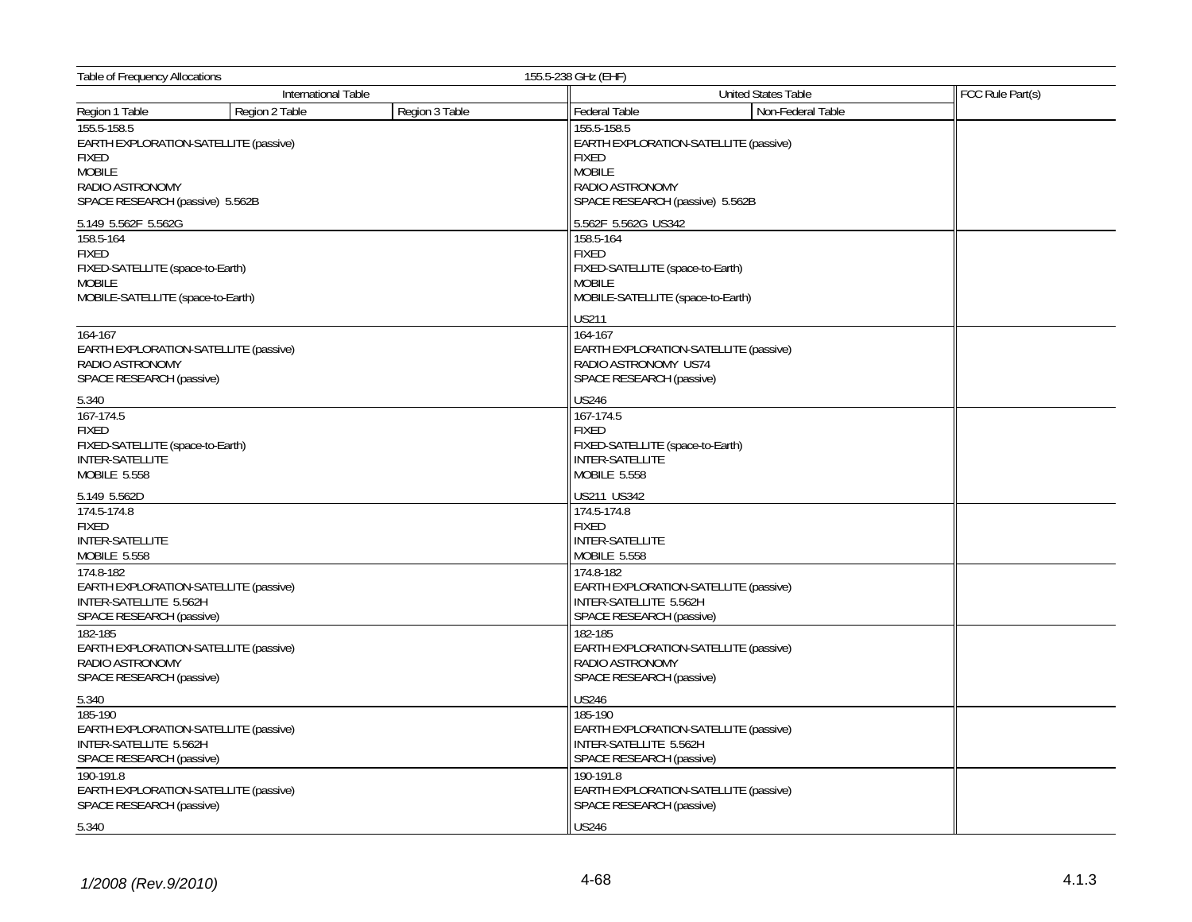Table of Frequency Allocations — 155.5-238 GHz (EHF)

| International Table | | | United States Table | | FCC Rule Part(s) |
|---|---|---|---|---|---|
| Region 1 Table | Region 2 Table | Region 3 Table | Federal Table | Non-Federal Table | |
| 155.5-158.5<br>EARTH EXPLORATION-SATELLITE (passive)<br>FIXED<br>MOBILE<br>RADIO ASTRONOMY<br>SPACE RESEARCH (passive) 5.562B<br><br>5.149 5.562F 5.562G | | | 155.5-158.5<br>EARTH EXPLORATION-SATELLITE (passive)<br>FIXED<br>MOBILE<br>RADIO ASTRONOMY<br>SPACE RESEARCH (passive) 5.562B<br><br>5.562F 5.562G US342 | | |
| 158.5-164<br>FIXED<br>FIXED-SATELLITE (space-to-Earth)<br>MOBILE<br>MOBILE-SATELLITE (space-to-Earth) | | | 158.5-164<br>FIXED<br>FIXED-SATELLITE (space-to-Earth)<br>MOBILE<br>MOBILE-SATELLITE (space-to-Earth)<br><br>US211 | | |
| 164-167<br>EARTH EXPLORATION-SATELLITE (passive)<br>RADIO ASTRONOMY<br>SPACE RESEARCH (passive)<br><br>5.340 | | | 164-167<br>EARTH EXPLORATION-SATELLITE (passive)<br>RADIO ASTRONOMY US74<br>SPACE RESEARCH (passive)<br><br>US246 | | |
| 167-174.5<br>FIXED<br>FIXED-SATELLITE (space-to-Earth)<br>INTER-SATELLITE<br>MOBILE 5.558<br><br>5.149 5.562D | | | 167-174.5<br>FIXED<br>FIXED-SATELLITE (space-to-Earth)<br>INTER-SATELLITE<br>MOBILE 5.558<br><br>US211 US342 | | |
| 174.5-174.8<br>FIXED<br>INTER-SATELLITE<br>MOBILE 5.558 | | | 174.5-174.8<br>FIXED<br>INTER-SATELLITE<br>MOBILE 5.558 | | |
| 174.8-182<br>EARTH EXPLORATION-SATELLITE (passive)<br>INTER-SATELLITE 5.562H<br>SPACE RESEARCH (passive) | | | 174.8-182<br>EARTH EXPLORATION-SATELLITE (passive)<br>INTER-SATELLITE 5.562H<br>SPACE RESEARCH (passive) | | |
| 182-185<br>EARTH EXPLORATION-SATELLITE (passive)<br>RADIO ASTRONOMY<br>SPACE RESEARCH (passive)<br><br>5.340 | | | 182-185<br>EARTH EXPLORATION-SATELLITE (passive)<br>RADIO ASTRONOMY<br>SPACE RESEARCH (passive)<br><br>US246 | | |
| 185-190<br>EARTH EXPLORATION-SATELLITE (passive)<br>INTER-SATELLITE 5.562H<br>SPACE RESEARCH (passive) | | | 185-190<br>EARTH EXPLORATION-SATELLITE (passive)<br>INTER-SATELLITE 5.562H<br>SPACE RESEARCH (passive) | | |
| 190-191.8<br>EARTH EXPLORATION-SATELLITE (passive)<br>SPACE RESEARCH (passive)<br><br>5.340 | | | 190-191.8<br>EARTH EXPLORATION-SATELLITE (passive)<br>SPACE RESEARCH (passive)<br><br>US246 | | |

*1/2008 (Rev.9/2010)*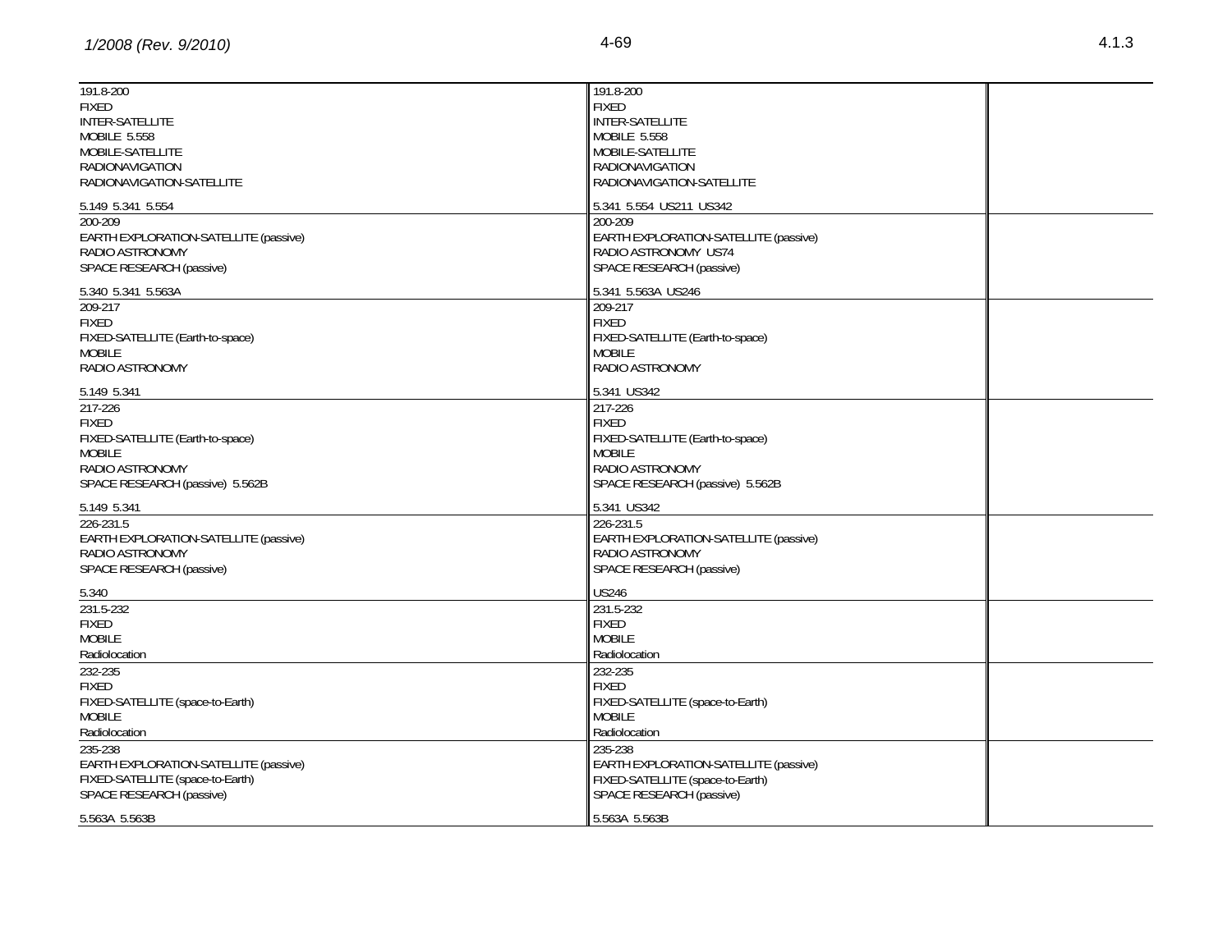| | | |
|---|---|---|
| 191.8-200<br>FIXED<br>INTER-SATELLITE<br>MOBILE 5.558<br>MOBILE-SATELLITE<br>RADIONAVIGATION<br>RADIONAVIGATION-SATELLITE<br><br>5.149 5.341 5.554 | 191.8-200<br>FIXED<br>INTER-SATELLITE<br>MOBILE 5.558<br>MOBILE-SATELLITE<br>RADIONAVIGATION<br>RADIONAVIGATION-SATELLITE<br><br>5.341 5.554 US211 US342 | |
| 200-209<br>EARTH EXPLORATION-SATELLITE (passive)<br>RADIO ASTRONOMY<br>SPACE RESEARCH (passive)<br><br>5.340 5.341 5.563A | 200-209<br>EARTH EXPLORATION-SATELLITE (passive)<br>RADIO ASTRONOMY US74<br>SPACE RESEARCH (passive)<br><br>5.341 5.563A US246 | |
| 209-217<br>FIXED<br>FIXED-SATELLITE (Earth-to-space)<br>MOBILE<br>RADIO ASTRONOMY<br><br>5.149 5.341 | 209-217<br>FIXED<br>FIXED-SATELLITE (Earth-to-space)<br>MOBILE<br>RADIO ASTRONOMY<br><br>5.341 US342 | |
| 217-226<br>FIXED<br>FIXED-SATELLITE (Earth-to-space)<br>MOBILE<br>RADIO ASTRONOMY<br>SPACE RESEARCH (passive) 5.562B<br><br>5.149 5.341 | 217-226<br>FIXED<br>FIXED-SATELLITE (Earth-to-space)<br>MOBILE<br>RADIO ASTRONOMY<br>SPACE RESEARCH (passive) 5.562B<br><br>5.341 US342 | |
| 226-231.5<br>EARTH EXPLORATION-SATELLITE (passive)<br>RADIO ASTRONOMY<br>SPACE RESEARCH (passive)<br><br>5.340 | 226-231.5<br>EARTH EXPLORATION-SATELLITE (passive)<br>RADIO ASTRONOMY<br>SPACE RESEARCH (passive)<br><br>US246 | |
| 231.5-232<br>FIXED<br>MOBILE<br>Radiolocation | 231.5-232<br>FIXED<br>MOBILE<br>Radiolocation | |
| 232-235<br>FIXED<br>FIXED-SATELLITE (space-to-Earth)<br>MOBILE<br>Radiolocation | 232-235<br>FIXED<br>FIXED-SATELLITE (space-to-Earth)<br>MOBILE<br>Radiolocation | |
| 235-238<br>EARTH EXPLORATION-SATELLITE (passive)<br>FIXED-SATELLITE (space-to-Earth)<br>SPACE RESEARCH (passive)<br><br>5.563A 5.563B | 235-238<br>EARTH EXPLORATION-SATELLITE (passive)<br>FIXED-SATELLITE (space-to-Earth)<br>SPACE RESEARCH (passive)<br><br>5.563A 5.563B | |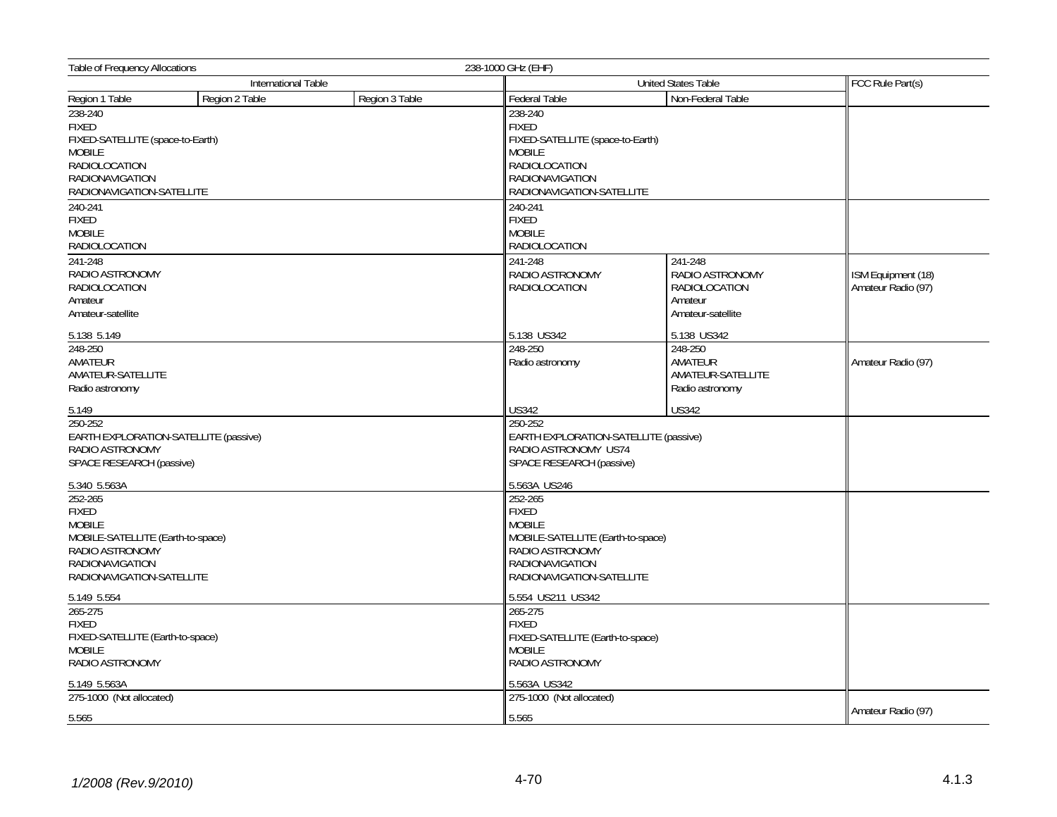Table of Frequency Allocations — 238-1000 GHz (EHF)

| International Table | | | United States Table | | FCC Rule Part(s) |
|---|---|---|---|---|---|
| Region 1 Table | Region 2 Table | Region 3 Table | Federal Table | Non-Federal Table | |
| 238-240<br>FIXED<br>FIXED-SATELLITE (space-to-Earth)<br>MOBILE<br>RADIOLOCATION<br>RADIONAVIGATION<br>RADIONAVIGATION-SATELLITE | | | 238-240<br>FIXED<br>FIXED-SATELLITE (space-to-Earth)<br>MOBILE<br>RADIOLOCATION<br>RADIONAVIGATION<br>RADIONAVIGATION-SATELLITE | | |
| 240-241<br>FIXED<br>MOBILE<br>RADIOLOCATION | | | 240-241<br>FIXED<br>MOBILE<br>RADIOLOCATION | | |
| 241-248<br>RADIO ASTRONOMY<br>RADIOLOCATION<br>Amateur<br>Amateur-satellite<br><br>5.138 5.149 | | | 241-248<br>RADIO ASTRONOMY<br>RADIOLOCATION<br><br>5.138 US342 | 241-248<br>RADIO ASTRONOMY<br>RADIOLOCATION<br>Amateur<br>Amateur-satellite<br><br>5.138 US342 | ISM Equipment (18)<br>Amateur Radio (97) |
| 248-250<br>AMATEUR<br>AMATEUR-SATELLITE<br>Radio astronomy<br><br>5.149 | | | 248-250<br>Radio astronomy<br><br>US342 | 248-250<br>AMATEUR<br>AMATEUR-SATELLITE<br>Radio astronomy<br><br>US342 | Amateur Radio (97) |
| 250-252<br>EARTH EXPLORATION-SATELLITE (passive)<br>RADIO ASTRONOMY<br>SPACE RESEARCH (passive)<br><br>5.340 5.563A | | | 250-252<br>EARTH EXPLORATION-SATELLITE (passive)<br>RADIO ASTRONOMY US74<br>SPACE RESEARCH (passive)<br><br>5.563A US246 | | |
| 252-265<br>FIXED<br>MOBILE<br>MOBILE-SATELLITE (Earth-to-space)<br>RADIO ASTRONOMY<br>RADIONAVIGATION<br>RADIONAVIGATION-SATELLITE<br><br>5.149 5.554 | | | 252-265<br>FIXED<br>MOBILE<br>MOBILE-SATELLITE (Earth-to-space)<br>RADIO ASTRONOMY<br>RADIONAVIGATION<br>RADIONAVIGATION-SATELLITE<br><br>5.554 US211 US342 | | |
| 265-275<br>FIXED<br>FIXED-SATELLITE (Earth-to-space)<br>MOBILE<br>RADIO ASTRONOMY<br><br>5.149 5.563A | | | 265-275<br>FIXED<br>FIXED-SATELLITE (Earth-to-space)<br>MOBILE<br>RADIO ASTRONOMY<br><br>5.563A US342 | | |
| 275-1000 (Not allocated)<br><br>5.565 | | | 275-1000 (Not allocated)<br><br>5.565 | | Amateur Radio (97) |

1/2008 (Rev.9/2010)